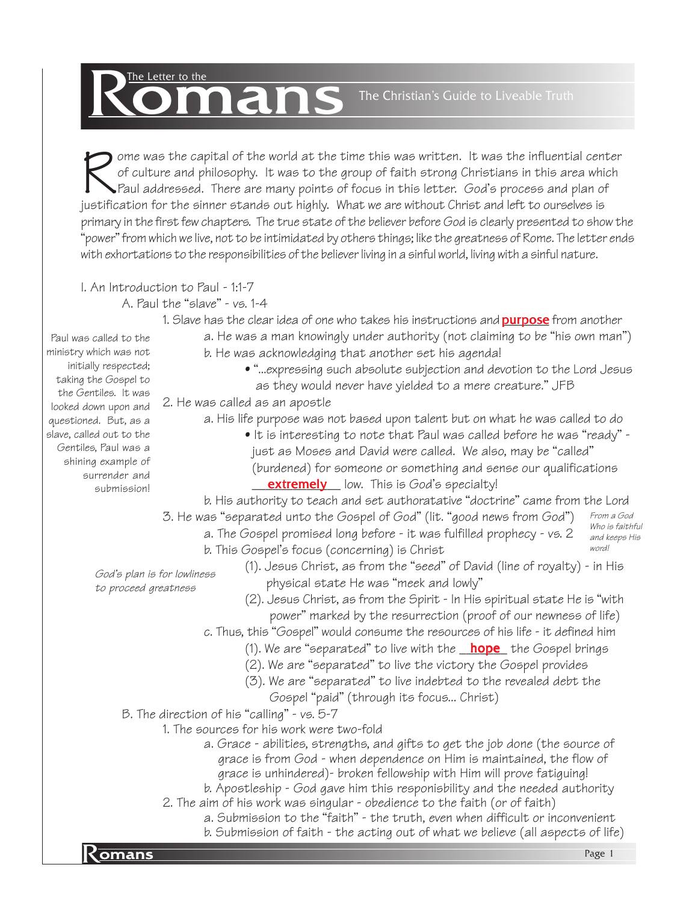# The Letter to the Romans

## The Christian's Guide to Liveable Truth

Rome was the capital of the world at the time this was written. It was the influential center of culture and philosophy. It was to the group of faith strong Christians in this area which Paul addressed. There are many points of focus in this letter. God's process and plan of justification for the sinner stands out highly. What we are without Christ and left to ourselves is primary in the first few chapters. The true state of the believer before God is clearly presented to show the "power" from which we live, not to be intimidated by others things; like the greatness of Rome. The letter ends with exhortations to the responsibilities of the believer living in a sinful world, living with a sinful nature.

I. An Introduction to Paul - 1:1-7

- A. Paul the "slave" - vs. 1-4
  1. Slave has the clear idea of one who takes his instructions and **purpose** from another
     - a. He was a man knowingly under authority (not claiming to be "his own man")
     - b. He was acknowledging that another set his agenda!
       - "...expressing such absolute subjection and devotion to the Lord Jesus as they would never have yielded to a mere creature." JFB
  2. He was called as an apostle
     - a. His life purpose was not based upon talent but on what he was called to do
       - It is interesting to note that Paul was called before he was "ready" - just as Moses and David were called. We also, may be "called" (burdened) for someone or something and sense our qualifications **extremely** low. This is God's specialty!
     - b. His authority to teach and set authoratative "doctrine" came from the Lord
  3. He was "separated unto the Gospel of God" (lit. "good news from God")
     - a. The Gospel promised long before - it was fulfilled prophecy - vs. 2
     - b. This Gospel's focus (concerning) is Christ
       - (1). Jesus Christ, as from the "seed" of David (line of royalty) - in His physical state He was "meek and lowly"
       - (2). Jesus Christ, as from the Spirit - In His spiritual state He is "with power" marked by the resurrection (proof of our newness of life)
     - c. Thus, this "Gospel" would consume the resources of his life - it defined him
       - (1). We are "separated" to live with the **hope** the Gospel brings
       - (2). We are "separated" to live the victory the Gospel provides
       - (3). We are "separated" to live indebted to the revealed debt the Gospel "paid" (through its focus... Christ)

*Paul was called to the ministry which was not initially respected; taking the Gospel to the Gentiles. It was looked down upon and questioned. But, as a slave, called out to the Gentiles, Paul was a shining example of surrender and submission!*

*From a God Who is faithful and keeps His word!*

*God's plan is for lowliness to proceed greatness*

- B. The direction of his "calling" - vs. 5-7
  1. The sources for his work were two-fold
     - a. Grace - abilities, strengths, and gifts to get the job done (the source of grace is from God - when dependence on Him is maintained, the flow of grace is unhindered)- broken fellowship with Him will prove fatiguing!
     - b. Apostleship - God gave him this responisbility and the needed authority
  2. The aim of his work was singular - obedience to the faith (or of faith)
     - a. Submission to the "faith" - the truth, even when difficult or inconvenient
     - b. Submission of faith - the acting out of what we believe (all aspects of life)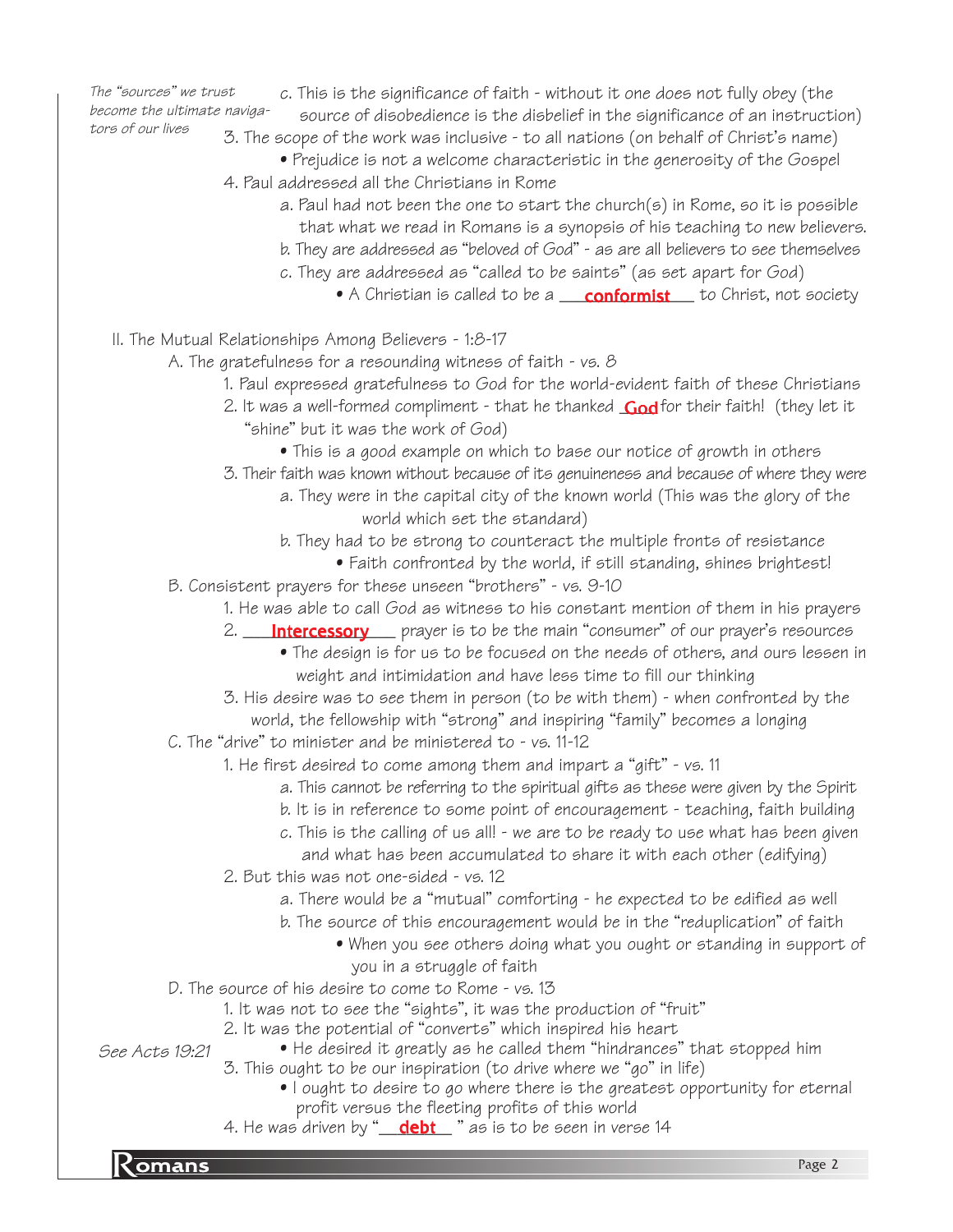*The "sources" we trust become the ultimate navigators of our lives*

c. This is the significance of faith - without it one does not fully obey (the source of disobedience is the disbelief in the significance of an instruction)

3. The scope of the work was inclusive - to all nations (on behalf of Christ's name)
   - Prejudice is not a welcome characteristic in the generosity of the Gospel
4. Paul addressed all the Christians in Rome
   - a. Paul had not been the one to start the church(s) in Rome, so it is possible that what we read in Romans is a synopsis of his teaching to new believers.
   - b. They are addressed as "beloved of God" - as are all believers to see themselves
   - c. They are addressed as "called to be saints" (as set apart for God)
     - A Christian is called to be a **conformist** to Christ, not society

II. The Mutual Relationships Among Believers - 1:8-17

A. The gratefulness for a resounding witness of faith - vs. 8

1. Paul expressed gratefulness to God for the world-evident faith of these Christians
2. It was a well-formed compliment - that he thanked **God** for their faith! (they let it "shine" but it was the work of God)
   - This is a good example on which to base our notice of growth in others
3. Their faith was known without because of its genuineness and because of where they were
   - a. They were in the capital city of the known world (This was the glory of the world which set the standard)
   - b. They had to be strong to counteract the multiple fronts of resistance
     - Faith confronted by the world, if still standing, shines brightest!

B. Consistent prayers for these unseen "brothers" - vs. 9-10

1. He was able to call God as witness to his constant mention of them in his prayers
2. **Intercessory** prayer is to be the main "consumer" of our prayer's resources
   - The design is for us to be focused on the needs of others, and ours lessen in weight and intimidation and have less time to fill our thinking
3. His desire was to see them in person (to be with them) - when confronted by the world, the fellowship with "strong" and inspiring "family" becomes a longing

C. The "drive" to minister and be ministered to - vs. 11-12

1. He first desired to come among them and impart a "gift" - vs. 11
   - a. This cannot be referring to the spiritual gifts as these were given by the Spirit
   - b. It is in reference to some point of encouragement - teaching, faith building
   - c. This is the calling of us all! - we are to be ready to use what has been given and what has been accumulated to share it with each other (edifying)
2. But this was not one-sided - vs. 12
   - a. There would be a "mutual" comforting - he expected to be edified as well
   - b. The source of this encouragement would be in the "reduplication" of faith
     - When you see others doing what you ought or standing in support of you in a struggle of faith

D. The source of his desire to come to Rome - vs. 13

1. It was not to see the "sights", it was the production of "fruit"
2. It was the potential of "converts" which inspired his heart
   - He desired it greatly as he called them "hindrances" that stopped him *(See Acts 19:21)*
3. This ought to be our inspiration (to drive where we "go" in life)
   - I ought to desire to go where there is the greatest opportunity for eternal profit versus the fleeting profits of this world
4. He was driven by "**debt**" as is to be seen in verse 14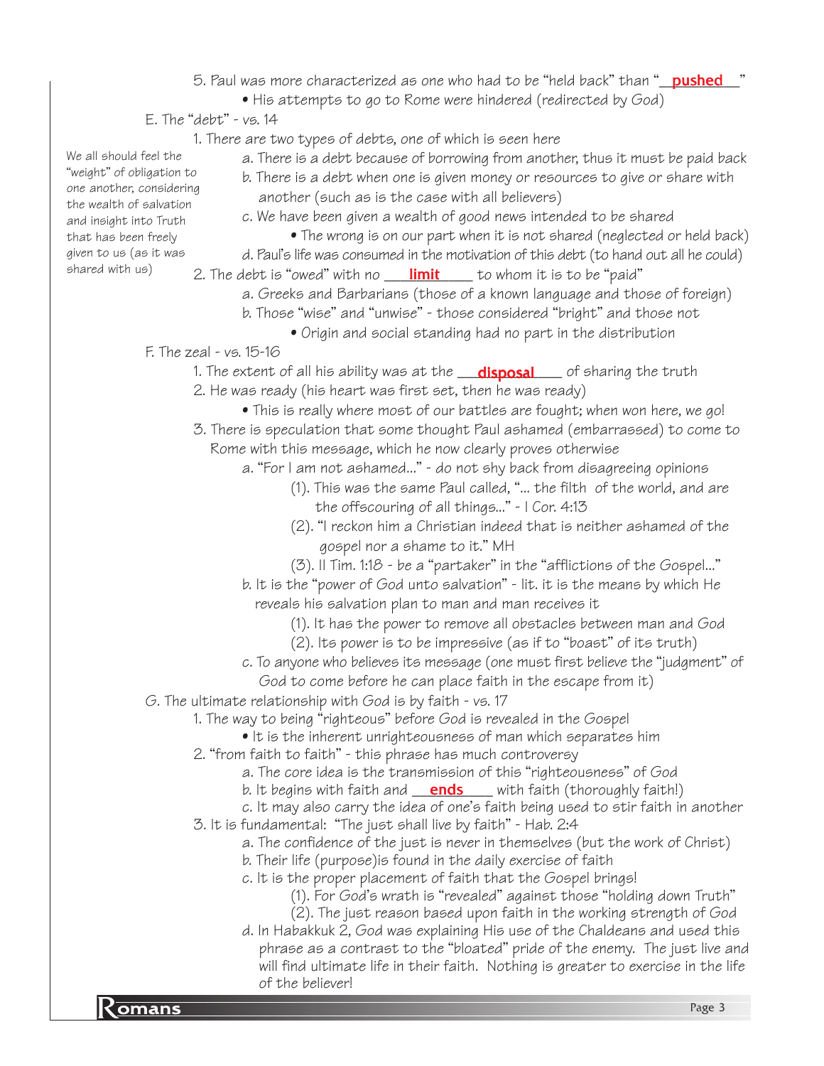5. Paul was more characterized as one who had to be "held back" than "**pushed**"
   - His attempts to go to Rome were hindered (redirected by God)

E. The "debt" - vs. 14

1. There are two types of debts, one of which is seen here
   a. There is a debt because of borrowing from another, thus it must be paid back
   b. There is a debt when one is given money or resources to give or share with another (such as is the case with all believers)
   c. We have been given a wealth of good news intended to be shared
      - The wrong is on our part when it is not shared (neglected or held back)
   d. Paul's life was consumed in the motivation of this debt (to hand out all he could)

*We all should feel the "weight" of obligation to one another, considering the wealth of salvation and insight into Truth that has been freely given to us (as it was shared with us)*

2. The debt is "owed" with no **limit** to whom it is to be "paid"
   a. Greeks and Barbarians (those of a known language and those of foreign)
   b. Those "wise" and "unwise" - those considered "bright" and those not
      - Origin and social standing had no part in the distribution

F. The zeal - vs. 15-16

1. The extent of all his ability was at the **disposal** of sharing the truth
2. He was ready (his heart was first set, then he was ready)
   - This is really where most of our battles are fought; when won here, we go!
3. There is speculation that some thought Paul ashamed (embarrassed) to come to Rome with this message, which he now clearly proves otherwise
   a. "For I am not ashamed..." - do not shy back from disagreeing opinions
      (1). This was the same Paul called, "... the filth of the world, and are the offscouring of all things..." - I Cor. 4:13
      (2). "I reckon him a Christian indeed that is neither ashamed of the gospel nor a shame to it." MH
      (3). II Tim. 1:18 - be a "partaker" in the "afflictions of the Gospel..."
   b. It is the "power of God unto salvation" - lit. it is the means by which He reveals his salvation plan to man and man receives it
      (1). It has the power to remove all obstacles between man and God
      (2). Its power is to be impressive (as if to "boast" of its truth)
   c. To anyone who believes its message (one must first believe the "judgment" of God to come before he can place faith in the escape from it)

G. The ultimate relationship with God is by faith - vs. 17

1. The way to being "righteous" before God is revealed in the Gospel
   - It is the inherent unrighteousness of man which separates him
2. "from faith to faith" - this phrase has much controversy
   a. The core idea is the transmission of this "righteousness" of God
   b. It begins with faith and **ends** with faith (thoroughly faith!)
   c. It may also carry the idea of one's faith being used to stir faith in another
3. It is fundamental: "The just shall live by faith" - Hab. 2:4
   a. The confidence of the just is never in themselves (but the work of Christ)
   b. Their life (purpose)is found in the daily exercise of faith
   c. It is the proper placement of faith that the Gospel brings!
      (1). For God's wrath is "revealed" against those "holding down Truth"
      (2). The just reason based upon faith in the working strength of God
   d. In Habakkuk 2, God was explaining His use of the Chaldeans and used this phrase as a contrast to the "bloated" pride of the enemy. The just live and will find ultimate life in their faith. Nothing is greater to exercise in the life of the believer!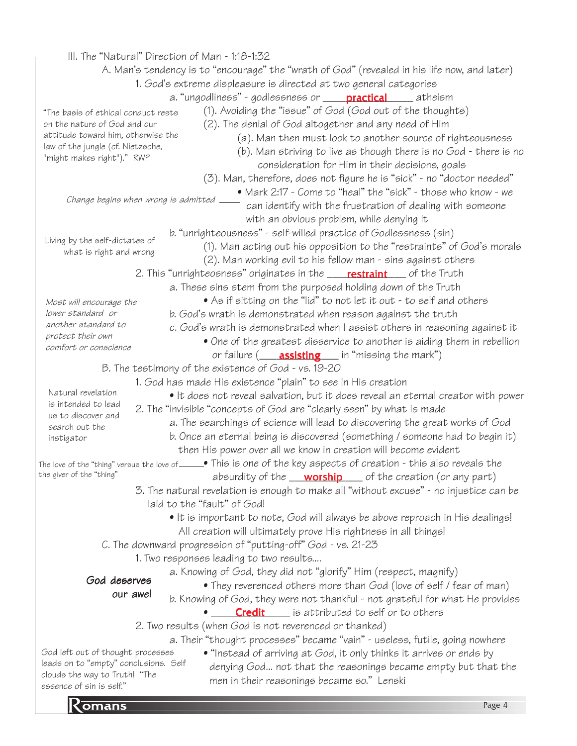III. The "Natural" Direction of Man - 1:18-1:32

A. Man's tendency is to "encourage" the "wrath of God" (revealed in his life now, and later)

1. God's extreme displeasure is directed at two general categories

a. "ungodliness" - godlessness or ____**practical**____ atheism

> "The basis of ethical conduct rests on the nature of God and our attitude toward him, otherwise the law of the jungle (cf. Nietzsche, "might makes right")." RWP

(1). Avoiding the "issue" of God (God out of the thoughts)

(2). The denial of God altogether and any need of Him

(a). Man then must look to another source of righteousness

(b). Man striving to live as though there is no God - there is no consideration for Him in their decisions, goals

(3). Man, therefore, does not figure he is "sick" - no "doctor needed"

> *Change begins when wrong is admitted*

• Mark 2:17 - Come to "heal" the "sick" - those who know - we can identify with the frustration of dealing with someone with an obvious problem, while denying it

b. "unrighteousness" - self-willed practice of Godlessness (sin)

> Living by the self-dictates of what is right and wrong

(1). Man acting out his opposition to the "restraints" of God's morals

(2). Man working evil to his fellow man - sins against others

2. This "unrighteosness" originates in the ____**restraint**____ of the Truth

a. These sins stem from the purposed holding down of the Truth

• As if sitting on the "lid" to not let it out - to self and others

> *Most will encourage the lower standard or another standard to protect their own comfort or conscience*

b. God's wrath is demonstrated when reason against the truth

c. God's wrath is demonstrated when I assist others in reasoning against it

• One of the greatest disservice to another is aiding them in rebellion or failure (____**assisting**____ in "missing the mark")

B. The testimony of the existence of God - vs. 19-20

1. God has made His existence "plain" to see in His creation

> Natural revelation is intended to lead us to discover and search out the instigator

• It does not reveal salvation, but it does reveal an eternal creator with power

2. The "invisible "concepts of God are "clearly seen" by what is made

a. The searchings of science will lead to discovering the great works of God

b. Once an eternal being is discovered (something / someone had to begin it) then His power over all we know in creation will become evident

> The love of the "thing" versus the love of the giver of the "thing"

• This is one of the key aspects of creation - this also reveals the absurdity of the ____**worship**____ of the creation (or any part)

3. The natural revelation is enough to make all "without excuse" - no injustice can be laid to the "fault" of God!

• It is important to note, God will always be above reproach in His dealings! All creation will ultimately prove His rightness in all things!

C. The downward progression of "putting-off" God - vs. 21-23

1. Two responses leading to two results....

> **God deserves our awe!**

a. Knowing of God, they did not "glorify" Him (respect, magnify)

• They reverenced others more than God (love of self / fear of man)

b. Knowing of God, they were not thankful - not grateful for what He provides

• ____**Credit**____ is attributed to self or to others

2. Two results (when God is not reverenced or thanked)

a. Their "thought processes" became "vain" - useless, futile, going nowhere

> God left out of thought processes leads on to "empty" conclusions. Self clouds the way to Truth! "The essence of sin is self."

• "Instead of arriving at God, it only thinks it arrives or ends by denying God... not that the reasonings became empty but that the men in their reasonings became so." Lenski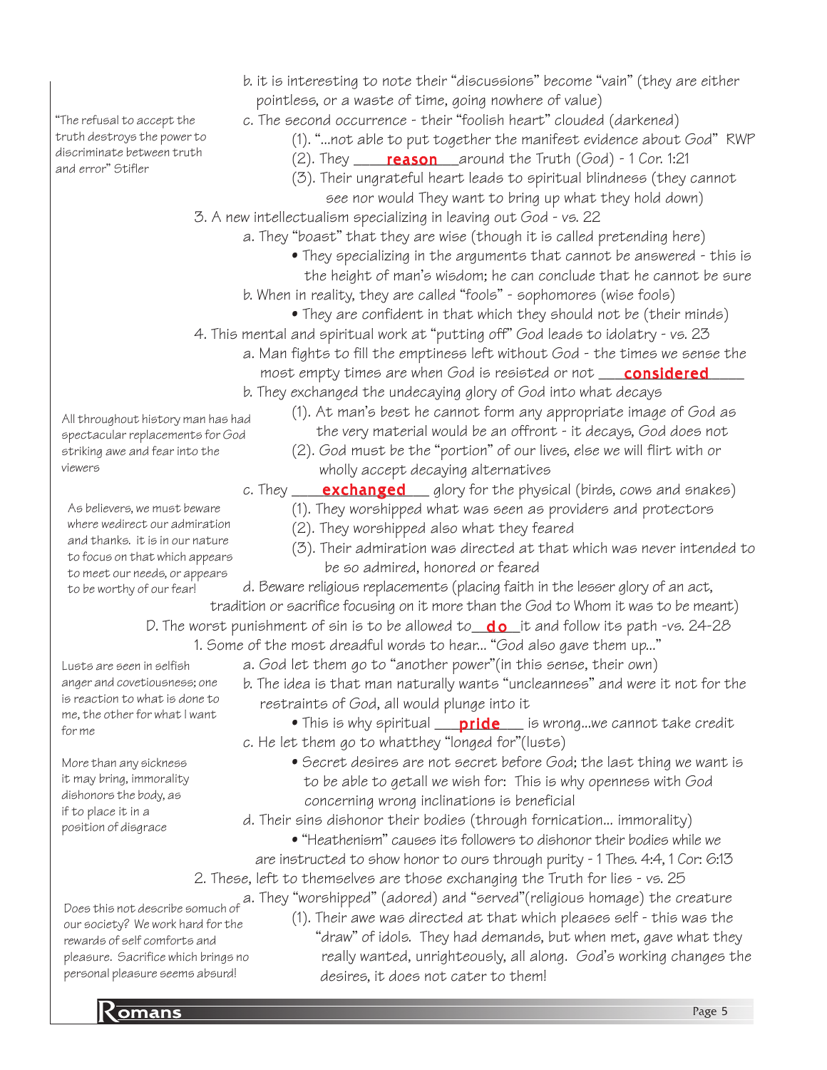b. it is interesting to note their "discussions" become "vain" (they are either pointless, or a waste of time, going nowhere of value)

c. The second occurrence - their "foolish heart" clouded (darkened)

> "The refusal to accept the truth destroys the power to discriminate between truth and error" Stifler

(1). "...not able to put together the manifest evidence about God" RWP

(2). They ____**reason**____around the Truth (God) - 1 Cor. 1:21

(3). Their ungrateful heart leads to spiritual blindness (they cannot see nor would They want to bring up what they hold down)

3. A new intellectualism specializing in leaving out God - vs. 22

a. They "boast" that they are wise (though it is called pretending here)

- They specializing in the arguments that cannot be answered - this is the height of man's wisdom; he can conclude that he cannot be sure

b. When in reality, they are called "fools" - sophomores (wise fools)

- They are confident in that which they should not be (their minds)

4. This mental and spiritual work at "putting off" God leads to idolatry - vs. 23

a. Man fights to fill the emptiness left without God - the times we sense the most empty times are when God is resisted or not ____**considered**____

b. They exchanged the undecaying glory of God into what decays

> All throughout history man has had spectacular replacements for God striking awe and fear into the viewers

(1). At man's best he cannot form any appropriate image of God as the very material would be an offront - it decays, God does not

(2). God must be the "portion" of our lives, else we will flirt with or wholly accept decaying alternatives

c. They ____**exchanged**____ glory for the physical (birds, cows and snakes)

> As believers, we must beware where wedirect our admiration and thanks. it is in our nature to focus on that which appears to meet our needs, or appears to be worthy of our fear!

(1). They worshipped what was seen as providers and protectors

(2). They worshipped also what they feared

(3). Their admiration was directed at that which was never intended to be so admired, honored or feared

d. Beware religious replacements (placing faith in the lesser glory of an act, tradition or sacrifice focusing on it more than the God to Whom it was to be meant)

D. The worst punishment of sin is to be allowed to__**do**__it and follow its path -vs. 24-28

1. Some of the most dreadful words to hear... "God also gave them up..."

a. God let them go to "another power"(in this sense, their own)

> Lusts are seen in selfish anger and covetiousness; one is reaction to what is done to me, the other for what I want for me

b. The idea is that man naturally wants "uncleanness" and were it not for the restraints of God, all would plunge into it

- This is why spiritual ____**pride**____ is wrong...we cannot take credit

c. He let them go to whatthey "longed for"(lusts)

> More than any sickness it may bring, immorality dishonors the body, as if to place it in a position of disgrace

- Secret desires are not secret before God; the last thing we want is to be able to getall we wish for: This is why openness with God concerning wrong inclinations is beneficial

d. Their sins dishonor their bodies (through fornication... immorality)

- "Heathenism" causes its followers to dishonor their bodies while we are instructed to show honor to ours through purity - 1 Thes. 4:4, 1 Cor: 6:13

2. These, left to themselves are those exchanging the Truth for lies - vs. 25

a. They "worshipped" (adored) and "served"(religious homage) the creature

> Does this not describe somuch of our society? We work hard for the rewards of self comforts and pleasure. Sacrifice which brings no personal pleasure seems absurd!

(1). Their awe was directed at that which pleases self - this was the "draw" of idols. They had demands, but when met, gave what they really wanted, unrighteously, all along. God's working changes the desires, it does not cater to them!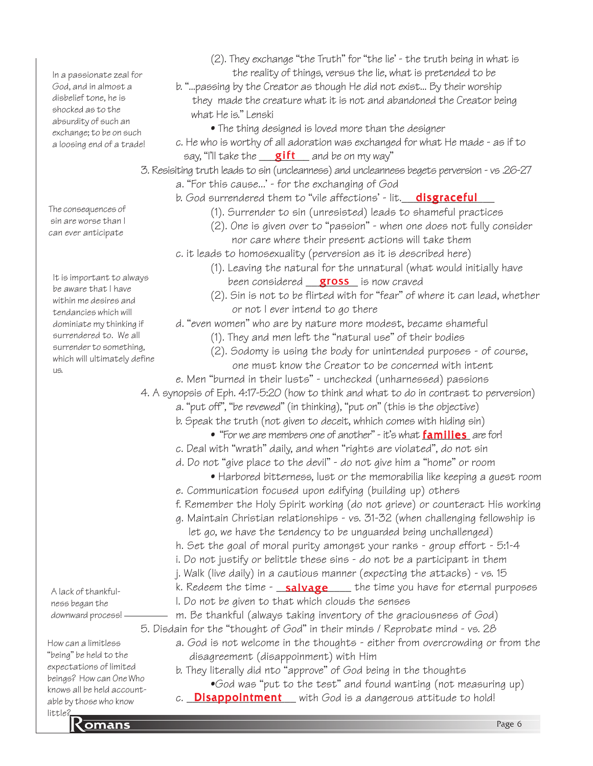(2). They exchange "the Truth" for "the lie' - the truth being in what is the reality of things, versus the lie, what is pretended to be

b. "...passing by the Creator as though He did not exist... By their worship they made the creature what it is not and abandoned the Creator being what He is." Lenski

- The thing designed is loved more than the designer

c. He who is worthy of all adoration was exchanged for what He made - as if to say, "I'll take the **gift** and be on my way"

> In a passionate zeal for God, and in almost a disbelief tone, he is shocked as to the absurdity of such an exchange; to be on such a loosing end of a trade!

3. Resisiting truth leads to sin (uncleanness) and uncleanness begets perversion - vs .26-27

a. "For this cause...' - for the exchanging of God

b. God surrendered them to "vile affections' - lit. **disgraceful**

(1). Surrender to sin (unresisted) leads to shameful practices

(2). One is given over to "passion" - when one does not fully consider nor care where their present actions will take them

> The consequences of sin are worse than I can ever anticipate

c. it leads to homosexuality (perversion as it is described here)

(1). Leaving the natural for the unnatural (what would initially have been considered **gross** is now craved

(2). Sin is not to be flirted with for "fear" of where it can lead, whether or not I ever intend to go there

d. "even women" who are by nature more modest, became shameful

(1). They and men left the "natural use" of their bodies

(2). Sodomy is using the body for unintended purposes - of course, one must know the Creator to be concerned with intent

e. Men "burned in their lusts" - unchecked (unharnessed) passions

> It is important to always be aware that I have within me desires and tendancies which will dominiate my thinking if surrendered to. We all surrender to something, which will ultimately define us.

4. A synopsis of Eph. 4:17-5:20 (how to think and what to do in contrast to perversion)

a. "put off", "be revewed" (in thinking), "put on" (this is the objective)

b. Speak the truth (not given to deceit, whhich comes with hiding sin)

- "For we are members one of another" - it's what **families** are for!

c. Deal with "wrath" daily, and when "rights are violated", do not sin

d. Do not "give place to the devil" - do not give him a "home" or room

- Harbored bitterness, lust or the memorabilia like keeping a guest room

e. Communication focused upon edifying (building up) others

f. Remember the Holy Spirit working (do not grieve) or counteract His working

g. Maintain Christian relationships - vs. 31-32 (when challenging fellowship is let go, we have the tendency to be unguarded being unchallenged)

h. Set the goal of moral purity amongst your ranks - group effort - 5:1-4

i. Do not justify or belittle these sins - do not be a participant in them

j. Walk (live daily) in a cautious manner (expecting the attacks) - vs. 15

k. Redeem the time - **salvage** the time you have for eternal purposes

l. Do not be given to that which clouds the senses

m. Be thankful (always taking inventory of the graciousness of God)

> A lack of thankfulness began the downward process!

5. Disdain for the "thought of God" in their minds / Reprobate mind - vs. 28

a. God is not welcome in the thoughts - either from overcrowding or from the disagreement (disappointment) with Him

b. They literally did nto "approve" of God being in the thoughts

- God was "put to the test" and found wanting (not measuring up)

c. **Disappointment** with God is a dangerous attitude to hold!

> How can a limitless "being" be held to the expectations of limited beings? How can One Who knows all be held accountable by those who know little?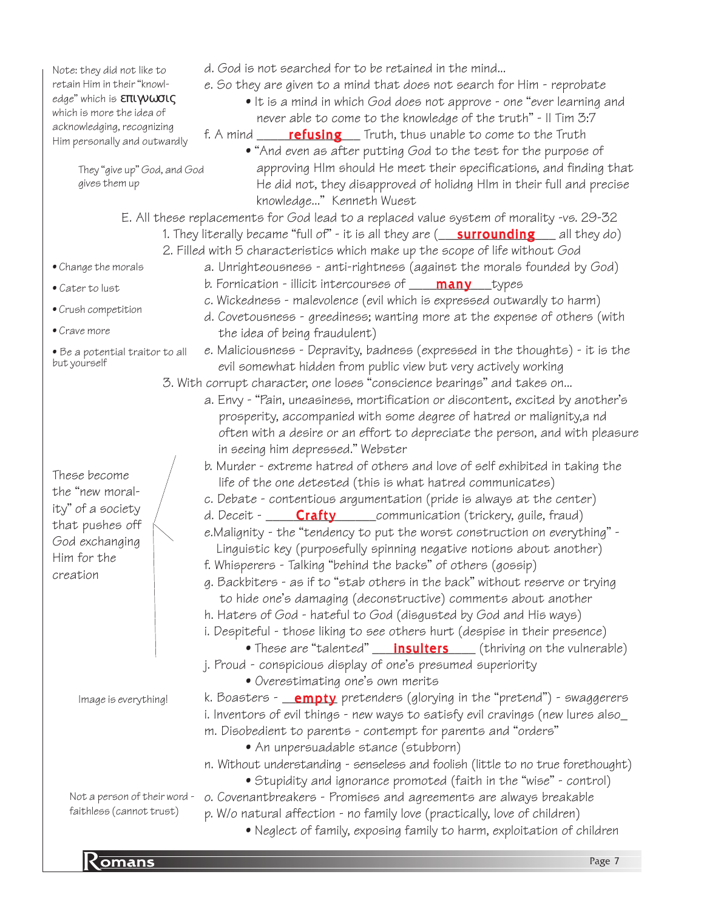Note: they did not like to retain Him in their "knowledge" which is επιγνωσις which is more the idea of acknowledging, recognizing Him personally and outwardly

d. God is not searched for to be retained in the mind...

e. So they are given to a mind that does not search for Him - reprobate

- It is a mind in which God does not approve - one "ever learning and never able to come to the knowledge of the truth" - II Tim 3:7

They "give up" God, and God gives them up

f. A mind **refusing** Truth, thus unable to come to the Truth

- "And even as after putting God to the test for the purpose of approving HIm should He meet their specifications, and finding that He did not, they disapproved of holidng HIm in their full and precise knowledge..." Kenneth Wuest

E. All these replacements for God lead to a replaced value system of morality -vs. 29-32

1. They literally became "full of" - it is all they are (**surrounding** all they do)

2. Filled with 5 characteristics which make up the scope of life without God

- Change the morals
- Cater to lust
- Crush competition
- Crave more
- Be a potential traitor to all but yourself

a. Unrighteousness - anti-rightness (against the morals founded by God)

b. Fornication - illicit intercourses of **many** types

c. Wickedness - malevolence (evil which is expressed outwardly to harm)

d. Covetousness - greediness; wanting more at the expense of others (with the idea of being fraudulent)

e. Maliciousness - Depravity, badness (expressed in the thoughts) - it is the evil somewhat hidden from public view but very actively working

3. With corrupt character, one loses "conscience bearings" and takes on...

These become the "new morality" of a society that pushes off God exchanging Him for the creation

a. Envy - "Pain, uneasiness, mortification or discontent, excited by another's prosperity, accompanied with some degree of hatred or malignity,a nd often with a desire or an effort to depreciate the person, and with pleasure in seeing him depressed." Webster

b. Murder - extreme hatred of others and love of self exhibited in taking the life of the one detested (this is what hatred communicates)

c. Debate - contentious argumentation (pride is always at the center)

d. Deceit - **Crafty** communication (trickery, guile, fraud)

e.Malignity - the "tendency to put the worst construction on everything" - Linguistic key (purposefully spinning negative notions about another)

f. Whisperers - Talking "behind the backs" of others (gossip)

g. Backbiters - as if to "stab others in the back" without reserve or trying to hide one's damaging (deconstructive) comments about another

h. Haters of God - hateful to God (disgusted by God and His ways)

i. Despiteful - those liking to see others hurt (despise in their presence)

- These are "talented" **insulters** (thriving on the vulnerable)

j. Proud - conspicious display of one's presumed superiority

- Overestimating one's own merits

Image is everything!

k. Boasters - **empty** pretenders (glorying in the "pretend") - swaggerers

i. Inventors of evil things - new ways to satisfy evil cravings (new lures also_

m. Disobedient to parents - contempt for parents and "orders"

- An unpersuadable stance (stubborn)

n. Without understanding - senseless and foolish (little to no true forethought)

- Stupidity and ignorance promoted (faith in the "wise" - control)

Not a person of their word - faithless (cannot trust)

o. Covenantbreakers - Promises and agreements are always breakable

p. W/o natural affection - no family love (practically, love of children)

- Neglect of family, exposing family to harm, exploitation of children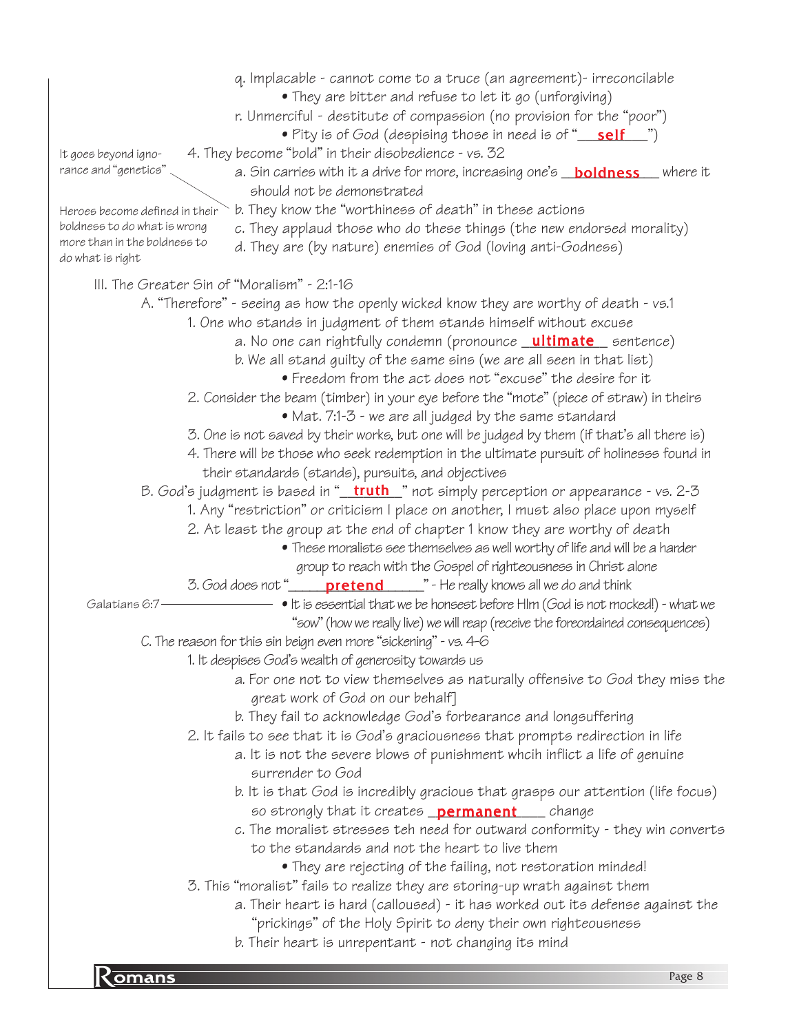q. Implacable - cannot come to a truce (an agreement)- irreconcilable

- They are bitter and refuse to let it go (unforgiving)

r. Unmerciful - destitute of compassion (no provision for the "poor")

- Pity is of God (despising those in need is of "**self**")

It goes beyond ignorance and "genetics"

4. They become "bold" in their disobedience - vs. 32

a. Sin carries with it a drive for more, increasing one's **boldness** where it should not be demonstrated

Heroes become defined in their boldness to do what is wrong more than in the boldness to do what is right

b. They know the "worthiness of death" in these actions

c. They applaud those who do these things (the new endorsed morality)

d. They are (by nature) enemies of God (loving anti-Godness)

III. The Greater Sin of "Moralism" - 2:1-16

A. "Therefore" - seeing as how the openly wicked know they are worthy of death - vs.1

1. One who stands in judgment of them stands himself without excuse

a. No one can rightfully condemn (pronounce **ultimate** sentence)

b. We all stand guilty of the same sins (we are all seen in that list)

- Freedom from the act does not "excuse" the desire for it

2. Consider the beam (timber) in your eye before the "mote" (piece of straw) in theirs

- Mat. 7:1-3 - we are all judged by the same standard

3. One is not saved by their works, but one will be judged by them (if that's all there is)

4. There will be those who seek redemption in the ultimate pursuit of holinesss found in their standards (stands), pursuits, and objectives

B. God's judgment is based in "**truth**" not simply perception or appearance - vs. 2-3

1. Any "restriction" or criticism I place on another, I must also place upon myself

2. At least the group at the end of chapter 1 know they are worthy of death

- These moralists see themselves as well worthy of life and will be a harder group to reach with the Gospel of righteousness in Christ alone

3. God does not "**pretend**" - He really knows all we do and think

Galatians 6:7

- It is essential that we be honsest before HIm (God is not mocked!) - what we "sow" (how we really live) we will reap (receive the foreordained consequences)

C. The reason for this sin beign even more "sickening" - vs. 4-6

1. It despises God's wealth of generosity towards us

a. For one not to view themselves as naturally offensive to God they miss the great work of God on our behalf]

b. They fail to acknowledge God's forbearance and longsuffering

2. It fails to see that it is God's graciousness that prompts redirection in life

a. It is not the severe blows of punishment whcih inflict a life of genuine surrender to God

b. It is that God is incredibly gracious that grasps our attention (life focus) so strongly that it creates **permanent** change

c. The moralist stresses teh need for outward conformity - they win converts to the standards and not the heart to live them

- They are rejecting of the failing, not restoration minded!

3. This "moralist" fails to realize they are storing-up wrath against them

a. Their heart is hard (calloused) - it has worked out its defense against the "prickings" of the Holy Spirit to deny their own righteousness

b. Their heart is unrepentant - not changing its mind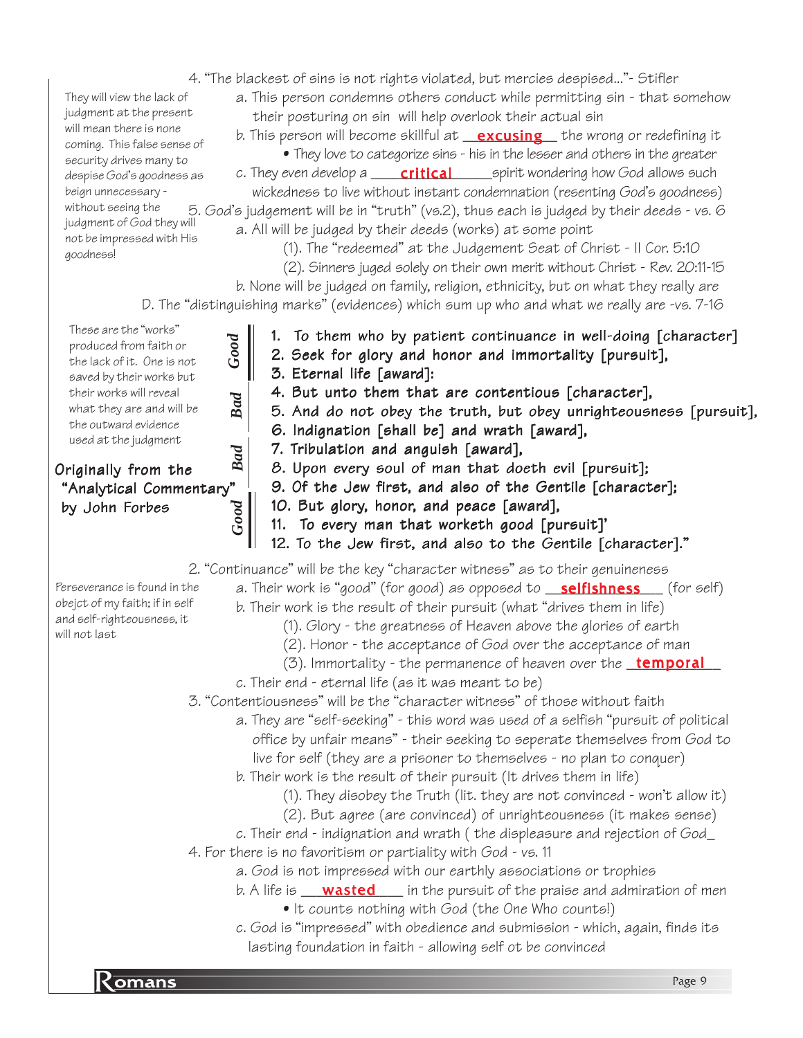4. "The blackest of sins is not rights violated, but mercies despised..."- Stifler

> They will view the lack of judgment at the present will mean there is none coming. This false sense of security drives many to despise God's goodness as beign unnecessary - without seeing the judgment of God they will not be impressed with His goodness!

   a. This person condemns others conduct while permitting sin - that somehow their posturing on sin will help overlook their actual sin
   b. This person will become skillful at __**excusing**__ the wrong or redefining it
      - They love to categorize sins - his in the lesser and others in the greater
   c. They even develop a ____**critical**_____spirit wondering how God allows such wickedness to live without instant condemnation (resenting God's goodness)

5. God's judgement will be in "truth" (vs.2), thus each is judged by their deeds - vs. 6
   a. All will be judged by their deeds (works) at some point
      (1). The "redeemed" at the Judgement Seat of Christ - II Cor. 5:10
      (2). Sinners juged solely on their own merit without Christ - Rev. 20:11-15
   b. None will be judged on family, religion, ethnicity, but on what they really are

D. The "distinguishing marks" (evidences) which sum up who and what we really are -vs. 7-16

> These are the "works" produced from faith or the lack of it. One is not saved by their works but their works will reveal what they are and will be the outward evidence used at the judgment

**Originally from the "Analytical Commentary" by John Forbes**

| | |
|---|---|
| *Good* | 1. To them who by patient continuance in well-doing [character] |
| | 2. Seek for glory and honor and immortality [pursuit], |
| | 3. Eternal life [award]: |
| *Bad* | 4. But unto them that are contentious [character], |
| | 5. And do not obey the truth, but obey unrighteousness [pursuit], |
| | 6. Indignation [shall be] and wrath [award], |
| *Bad* | 7. Tribulation and anguish [award], |
| | 8. Upon every soul of man that doeth evil [pursuit]; |
| | 9. Of the Jew first, and also of the Gentile [character]; |
| *Good* | 10. But glory, honor, and peace [award], |
| | 11. To every man that worketh good [pursuit]' |
| | 12. To the Jew first, and also to the Gentile [character]." |

2. "Continuance" will be the key "character witness" as to their genuineness

> Perseverance is found in the obejct of my faith; if in self and self-righteousness, it will not last

   a. Their work is "good" (for good) as opposed to __**selfishness**___ (for self)
   b. Their work is the result of their pursuit (what "drives them in life)
      (1). Glory - the greatness of Heaven above the glories of earth
      (2). Honor - the acceptance of God over the acceptance of man
      (3). Immortality - the permanence of heaven over the __**temporal**__
   c. Their end - eternal life (as it was meant to be)

3. "Contentiousness" will be the "character witness" of those without faith
   a. They are "self-seeking" - this word was used of a selfish "pursuit of political office by unfair means" - their seeking to seperate themselves from God to live for self (they are a prisoner to themselves - no plan to conquer)
   b. Their work is the result of their pursuit (It drives them in life)
      (1). They disobey the Truth (lit. they are not convinced - won't allow it)
      (2). But agree (are convinced) of unrighteousness (it makes sense)
   c. Their end - indignation and wrath ( the displeasure and rejection of God_

4. For there is no favoritism or partiality with God - vs. 11
   a. God is not impressed with our earthly associations or trophies
   b. A life is __**wasted**___ in the pursuit of the praise and admiration of men
      - It counts nothing with God (the One Who counts!)
   c. God is "impressed" with obedience and submission - which, again, finds its lasting foundation in faith - allowing self ot be convinced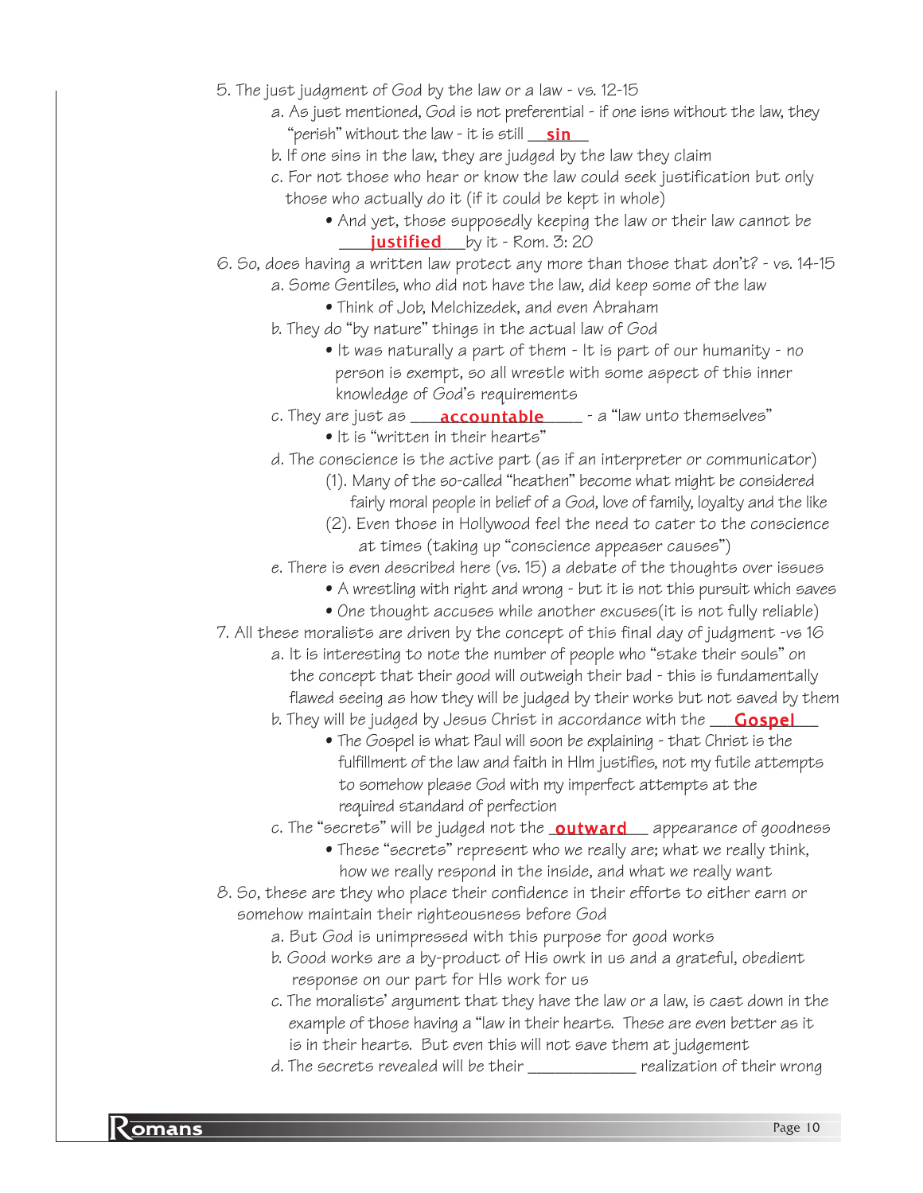5. The just judgment of God by the law or a law - vs. 12-15
   a. As just mentioned, God is not preferential - if one isns without the law, they "perish" without the law - it is still __**sin**__
   b. If one sins in the law, they are judged by the law they claim
   c. For not those who hear or know the law could seek justification but only those who actually do it (if it could be kept in whole)
      - And yet, those supposedly keeping the law or their law cannot be ___**justified**___by it - Rom. 3: 20
6. So, does having a written law protect any more than those that don't? - vs. 14-15
   a. Some Gentiles, who did not have the law, did keep some of the law
      - Think of Job, Melchizedek, and even Abraham
   b. They do "by nature" things in the actual law of God
      - It was naturally a part of them - It is part of our humanity - no person is exempt, so all wrestle with some aspect of this inner knowledge of God's requirements
   c. They are just as ___**accountable**___ - a "law unto themselves"
      - It is "written in their hearts"
   d. The conscience is the active part (as if an interpreter or communicator)
      (1). Many of the so-called "heathen" become what might be considered fairly moral people in belief of a God, love of family, loyalty and the like
      (2). Even those in Hollywood feel the need to cater to the conscience at times (taking up "conscience appeaser causes")
   e. There is even described here (vs. 15) a debate of the thoughts over issues
      - A wrestling with right and wrong - but it is not this pursuit which saves
      - One thought accuses while another excuses(it is not fully reliable)
7. All these moralists are driven by the concept of this final day of judgment -vs 16
   a. It is interesting to note the number of people who "stake their souls" on the concept that their good will outweigh their bad - this is fundamentally flawed seeing as how they will be judged by their works but not saved by them
   b. They will be judged by Jesus Christ in accordance with the ___**Gospel**___
      - The Gospel is what Paul will soon be explaining - that Christ is the fulfillment of the law and faith in HIm justifies, not my futile attempts to somehow please God with my imperfect attempts at the required standard of perfection
   c. The "secrets" will be judged not the __**outward**__ appearance of goodness
      - These "secrets" represent who we really are; what we really think, how we really respond in the inside, and what we really want
8. So, these are they who place their confidence in their efforts to either earn or somehow maintain their righteousness before God
   a. But God is unimpressed with this purpose for good works
   b. Good works are a by-product of His owrk in us and a grateful, obedient response on our part for HIs work for us
   c. The moralists' argument that they have the law or a law, is cast down in the example of those having a "law in their hearts. These are even better as it is in their hearts. But even this will not save them at judgement
   d. The secrets revealed will be their ____________ realization of their wrong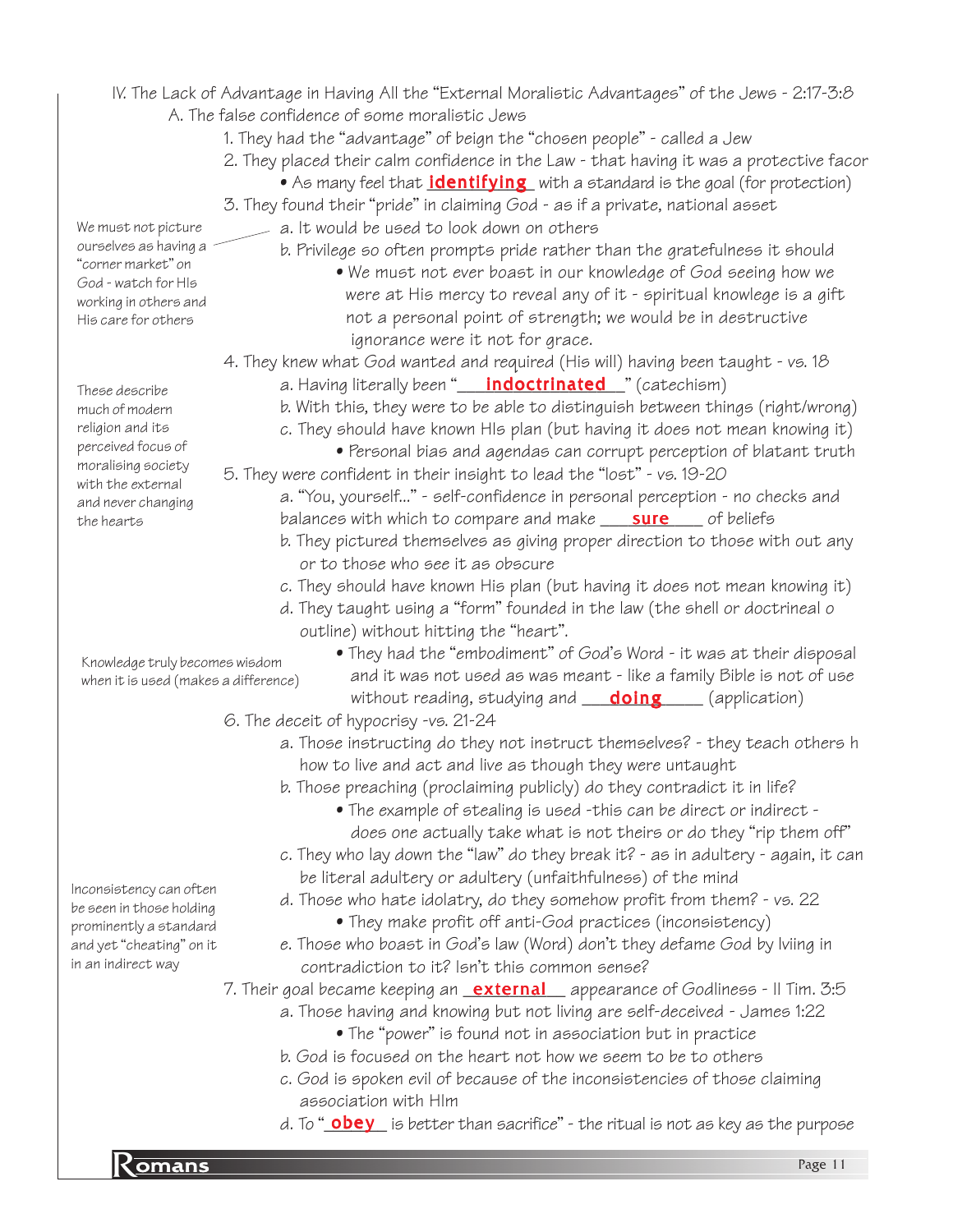IV. The Lack of Advantage in Having All the "External Moralistic Advantages" of the Jews - 2:17-3:8

A. The false confidence of some moralistic Jews

1. They had the "advantage" of beign the "chosen people" - called a Jew
2. They placed their calm confidence in the Law - that having it was a protective facor
   - As many feel that **identifying** with a standard is the goal (for protection)
3. They found their "pride" in claiming God - as if a private, national asset
   - a. It would be used to look down on others
   - b. Privilege so often prompts pride rather than the gratefulness it should
     - We must not ever boast in our knowledge of God seeing how we were at His mercy to reveal any of it - spiritual knowlege is a gift not a personal point of strength; we would be in destructive ignorance were it not for grace.

*We must not picture ourselves as having a "corner market" on God - watch for His working in others and His care for others*

4. They knew what God wanted and required (His will) having been taught - vs. 18
   - a. Having literally been "**indoctrinated**" (catechism)
   - b. With this, they were to be able to distinguish between things (right/wrong)
   - c. They should have known His plan (but having it does not mean knowing it)
     - Personal bias and agendas can corrupt perception of blatant truth
5. They were confident in their insight to lead the "lost" - vs. 19-20
   - a. "You, yourself..." - self-confidence in personal perception - no checks and balances with which to compare and make **sure** of beliefs
   - b. They pictured themselves as giving proper direction to those with out any or to those who see it as obscure
   - c. They should have known His plan (but having it does not mean knowing it)
   - d. They taught using a "form" founded in the law (the shell or doctrineal o outline) without hitting the "heart".
     - They had the "embodiment" of God's Word - it was at their disposal and it was not used as was meant - like a family Bible is not of use without reading, studying and **doing** (application)

*These describe much of modern religion and its perceived focus of moralising society with the external and never changing the hearts*

*Knowledge truly becomes wisdom when it is used (makes a difference)*

6. The deceit of hypocrisy -vs. 21-24
   - a. Those instructing do they not instruct themselves? - they teach others h how to live and act and live as though they were untaught
   - b. Those preaching (proclaiming publicly) do they contradict it in life?
     - The example of stealing is used -this can be direct or indirect - does one actually take what is not theirs or do they "rip them off"
   - c. They who lay down the "law" do they break it? - as in adultery - again, it can be literal adultery or adultery (unfaithfulness) of the mind
   - d. Those who hate idolatry, do they somehow profit from them? - vs. 22
     - They make profit off anti-God practices (inconsistency)
   - e. Those who boast in God's law (Word) don't they defame God by lviing in contradiction to it? Isn't this common sense?

*Inconsistency can often be seen in those holding prominently a standard and yet "cheating" on it in an indirect way*

7. Their goal became keeping an **external** appearance of Godliness - II Tim. 3:5
   - a. Those having and knowing but not living are self-deceived - James 1:22
     - The "power" is found not in association but in practice
   - b. God is focused on the heart not how we seem to be to others
   - c. God is spoken evil of because of the inconsistencies of those claiming association with HIm
   - d. To "**obey** is better than sacrifice" - the ritual is not as key as the purpose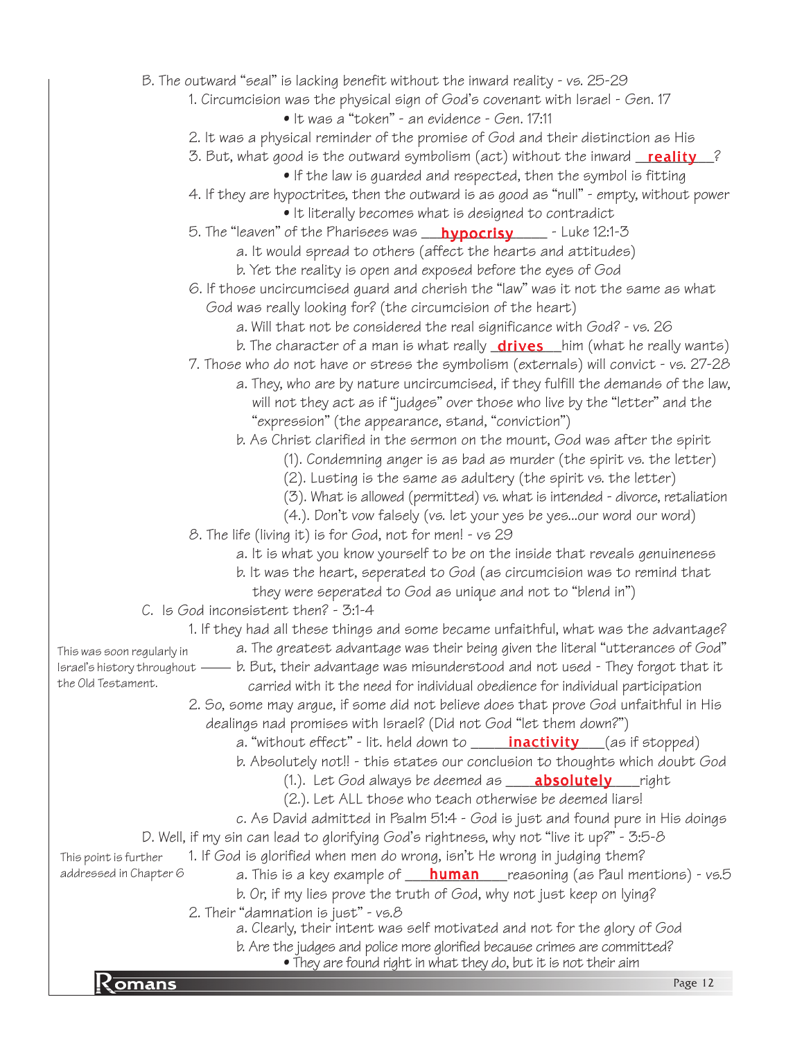B. The outward "seal" is lacking benefit without the inward reality - vs. 25-29

1. Circumcision was the physical sign of God's covenant with Israel - Gen. 17
    - It was a "token" - an evidence - Gen. 17:11
2. It was a physical reminder of the promise of God and their distinction as His
3. But, what good is the outward symbolism (act) without the inward **reality**?
    - If the law is guarded and respected, then the symbol is fitting
4. If they are hypoctrites, then the outward is as good as "null" - empty, without power
    - It literally becomes what is designed to contradict
5. The "leaven" of the Pharisees was **hypocrisy** - Luke 12:1-3
    a. It would spread to others (affect the hearts and attitudes)
    b. Yet the reality is open and exposed before the eyes of God
6. If those uncircumcised guard and cherish the "law" was it not the same as what God was really looking for? (the circumcision of the heart)
    a. Will that not be considered the real significance with God? - vs. 26
    b. The character of a man is what really **drives** him (what he really wants)
7. Those who do not have or stress the symbolism (externals) will convict - vs. 27-28
    a. They, who are by nature uncircumcised, if they fulfill the demands of the law, will not they act as if "judges" over those who live by the "letter" and the "expression" (the appearance, stand, "conviction")
    b. As Christ clarified in the sermon on the mount, God was after the spirit
        (1). Condemning anger is as bad as murder (the spirit vs. the letter)
        (2). Lusting is the same as adultery (the spirit vs. the letter)
        (3). What is allowed (permitted) vs. what is intended - divorce, retaliation
        (4.). Don't vow falsely (vs. let your yes be yes...our word our word)
8. The life (living it) is for God, not for men! - vs 29
    a. It is what you know yourself to be on the inside that reveals genuineness
    b. It was the heart, seperated to God (as circumcision was to remind that they were seperated to God as unique and not to "blend in")

C. Is God inconsistent then? - 3:1-4

1. If they had all these things and some became unfaithful, what was the advantage?
    a. The greatest advantage was their being given the literal "utterances of God"
    b. But, their advantage was misunderstood and not used - They forgot that it carried with it the need for individual obedience for individual participation

    *This was soon regularly in Israel's history throughout the Old Testament.*
2. So, some may argue, if some did not believe does that prove God unfaithful in His dealings nad promises with Israel? (Did not God "let them down?")
    a. "without effect" - lit. held down to **inactivity** (as if stopped)
    b. Absolutely not!! - this states our conclusion to thoughts which doubt God
        (1.). Let God always be deemed as **absolutely** right
        (2.). Let ALL those who teach otherwise be deemed liars!
    c. As David admitted in Psalm 51:4 - God is just and found pure in His doings

D. Well, if my sin can lead to glorifying God's rightness, why not "live it up?" - 3:5-8

*This point is further addressed in Chapter 6*

1. If God is glorified when men do wrong, isn't He wrong in judging them?
    a. This is a key example of **human** reasoning (as Paul mentions) - vs.5
    b. Or, if my lies prove the truth of God, why not just keep on lying?
2. Their "damnation is just" - vs.8
    a. Clearly, their intent was self motivated and not for the glory of God
    b. Are the judges and police more glorified because crimes are committed?
        - They are found right in what they do, but it is not their aim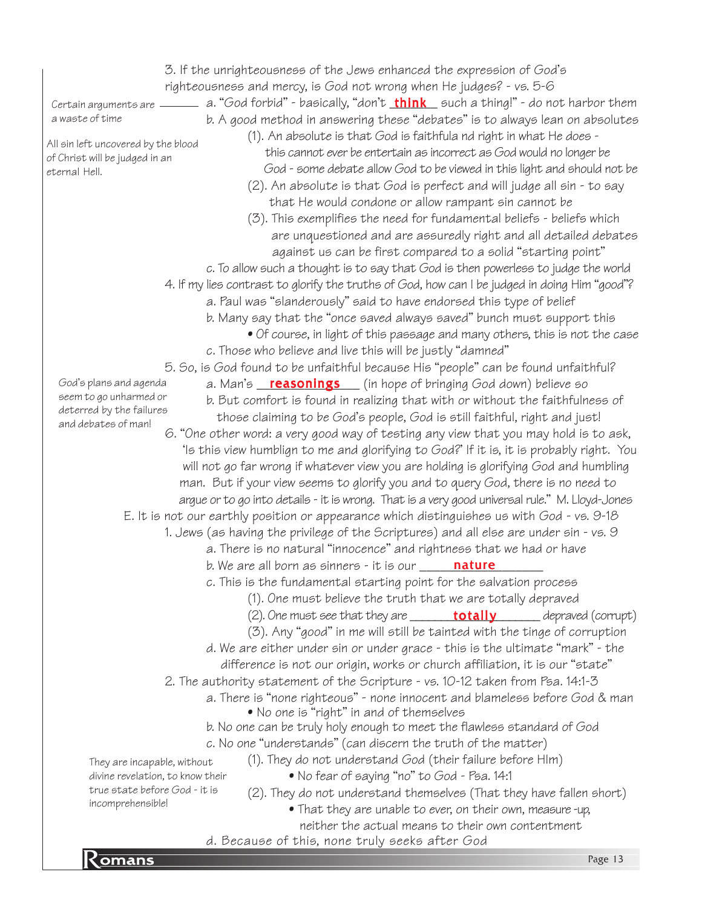3. If the unrighteousness of the Jews enhanced the expression of God's righteousness and mercy, is God not wrong when He judges? - vs. 5-6

*Certain arguments are a waste of time*

a. "God forbid" - basically, "don't **think** such a thing!" - do not harbor them

b. A good method in answering these "debates" is to always lean on absolutes

*All sin left uncovered by the blood of Christ will be judged in an eternal Hell.*

(1). An absolute is that God is faithfula nd right in what He does - this cannot ever be entertain as incorrect as God would no longer be God - some debate allow God to be viewed in this light and should not be

(2). An absolute is that God is perfect and will judge all sin - to say that He would condone or allow rampant sin cannot be

(3). This exemplifies the need for fundamental beliefs - beliefs which are unquestioned and are assuredly right and all detailed debates against us can be first compared to a solid "starting point"

c. To allow such a thought is to say that God is then powerless to judge the world

4. If my lies contrast to glorify the truths of God, how can I be judged in doing Him "good"?

a. Paul was "slanderously" said to have endorsed this type of belief

b. Many say that the "once saved always saved" bunch must support this

- Of course, in light of this passage and many others, this is not the case

c. Those who believe and live this will be justly "damned"

5. So, is God found to be unfaithful because His "people" can be found unfaithful?

*God's plans and agenda seem to go unharmed or deterred by the failures and debates of man!*

a. Man's **reasonings** (in hope of bringing God down) believe so

b. But comfort is found in realizing that with or without the faithfulness of those claiming to be God's people, God is still faithful, right and just!

6. "One other word: a very good way of testing any view that you may hold is to ask, 'Is this view humblign to me and glorifying to God?' If it is, it is probably right. You will not go far wrong if whatever view you are holding is glorifying God and humbling man. But if your view seems to glorify you and to query God, there is no need to argue or to go into details - it is wrong. That is a very good universal rule." M. Lloyd-Jones

E. It is not our earthly position or appearance which distinguishes us with God - vs. 9-18

1. Jews (as having the privilege of the Scriptures) and all else are under sin - vs. 9

a. There is no natural "innocence" and rightness that we had or have

b. We are all born as sinners - it is our **nature**

c. This is the fundamental starting point for the salvation process

(1). One must believe the truth that we are totally depraved

(2). One must see that they are **totally** depraved (corrupt)

(3). Any "good" in me will still be tainted with the tinge of corruption

d. We are either under sin or under grace - this is the ultimate "mark" - the difference is not our origin, works or church affiliation, it is our "state"

2. The authority statement of the Scripture - vs. 10-12 taken from Psa. 14:1-3

a. There is "none righteous" - none innocent and blameless before God & man

- No one is "right" in and of themselves

b. No one can be truly holy enough to meet the flawless standard of God

c. No one "understands" (can discern the truth of the matter)

*They are incapable, without divine revelation, to know their true state before God - it is incomprehensible!*

(1). They do not understand God (their failure before HIm)

- No fear of saying "no" to God - Psa. 14:1

(2). They do not understand themselves (That they have fallen short)

- That they are unable to ever, on their own, measure -up, neither the actual means to their own contentment

d. Because of this, none truly seeks after God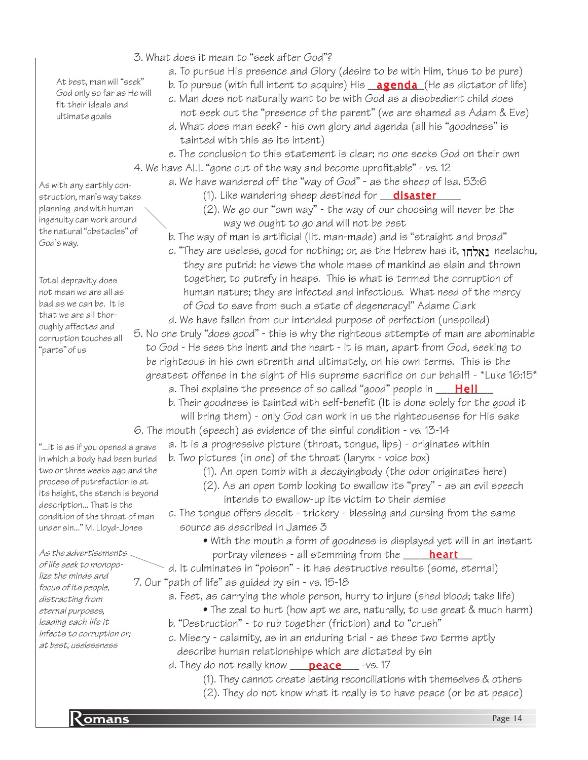3. What does it mean to "seek after God"?

   a. To pursue His presence and Glory (desire to be with Him, thus to be pure)

   b. To pursue (with full intent to acquire) His **agenda** (He as dictator of life)

   c. Man does not naturally want to be with God as a disobedient child does not seek out the "presence of the parent" (we are shamed as Adam & Eve)

   d. What does man seek? - his own glory and agenda (all his "goodness" is tainted with this as its intent)

   e. The conclusion to this statement is clear; no one seeks God on their own

*At best, man will "seek" God only so far as He will fit their ideals and ultimate goals*

4. We have ALL "gone out of the way and become unprofitable" - vs. 12

   a. We have wandered off the "way of God" - as the sheep of Isa. 53:6

      (1). Like wandering sheep destined for **disaster**

      (2). We go our "own way" - the way of our choosing will never be the way we ought to go and will not be best

   b. The way of man is artificial (lit. man-made) and is "straight and broad"

   c. "They are useless, good for nothing; or, as the Hebrew has it, נאלחו neelachu, they are putrid: he views the whole mass of mankind as slain and thrown together, to putrefy in heaps. This is what is termed the corruption of human nature; they are infected and infectious. What need of the mercy of God to save from such a state of degeneracy!" Adame Clark

   d. We have fallen from our intended purpose of perfection (unspoiled)

*As with any earthly construction, man's way takes planning and with human ingenuity can work around the natural "obstacles" of God's way.*

*Total depravity does not mean we are all as bad as we can be. It is that we are all thoroughly affected and corruption touches all "parts" of us*

5. No one truly "does good" - this is why the righteous attempts of man are abominable to God - He sees the inent and the heart - it is man, apart from God, seeking to be righteous in his own strenth and ultimately, on his own terms. This is the greatest offense in the sight of His supreme sacrifice on our behalf! - *Luke 16:15*

   a. Thsi explains the presence of so called "good" people in **Hell**

   b. Their goodness is tainted with self-benefit (It is done solely for the good it will bring them) - only God can work in us the righteousness for His sake

6. The mouth (speech) as evidence of the sinful condition - vs. 13-14

   a. It is a progressive picture (throat, tongue, lips) - originates within

   b. Two pictures (in one) of the throat (larynx - voice box)

      (1). An open tomb with a decayingbody (the odor originates here)

      (2). As an open tomb looking to swallow its "prey" - as an evil speech intends to swallow-up its victim to their demise

   c. The tongue offers deceit - trickery - blessing and cursing from the same source as described in James 3

      • With the mouth a form of goodness is displayed yet will in an instant portray vileness - all stemming from the **heart**

   d. It culminates in "poison" - it has destructive results (some, eternal)

*"...it is as if you opened a grave in which a body had been buried two or three weeks ago and the process of putrefaction is at its height, the stench is beyond description... That is the condition of the throat of man under sin..." M. Lloyd-Jones*

*As the advertisements of life seek to monopolize the minds and focus of its people, distracting from eternal purposes, leading each life it infects to corruption or; at best, uselessness*

7. Our "path of life" as guided by sin - vs. 15-18

   a. Feet, as carrying the whole person, hurry to injure (shed blood; take life)

      • The zeal to hurt (how apt we are, naturally, to use great & much harm)

   b. "Destruction" - to rub together (friction) and to "crush"

   c. Misery - calamity, as in an enduring trial - as these two terms aptly describe human relationships which are dictated by sin

   d. They do not really know **peace** -vs. 17

      (1). They cannot create lasting reconciliations with themselves & others

      (2). They do not know what it really is to have peace (or be at peace)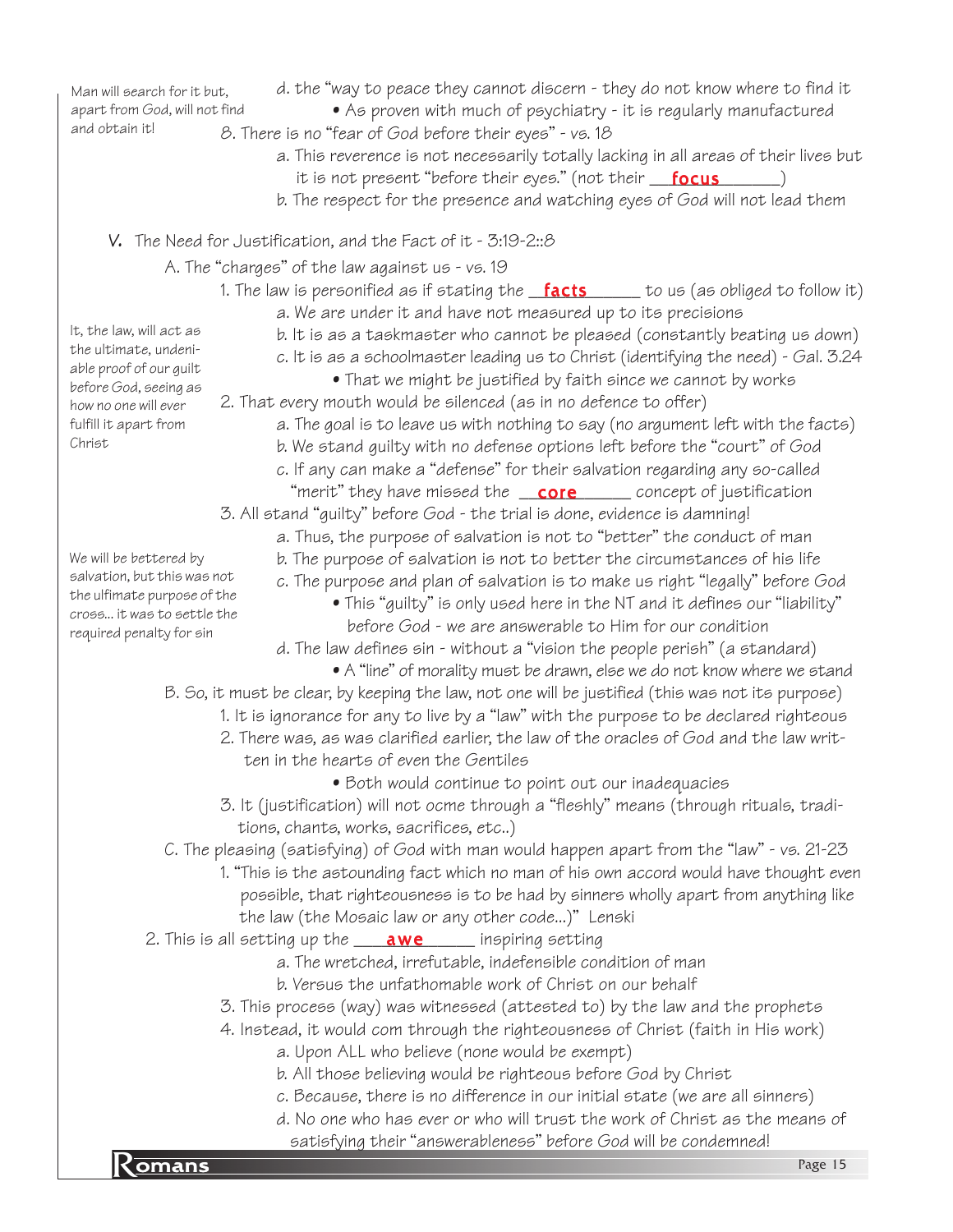*Man will search for it but, apart from God, will not find and obtain it!*

d. the "way to peace they cannot discern - they do not know where to find it
    - As proven with much of psychiatry - it is regularly manufactured

8. There is no "fear of God before their eyes" - vs. 18
    a. This reverence is not necessarily totally lacking in all areas of their lives but it is not present "before their eyes." (not their __**focus**__)
    b. The respect for the presence and watching eyes of God will not lead them

## V. The Need for Justification, and the Fact of it - 3:19-2::8

A. The "charges" of the law against us - vs. 19

*It, the law, will act as the ultimate, undeniable proof of our guilt before God, seeing as how no one will ever fulfill it apart from Christ*

1. The law is personified as if stating the __**facts**__ to us (as obliged to follow it)
    a. We are under it and have not measured up to its precisions
    b. It is as a taskmaster who cannot be pleased (constantly beating us down)
    c. It is as a schoolmaster leading us to Christ (identifying the need) - Gal. 3.24
        - That we might be justified by faith since we cannot by works
2. That every mouth would be silenced (as in no defence to offer)
    a. The goal is to leave us with nothing to say (no argument left with the facts)
    b. We stand guilty with no defense options left before the "court" of God
    c. If any can make a "defense" for their salvation regarding any so-called "merit" they have missed the __**core**__ concept of justification
3. All stand "guilty" before God - the trial is done, evidence is damning!

*We will be bettered by salvation, but this was not the ulfimate purpose of the cross... it was to settle the required penalty for sin*

    a. Thus, the purpose of salvation is not to "better" the conduct of man
    b. The purpose of salvation is not to better the circumstances of his life
    c. The purpose and plan of salvation is to make us right "legally" before God
        - This "guilty" is only used here in the NT and it defines our "liability" before God - we are answerable to Him for our condition
    d. The law defines sin - without a "vision the people perish" (a standard)
        - A "line" of morality must be drawn, else we do not know where we stand

B. So, it must be clear, by keeping the law, not one will be justified (this was not its purpose)
1. It is ignorance for any to live by a "law" with the purpose to be declared righteous
2. There was, as was clarified earlier, the law of the oracles of God and the law written in the hearts of even the Gentiles
    - Both would continue to point out our inadequacies
3. It (justification) will not ocme through a "fleshly" means (through rituals, traditions, chants, works, sacrifices, etc..)

C. The pleasing (satisfying) of God with man would happen apart from the "law" - vs. 21-23
1. "This is the astounding fact which no man of his own accord would have thought even possible, that righteousness is to be had by sinners wholly apart from anything like the law (the Mosaic law or any other code...)" Lenski
2. This is all setting up the __**awe**__ inspiring setting
    a. The wretched, irrefutable, indefensible condition of man
    b. Versus the unfathomable work of Christ on our behalf
3. This process (way) was witnessed (attested to) by the law and the prophets
4. Instead, it would com through the righteousness of Christ (faith in His work)
    a. Upon ALL who believe (none would be exempt)
    b. All those believing would be righteous before God by Christ
    c. Because, there is no difference in our initial state (we are all sinners)
    d. No one who has ever or who will trust the work of Christ as the means of satisfying their "answerableness" before God will be condemned!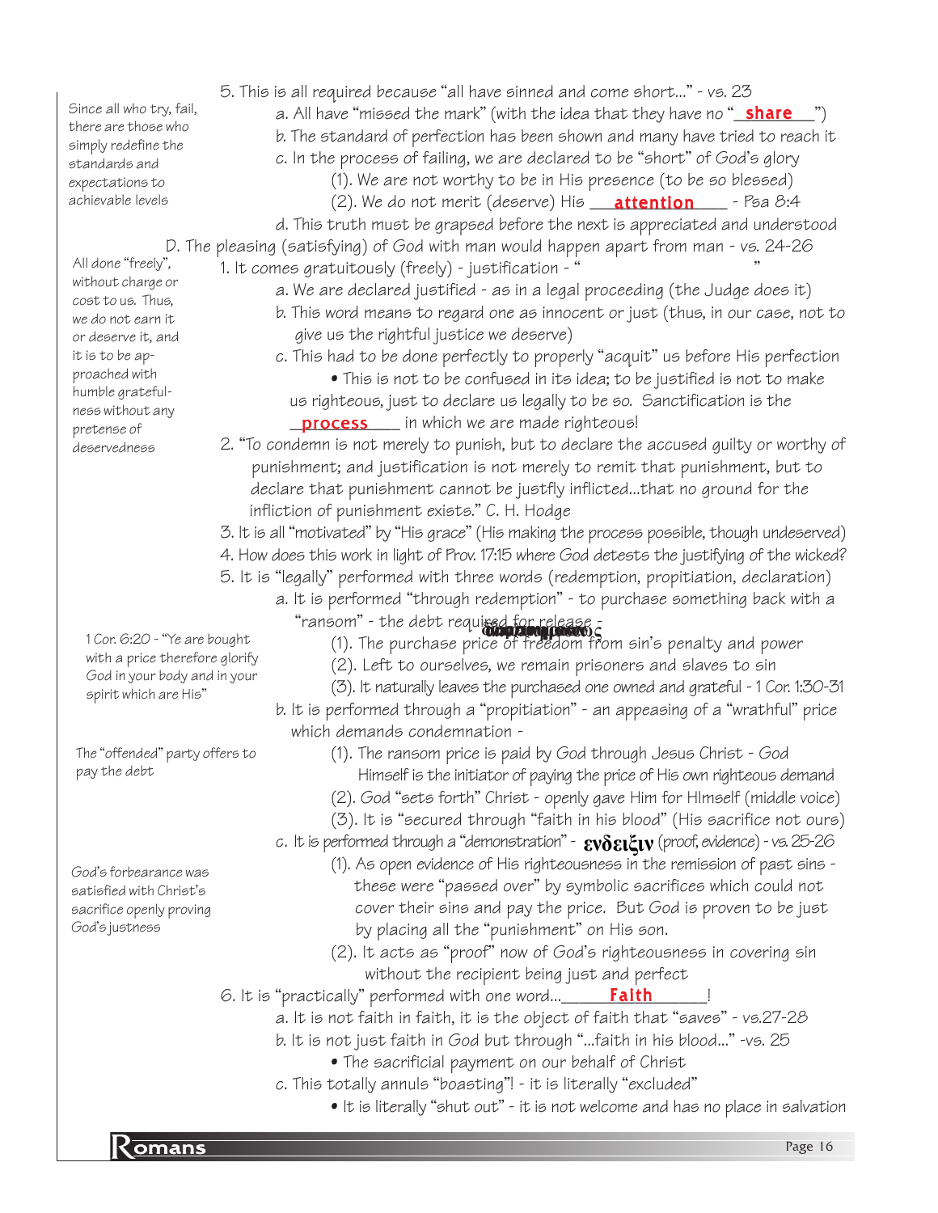5. This is all required because "all have sinned and come short..." - vs. 23

a. All have "missed the mark" (with the idea that they have no "**share**")

b. The standard of perfection has been shown and many have tried to reach it

c. In the process of failing, we are declared to be "short" of God's glory

(1). We are not worthy to be in His presence (to be so blessed)

(2). We do not merit (deserve) His **attention** - Psa 8:4

d. This truth must be grapsed before the next is appreciated and understood

*Since all who try, fail, there are those who simply redefine the standards and expectations to achievable levels*

D. The pleasing (satisfying) of God with man would happen apart from man - vs. 24-26

1. It comes gratuitously (freely) - justification - " "

a. We are declared justified - as in a legal proceeding (the Judge does it)

b. This word means to regard one as innocent or just (thus, in our case, not to give us the rightful justice we deserve)

c. This had to be done perfectly to properly "acquit" us before His perfection

• This is not to be confused in its idea; to be justified is not to make us righteous, just to declare us legally to be so. Sanctification is the **process** in which we are made righteous!

*All done "freely", without charge or cost to us. Thus, we do not earn it or deserve it, and it is to be approached with humble gratefulness without any pretense of deservedness*

2. "To condemn is not merely to punish, but to declare the accused guilty or worthy of punishment; and justification is not merely to remit that punishment, but to declare that punishment cannot be justfly inflicted...that no ground for the infliction of punishment exists." C. H. Hodge

3. It is all "motivated" by "His grace" (His making the process possible, though undeserved)

4. How does this work in light of Prov. 17:15 where God detests the justifying of the wicked?

5. It is "legally" performed with three words (redemption, propitiation, declaration)

a. It is performed "through redemption" - to purchase something back with a "ransom" - the debt required for release -

(1). The purchase price of freedom from sin's penalty and power

(2). Left to ourselves, we remain prisoners and slaves to sin

(3). It naturally leaves the purchased one owned and grateful - 1 Cor. 1:30-31

*1 Cor. 6:20 - "Ye are bought with a price therefore glorify God in your body and in your spirit which are His"*

b. It is performed through a "propitiation" - an appeasing of a "wrathful" price which demands condemnation -

(1). The ransom price is paid by God through Jesus Christ - God Himself is the initiator of paying the price of His own righteous demand

(2). God "sets forth" Christ - openly gave Him for HImself (middle voice)

(3). It is "secured through "faith in his blood" (His sacrifice not ours)

*The "offended" party offers to pay the debt*

c. It is performed through a "demonstration" - **ενδειξιν** (proof, evidence) - vs. 25-26

(1). As open evidence of His righteousness in the remission of past sins - these were "passed over" by symbolic sacrifices which could not cover their sins and pay the price. But God is proven to be just by placing all the "punishment" on His son.

(2). It acts as "proof" now of God's righteousness in covering sin without the recipient being just and perfect

*God's forbearance was satisfied with Christ's sacrifice openly proving God's justness*

6. It is "practically" performed with one word...**Faith**!

a. It is not faith in faith, it is the object of faith that "saves" - vs.27-28

b. It is not just faith in God but through "...faith in his blood..." -vs. 25

• The sacrificial payment on our behalf of Christ

c. This totally annuls "boasting"! - it is literally "excluded"

• It is literally "shut out" - it is not welcome and has no place in salvation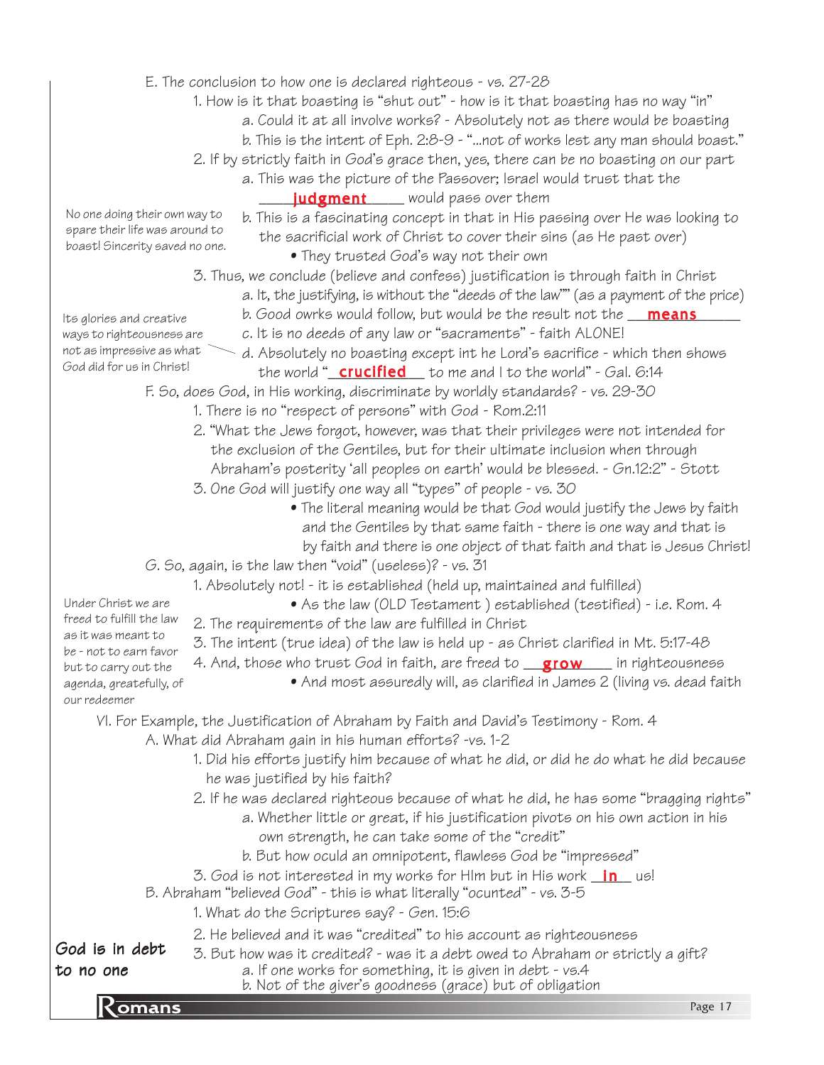E. The conclusion to how one is declared righteous - vs. 27-28

1. How is it that boasting is "shut out" - how is it that boasting has no way "in"
   a. Could it at all involve works? - Absolutely not as there would be boasting
   b. This is the intent of Eph. 2:8-9 - "...not of works lest any man should boast."
2. If by strictly faith in God's grace then, yes, there can be no boasting on our part
   a. This was the picture of the Passover; Israel would trust that the ____**judgment**____ would pass over them
   b. This is a fascinating concept in that in His passing over He was looking to the sacrificial work of Christ to cover their sins (as He past over)
      - They trusted God's way not their own

*No one doing their own way to spare their life was around to boast! Sincerity saved no one.*

3. Thus, we conclude (believe and confess) justification is through faith in Christ
   a. It, the justifying, is without the "deeds of the law"" (as a payment of the price)
   b. Good owrks would follow, but would be the result not the ___**means**_____
   c. It is no deeds of any law or "sacraments" - faith ALONE!
   d. Absolutely no boasting except int he Lord's sacrifice - which then shows the world "_**crucified**___ to me and I to the world" - Gal. 6:14

*Its glories and creative ways to righteousness are not as impressive as what God did for us in Christ!*

F. So, does God, in His working, discriminate by worldly standards? - vs. 29-30

1. There is no "respect of persons" with God - Rom.2:11
2. "What the Jews forgot, however, was that their privileges were not intended for the exclusion of the Gentiles, but for their ultimate inclusion when through Abraham's posterity 'all peoples on earth' would be blessed. - Gn.12:2" - Stott
3. One God will justify one way all "types" of people - vs. 30
   - The literal meaning would be that God would justify the Jews by faith and the Gentiles by that same faith - there is one way and that is by faith and there is one object of that faith and that is Jesus Christ!

G. So, again, is the law then "void" (useless)? - vs. 31

1. Absolutely not! - it is established (held up, maintained and fulfilled)
   - As the law (OLD Testament ) established (testified) - i.e. Rom. 4
2. The requirements of the law are fulfilled in Christ
3. The intent (true idea) of the law is held up - as Christ clarified in Mt. 5:17-48
4. And, those who trust God in faith, are freed to ___**grow**____ in righteousness
   - And most assuredly will, as clarified in James 2 (living vs. dead faith

*Under Christ we are freed to fulfill the law as it was meant to be - not to earn favor but to carry out the agenda, greatefully, of our redeemer*

VI. For Example, the Justification of Abraham by Faith and David's Testimony - Rom. 4

A. What did Abraham gain in his human efforts? -vs. 1-2

1. Did his efforts justify him because of what he did, or did he do what he did because he was justified by his faith?
2. If he was declared righteous because of what he did, he has some "bragging rights"
   a. Whether little or great, if his justification pivots on his own action in his own strength, he can take some of the "credit"
   b. But how oculd an omnipotent, flawless God be "impressed"
3. God is not interested in my works for HIm but in His work __**in**__ us!

B. Abraham "believed God" - this is what literally "ocunted" - vs. 3-5

1. What do the Scriptures say? - Gen. 15:6
2. He believed and it was "credited" to his account as righteousness
3. But how was it credited? - was it a debt owed to Abraham or strictly a gift?
   a. If one works for something, it is given in debt - vs.4
   b. Not of the giver's goodness (grace) but of obligation

**God is in debt to no one**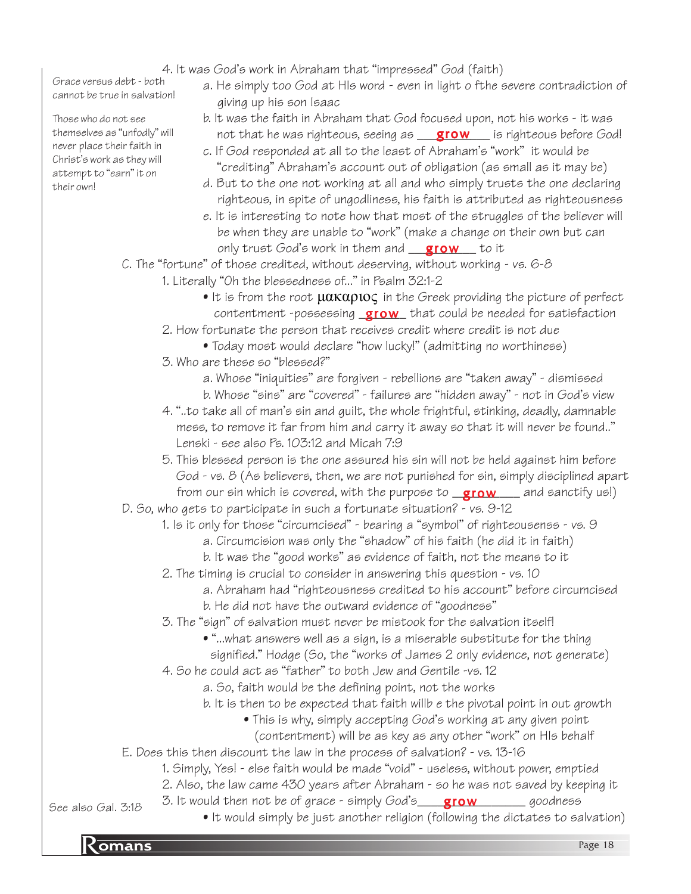4. It was God's work in Abraham that "impressed" God (faith)

> Grace versus debt - both cannot be true in salvation!
>
> Those who do not see themselves as "unfodly" will never place their faith in Christ's work as they will attempt to "earn" it on their own!

   a. He simply too God at HIs word - even in light o fthe severe contradiction of giving up his son Isaac
   b. It was the faith in Abraham that God focused upon, not his works - it was not that he was righteous, seeing as ___grow___ is righteous before God!
   c. If God responded at all to the least of Abraham's "work" it would be "crediting" Abraham's account out of obligation (as small as it may be)
   d. But to the one not working at all and who simply trusts the one declaring righteous, in spite of ungodliness, his faith is attributed as righteousness
   e. It is interesting to note how that most of the struggles of the believer will be when they are unable to "work" (make a change on their own but can only trust God's work in them and ___grow___ to it

C. The "fortune" of those credited, without deserving, without working - vs. 6-8

1. Literally "Oh the blessedness of..." in Psalm 32:1-2
   - It is from the root μακαριος in the Greek providing the picture of perfect contentment -possessing _grow_ that could be needed for satisfaction
2. How fortunate the person that receives credit where credit is not due
   - Today most would declare "how lucky!" (admitting no worthiness)
3. Who are these so "blessed?"
   a. Whose "iniquities" are forgiven - rebellions are "taken away" - dismissed
   b. Whose "sins" are "covered" - failures are "hidden away" - not in God's view
4. "..to take all of man's sin and guilt, the whole frightful, stinking, deadly, damnable mess, to remove it far from him and carry it away so that it will never be found.." Lenski - see also Ps. 103:12 and Micah 7:9
5. This blessed person is the one assured his sin will not be held against him before God - vs. 8 (As believers, then, we are not punished for sin, simply disciplined apart from our sin which is covered, with the purpose to _grow____ and sanctify us!)

D. So, who gets to participate in such a fortunate situation? - vs. 9-12

1. Is it only for those "circumcised" - bearing a "symbol" of righteousensss - vs. 9
   a. Circumcision was only the "shadow" of his faith (he did it in faith)
   b. It was the "good works" as evidence of faith, not the means to it
2. The timing is crucial to consider in answering this question - vs. 10
   a. Abraham had "righteousness credited to his account" before circumcised
   b. He did not have the outward evidence of "goodness"
3. The "sign" of salvation must never be mistook for the salvation itself!
   - "...what answers well as a sign, is a miserable substitute for the thing signified." Hodge (So, the "works of James 2 only evidence, not generate)
4. So he could act as "father" to both Jew and Gentile -vs. 12
   a. So, faith would be the defining point, not the works
   b. It is then to be expected that faith willb e the pivotal point in out growth
      - This is why, simply accepting God's working at any given point (contentment) will be as key as any other "work" on HIs behalf

E. Does this then discount the law in the process of salvation? - vs. 13-16

1. Simply, Yes! - else faith would be made "void" - useless, without power, emptied
2. Also, the law came 430 years after Abraham - so he was not saved by keeping it
3. It would then not be of grace - simply God's___grow________ goodness
   - It would simply be just another religion (following the dictates to salvation)

> See also Gal. 3:18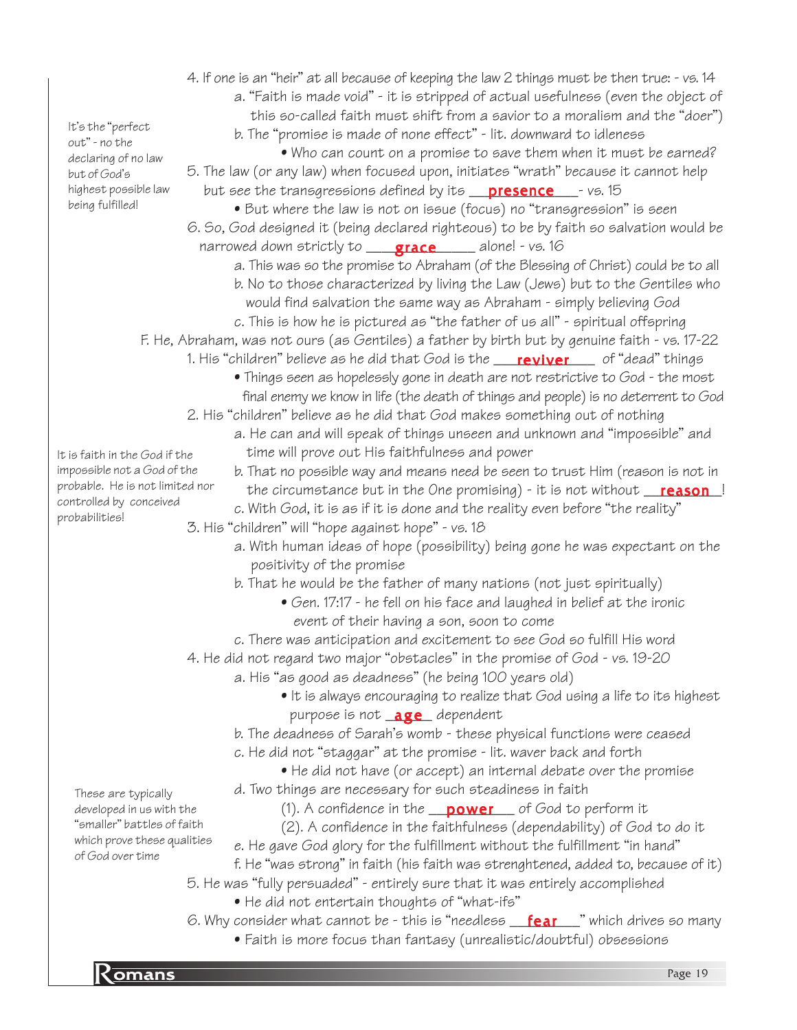4. If one is an "heir" at all because of keeping the law 2 things must be then true: - vs. 14

   a. "Faith is made void" - it is stripped of actual usefulness (even the object of this so-called faith must shift from a savior to a moralism and the "doer")

   b. The "promise is made of none effect" - lit. downward to idleness

      • Who can count on a promise to save them when it must be earned?

*It's the "perfect out" - no the declaring of no law but of God's highest possible law being fulfilled!*

5. The law (or any law) when focused upon, initiates "wrath" because it cannot help but see the transgressions defined by its ___**presence**___- vs. 15

   • But where the law is not on issue (focus) no "transgression" is seen

6. So, God designed it (being declared righteous) to be by faith so salvation would be narrowed down strictly to ____**grace**_____ alone! - vs. 16

   a. This was so the promise to Abraham (of the Blessing of Christ) could be to all

   b. No to those characterized by living the Law (Jews) but to the Gentiles who would find salvation the same way as Abraham - simply believing God

   c. This is how he is pictured as "the father of us all" - spiritual offspring

F. He, Abraham, was not ours (as Gentiles) a father by birth but by genuine faith - vs. 17-22

1. His "children" believe as he did that God is the ___**reviver**___ of "dead" things

   • Things seen as hopelessly gone in death are not restrictive to God - the most final enemy we know in life (the death of things and people) is no deterrent to God

2. His "children" believe as he did that God makes something out of nothing

   a. He can and will speak of things unseen and unknown and "impossible" and time will prove out His faithfulness and power

   b. That no possible way and means need be seen to trust Him (reason is not in the circumstance but in the One promising) - it is not without ___**reason**__!

   c. With God, it is as if it is done and the reality even before "the reality"

*It is faith in the God if the impossible not a God of the probable. He is not limited nor controlled by conceived probabilities!*

3. His "children" will "hope against hope" - vs. 18

   a. With human ideas of hope (possibility) being gone he was expectant on the positivity of the promise

   b. That he would be the father of many nations (not just spiritually)

      • Gen. 17:17 - he fell on his face and laughed in belief at the ironic event of their having a son, soon to come

   c. There was anticipation and excitement to see God so fulfill His word

4. He did not regard two major "obstacles" in the promise of God - vs. 19-20

   a. His "as good as deadness" (he being 100 years old)

      • It is always encouraging to realize that God using a life to its highest purpose is not _**age**_ dependent

   b. The deadness of Sarah's womb - these physical functions were ceased

   c. He did not "staggar" at the promise - lit. waver back and forth

      • He did not have (or accept) an internal debate over the promise

   d. Two things are necessary for such steadiness in faith

      (1). A confidence in the ___**power**___ of God to perform it

      (2). A confidence in the faithfulness (dependability) of God to do it

   e. He gave God glory for the fulfillment without the fulfillment "in hand"

   f. He "was strong" in faith (his faith was strenghtened, added to, because of it)

*These are typically developed in us with the "smaller" battles of faith which prove these qualities of God over time*

5. He was "fully persuaded" - entirely sure that it was entirely accomplished

   • He did not entertain thoughts of "what-ifs"

6. Why consider what cannot be - this is "needless ___**fear**___" which drives so many

   • Faith is more focus than fantasy (unrealistic/doubtful) obsessions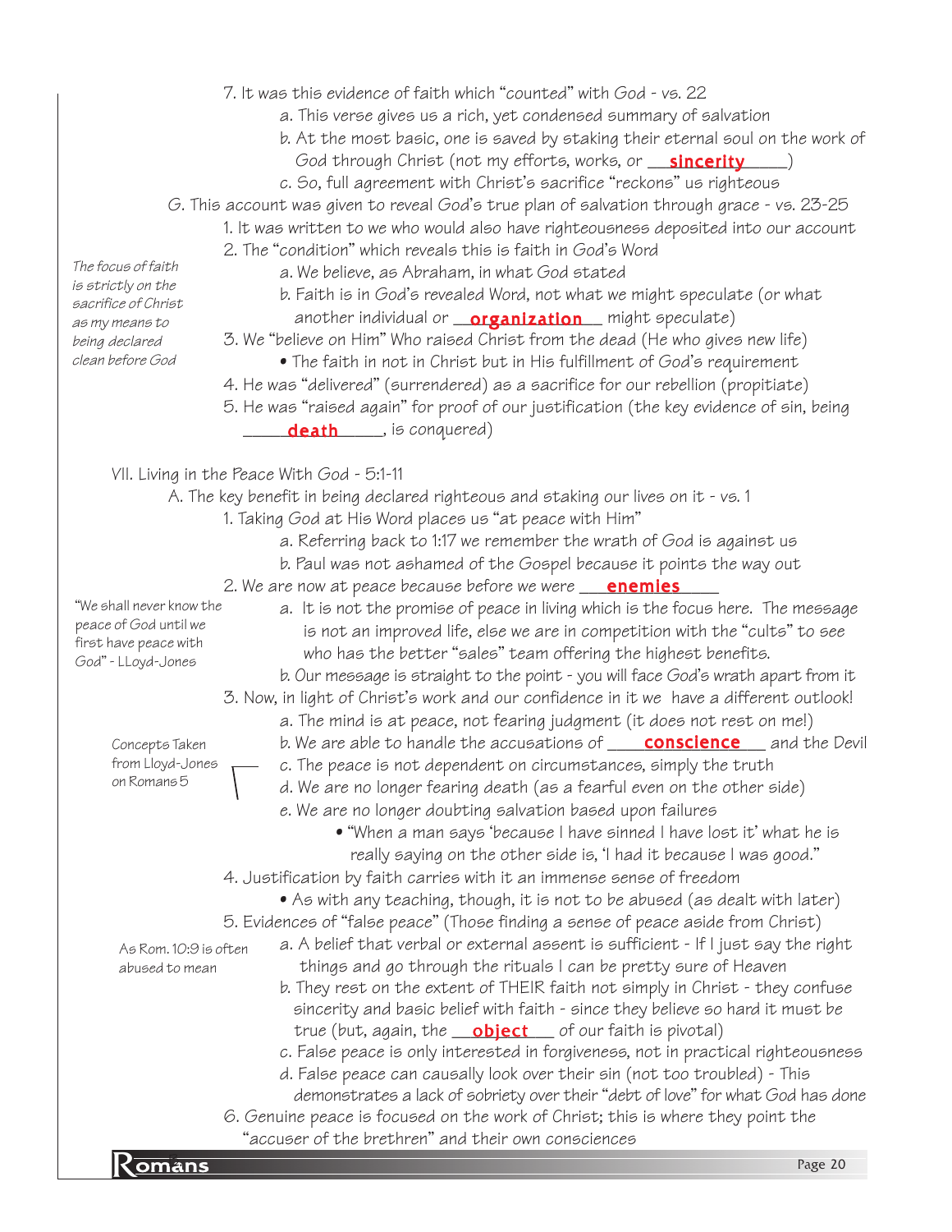7. It was this evidence of faith which "counted" with God - vs. 22
    a. This verse gives us a rich, yet condensed summary of salvation
    b. At the most basic, one is saved by staking their eternal soul on the work of God through Christ (not my efforts, works, or __**sincerity**__)
    c. So, full agreement with Christ's sacrifice "reckons" us righteous

G. This account was given to reveal God's true plan of salvation through grace - vs. 23-25

1. It was written to we who would also have righteousness deposited into our account
2. The "condition" which reveals this is faith in God's Word
    a. We believe, as Abraham, in what God stated
    b. Faith is in God's revealed Word, not what we might speculate (or what another individual or __**organization**__ might speculate)
3. We "believe on Him" Who raised Christ from the dead (He who gives new life)
    - The faith in not in Christ but in His fulfillment of God's requirement
4. He was "delivered" (surrendered) as a sacrifice for our rebellion (propitiate)
5. He was "raised again" for proof of our justification (the key evidence of sin, being __**death**__, is conquered)

*The focus of faith is strictly on the sacrifice of Christ as my means to being declared clean before God*

VII. Living in the Peace With God - 5:1-11

A. The key benefit in being declared righteous and staking our lives on it - vs. 1

1. Taking God at His Word places us "at peace with Him"
    a. Referring back to 1:17 we remember the wrath of God is against us
    b. Paul was not ashamed of the Gospel because it points the way out
2. We are now at peace because before we were __**enemies**__
    a. It is not the promise of peace in living which is the focus here. The message is not an improved life, else we are in competition with the "cults" to see who has the better "sales" team offering the highest benefits.
    b. Our message is straight to the point - you will face God's wrath apart from it
3. Now, in light of Christ's work and our confidence in it we have a different outlook!
    a. The mind is at peace, not fearing judgment (it does not rest on me!)
    b. We are able to handle the accusations of __**conscience**__ and the Devil
    c. The peace is not dependent on circumstances, simply the truth
    d. We are no longer fearing death (as a fearful even on the other side)
    e. We are no longer doubting salvation based upon failures
        - "When a man says 'because I have sinned I have lost it' what he is really saying on the other side is, 'I had it because I was good."
4. Justification by faith carries with it an immense sense of freedom
    - As with any teaching, though, it is not to be abused (as dealt with later)
5. Evidences of "false peace" (Those finding a sense of peace aside from Christ)
    a. A belief that verbal or external assent is sufficient - If I just say the right things and go through the rituals I can be pretty sure of Heaven
    b. They rest on the extent of THEIR faith not simply in Christ - they confuse sincerity and basic belief with faith - since they believe so hard it must be true (but, again, the __**object**__ of our faith is pivotal)
    c. False peace is only interested in forgiveness, not in practical righteousness
    d. False peace can causally look over their sin (not too troubled) - This demonstrates a lack of sobriety over their "debt of love" for what God has done
6. Genuine peace is focused on the work of Christ; this is where they point the "accuser of the brethren" and their own consciences

*"We shall never know the peace of God until we first have peace with God" - LLoyd-Jones*

*Concepts Taken from Lloyd-Jones on Romans 5*

*As Rom. 10:9 is often abused to mean*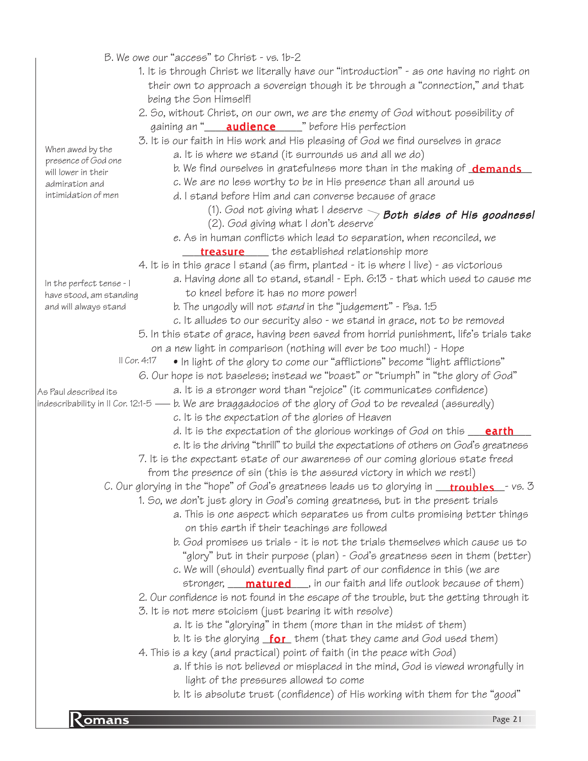B. We owe our "access" to Christ - vs. 1b-2

1. It is through Christ we literally have our "introduction" - as one having no right on their own to approach a sovereign though it be through a "connection," and that being the Son Himself!
2. So, without Christ, on our own, we are the enemy of God without possibility of gaining an "**audience**" before His perfection
3. It is our faith in His work and His pleasing of God we find ourselves in grace

When awed by the presence of God one will lower in their admiration and intimidation of men

   a. It is where we stand (it surrounds us and all we do)
   b. We find ourselves in gratefulness more than in the making of **demands**
   c. We are no less worthy to be in His presence than all around us
   d. I stand before Him and can converse because of grace
      (1). God not giving what I deserve
      (2). God giving what I don't deserve
      — *Both sides of His goodness!*
   e. As in human conflicts which lead to separation, when reconciled, we **treasure** the established relationship more
4. It is in this grace I stand (as firm, planted - it is where I live) - as victorious

In the perfect tense - I have stood, am standing and will always stand

   a. Having done all to stand, stand! - Eph. 6:13 - that which used to cause me to kneel before it has no more power!
   b. The ungodly will not *stand* in the "judgement" - Psa. 1:5
   c. It alludes to our security also - we stand in grace, not to be removed
5. In this state of grace, having been saved from horrid punishment, life's trials take on a new light in comparison (nothing will ever be too much!) - Hope
   - In light of the glory to come our "afflictions" become "light afflictions" (II Cor. 4:17)
6. Our hope is not baseless; instead we "boast" or "triumph" in "the glory of God"
   a. It is a stronger word than "rejoice" (it communicates confidence)
   b. We are braggadocios of the glory of God to be revealed (assuredly) — As Paul described its indescribability in II Cor. 12:1-5
   c. It is the expectation of the glories of Heaven
   d. It is the expectation of the glorious workings of God on this **earth**
   e. It is the driving "thrill" to build the expectations of others on God's greatness
7. It is the expectant state of our awareness of our coming glorious state freed from the presence of sin (this is the assured victory in which we rest!)

C. Our glorying in the "hope" of God's greatness leads us to glorying in **troubles** - vs. 3

1. So, we don't just glory in God's coming greatness, but in the present trials
   a. This is one aspect which separates us from cults promising better things on this earth if their teachings are followed
   b. God promises us trials - it is not the trials themselves which cause us to "glory" but in their purpose (plan) - God's greatness seen in them (better)
   c. We will (should) eventually find part of our confidence in this (we are stronger, **matured**, in our faith and life outlook because of them)
2. Our confidence is not found in the escape of the trouble, but the getting through it
3. It is not mere stoicism (just bearing it with resolve)
   a. It is the "glorying" in them (more than in the midst of them)
   b. It is the glorying **for** them (that they came and God used them)
4. This is a key (and practical) point of faith (in the peace with God)
   a. If this is not believed or misplaced in the mind, God is viewed wrongfully in light of the pressures allowed to come
   b. It is absolute trust (confidence) of His working with them for the "good"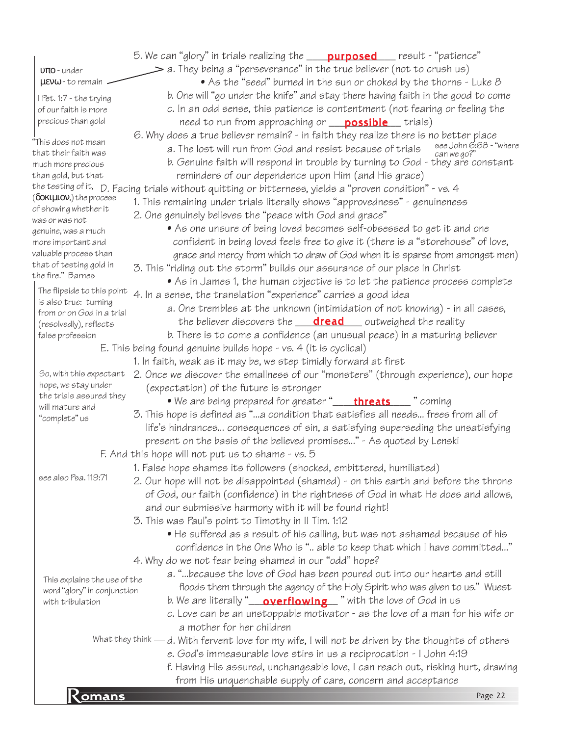5. We can "glory" in trials realizing the **purposed** result - "patience"

> υπο - under
> μενω - to remain

a. They being a "perseverance" in the true believer (not to crush us)

- As the "seed" burned in the sun or choked by the thorns - Luke 8

> I Pet. 1:7 - the trying of our faith is more precious than gold

b. One will "go under the knife" and stay there having faith in the good to come

c. In an odd sense, this patience is contentment (not fearing or feeling the need to run from approaching or **possible** trials)

6. Why does a true believer remain? - in faith they realize there is no better place

> "This does not mean that their faith was much more precious than gold, but that the testing of it, (δοκιμιον,) the process of showing whether it was or was not genuine, was a much more important and valuable process than that of testing gold in the fire." Barnes

a. The lost will run from God and resist because of trials

> see John 6:68 - "where can we go?"

b. Genuine faith will respond in trouble by turning to God - they are constant reminders of our dependence upon Him (and His grace)

D. Facing trials without quitting or bitterness, yields a "proven condition" - vs. 4

1. This remaining under trials literally shows "approvedness" - genuineness

2. One genuinely believes the "peace with God and grace"

- As one unsure of being loved becomes self-obsessed to get it and one confident in being loved feels free to give it (there is a "storehouse" of love, grace and mercy from which to draw of God when it is sparse from amongst men)

3. This "riding out the storm" builds our assurance of our place in Christ

- As in James 1, the human objective is to let the patience process complete

> The flipside to this point is also true: turning from or on God in a trial (resolvedly), reflects false profession

4. In a sense, the translation "experience" carries a good idea

a. One trembles at the unknown (intimidation of not knowing) - in all cases, the believer discovers the **dread** outweighed the reality

b. There is to come a confidence (an unusual peace) in a maturing believer

E. This being found genuine builds hope - vs. 4 (it is cyclical)

1. In faith, weak as it may be, we step timidly forward at first

> So, with this expectant hope, we stay under the trials assured they will mature and "complete" us

2. Once we discover the smallness of our "monsters" (through experience), our hope (expectation) of the future is stronger

- We are being prepared for greater "**threats**" coming

3. This hope is defined as "...a condition that satisfies all needs... frees from all of life's hindrances... consequences of sin, a satisfying superseding the unsatisfying present on the basis of the believed promises..." - As quoted by Lenski

F. And this hope will not put us to shame - vs. 5

1. False hope shames its followers (shocked, embittered, humiliated)

> see also Psa. 119:71

2. Our hope will not be disappointed (shamed) - on this earth and before the throne of God, our faith (confidence) in the rightness of God in what He does and allows, and our submissive harmony with it will be found right!

3. This was Paul's point to Timothy in II Tim. 1:12

- He suffered as a result of his calling, but was not ashamed because of his confidence in the One Who is ".. able to keep that which I have committed..."

4. Why do we not fear being shamed in our "odd" hope?

> This explains the use of the word "glory" in conjunction with tribulation

a. "...because the love of God has been poured out into our hearts and still floods them through the agency of the Holy Spirit who was given to us." Wuest

b. We are literally "**overflowing**" with the love of God in us

c. Love can be an unstoppable motivator - as the love of a man for his wife or a mother for her children

> What they think —

d. With fervent love for my wife, I will not be driven by the thoughts of others

e. God's immeasurable love stirs in us a reciprocation - I John 4:19

f. Having His assured, unchangeable love, I can reach out, risking hurt, drawing from His unquenchable supply of care, concern and acceptance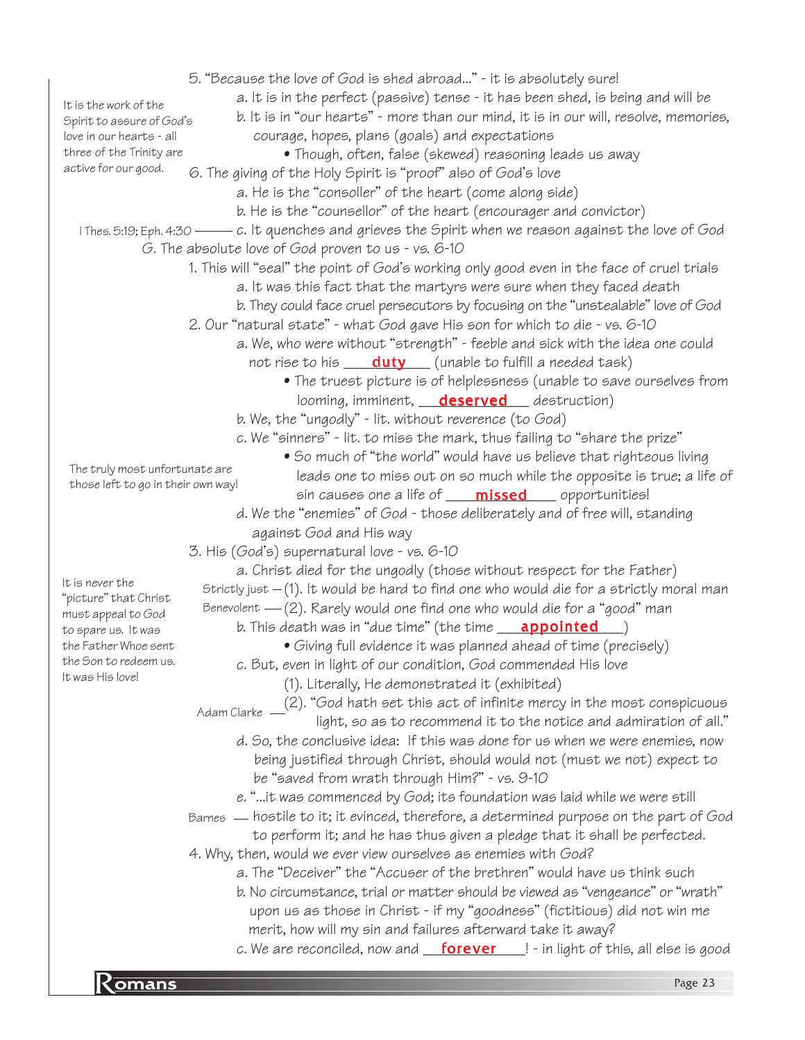5. "Because the love of God is shed abroad..." - it is absolutely sure!

   a. It is in the perfect (passive) tense - it has been shed, is being and will be

   b. It is in "our hearts" - more than our mind, it is in our will, resolve, memories, courage, hopes, plans (goals) and expectations

      - Though, often, false (skewed) reasoning leads us away

It is the work of the Spirit to assure of God's love in our hearts - all three of the Trinity are active for our good.

6. The giving of the Holy Spirit is "proof" also of God's love

   a. He is the "consoller" of the heart (come along side)

   b. He is the "counsellor" of the heart (encourager and convictor)

   c. It quenches and grieves the Spirit when we reason against the love of God — I Thes. 5:19; Eph. 4:30

G. The absolute love of God proven to us - vs. 6-10

1. This will "seal" the point of God's working only good even in the face of cruel trials

   a. It was this fact that the martyrs were sure when they faced death

   b. They could face cruel persecutors by focusing on the "unstealable" love of God

2. Our "natural state" - what God gave His son for which to die - vs. 6-10

   a. We, who were without "strength" - feeble and sick with the idea one could not rise to his ___**duty**___ (unable to fulfill a needed task)

      - The truest picture is of helplessness (unable to save ourselves from looming, imminent, ___**deserved**___ destruction)

   b. We, the "ungodly" - lit. without reverence (to God)

   c. We "sinners" - lit. to miss the mark, thus failing to "share the prize"

      - So much of "the world" would have us believe that righteous living leads one to miss out on so much while the opposite is true; a life of sin causes one a life of ___**missed**___ opportunities!

   d. We the "enemies" of God - those deliberately and of free will, standing against God and His way

The truly most unfortunate are those left to go in their own way!

3. His (God's) supernatural love - vs. 6-10

   a. Christ died for the ungodly (those without respect for the Father)

      Strictly just — (1). It would be hard to find one who would die for a strictly moral man

      Benevolent — (2). Rarely would one find one who would die for a "good" man

   b. This death was in "due time" (the time ___**appointed**___)

      - Giving full evidence it was planned ahead of time (precisely)

   c. But, even in light of our condition, God commended His love

      (1). Literally, He demonstrated it (exhibited)

      Adam Clarke — (2). "God hath set this act of infinite mercy in the most conspicuous light, so as to recommend it to the notice and admiration of all."

   d. So, the conclusive idea: If this was done for us when we were enemies, now being justified through Christ, should would not (must we not) expect to be "saved from wrath through Him?" - vs. 9-10

   e. "...it was commenced by God; its foundation was laid while we were still hostile to it; it evinced, therefore, a determined purpose on the part of God to perform it; and he has thus given a pledge that it shall be perfected. — Barnes

It is never the "picture" that Christ must appeal to God to spare us. It was the Father Whoe sent the Son to redeem us. It was His love!

4. Why, then, would we ever view ourselves as enemies with God?

   a. The "Deceiver" the "Accuser of the brethren" would have us think such

   b. No circumstance, trial or matter should be viewed as "vengeance" or "wrath" upon us as those in Christ - if my "goodness" (fictitious) did not win me merit, how will my sin and failures afterward take it away?

   c. We are reconciled, now and ___**forever**___! - in light of this, all else is good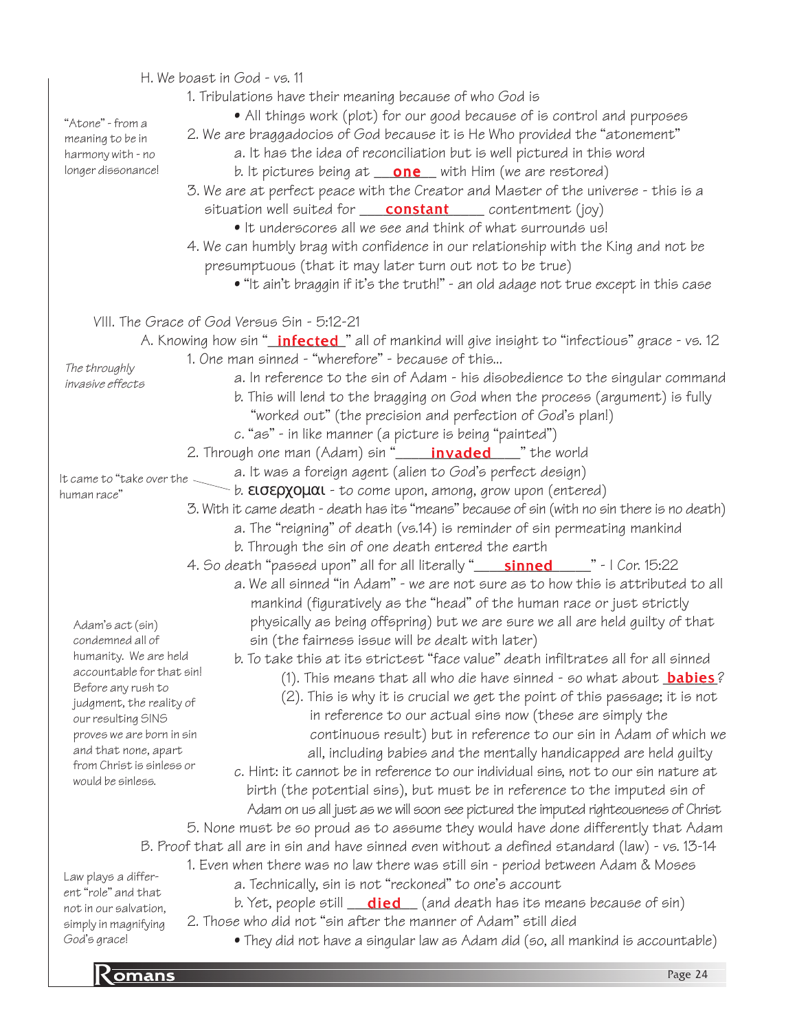H. We boast in God - vs. 11

1. Tribulations have their meaning because of who God is
   - All things work (plot) for our good because of is control and purposes
2. We are braggadocios of God because it is He Who provided the "atonement"
   a. It has the idea of reconciliation but is well pictured in this word
   b. It pictures being at __**one**__ with Him (we are restored)
3. We are at perfect peace with the Creator and Master of the universe - this is a situation well suited for ___**constant**_____ contentment (joy)
   - It underscores all we see and think of what surrounds us!
4. We can humbly brag with confidence in our relationship with the King and not be presumptuous (that it may later turn out not to be true)
   - "It ain't braggin if it's the truth!" - an old adage not true except in this case

*"Atone" - from a meaning to be in harmony with - no longer dissonance!*

VIII. The Grace of God Versus Sin - 5:12-21

A. Knowing how sin "_**infected**_" all of mankind will give insight to "infectious" grace - vs. 12

1. One man sinned - "wherefore" - because of this...
   a. In reference to the sin of Adam - his disobedience to the singular command
   b. This will lend to the bragging on God when the process (argument) is fully "worked out" (the precision and perfection of God's plan!)
   c. "as" - in like manner (a picture is being "painted")
2. Through one man (Adam) sin "____**invaded**____" the world
   a. It was a foreign agent (alien to God's perfect design)
   b. εισερχομαι - to come upon, among, grow upon (entered)
3. With it came death - death has its "means" because of sin (with no sin there is no death)
   a. The "reigning" of death (vs.14) is reminder of sin permeating mankind
   b. Through the sin of one death entered the earth
4. So death "passed upon" all for all literally "____**sinned**______" - I Cor. 15:22
   a. We all sinned "in Adam" - we are not sure as to how this is attributed to all mankind (figuratively as the "head" of the human race or just strictly physically as being offspring) but we are sure we all are held guilty of that sin (the fairness issue will be dealt with later)
   b. To take this at its strictest "face value" death infiltrates all for all sinned
      (1). This means that all who die have sinned - so what about _**babies**_?
      (2). This is why it is crucial we get the point of this passage; it is not in reference to our actual sins now (these are simply the continuous result) but in reference to our sin in Adam of which we all, including babies and the mentally handicapped are held guilty
   c. Hint: it cannot be in reference to our individual sins, not to our sin nature at birth (the potential sins), but must be in reference to the imputed sin of Adam on us all just as we will soon see pictured the imputed righteousness of Christ
5. None must be so proud as to assume they would have done differently that Adam

*The throughly invasive effects*

*It came to "take over the human race"*

*Adam's act (sin) condemned all of humanity. We are held accountable for that sin! Before any rush to judgment, the reality of our resulting SINS proves we are born in sin and that none, apart from Christ is sinless or would be sinless.*

B. Proof that all are in sin and have sinned even without a defined standard (law) - vs. 13-14

1. Even when there was no law there was still sin - period between Adam & Moses
   a. Technically, sin is not "reckoned" to one's account
   b. Yet, people still __**died**__ (and death has its means because of sin)
2. Those who did not "sin after the manner of Adam" still died
   - They did not have a singular law as Adam did (so, all mankind is accountable)

*Law plays a different "role" and that not in our salvation, simply in magnifying God's grace!*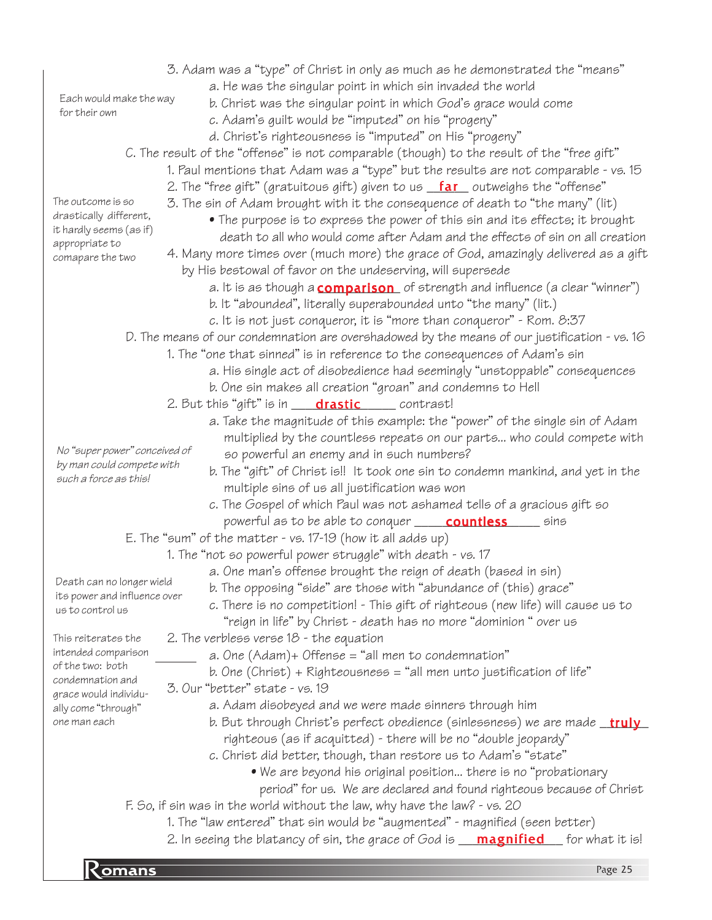3. Adam was a "type" of Christ in only as much as he demonstrated the "means"
   - a. He was the singular point in which sin invaded the world
   - b. Christ was the singular point in which God's grace would come
   - c. Adam's guilt would be "imputed" on his "progeny"
   - d. Christ's righteousness is "imputed" on His "progeny"

*Each would make the way for their own*

C. The result of the "offense" is not comparable (though) to the result of the "free gift"

1. Paul mentions that Adam was a "type" but the results are not comparable - vs. 15
2. The "free gift" (gratuitous gift) given to us **far** outweighs the "offense"
3. The sin of Adam brought with it the consequence of death to "the many" (lit)
   - The purpose is to express the power of this sin and its effects; it brought death to all who would come after Adam and the effects of sin on all creation
4. Many more times over (much more) the grace of God, amazingly delivered as a gift by His bestowal of favor on the undeserving, will supersede
   - a. It is as though a **comparison** of strength and influence (a clear "winner")
   - b. It "abounded", literally superabounded unto "the many" (lit.)
   - c. It is not just conqueror, it is "more than conqueror" - Rom. 8:37

*The outcome is so drastically different, it hardly seems (as if) appropriate to comapare the two*

D. The means of our condemnation are overshadowed by the means of our justification - vs. 16

1. The "one that sinned" is in reference to the consequences of Adam's sin
   - a. His single act of disobedience had seemingly "unstoppable" consequences
   - b. One sin makes all creation "groan" and condemns to Hell
2. But this "gift" is in **drastic** contrast!
   - a. Take the magnitude of this example: the "power" of the single sin of Adam multiplied by the countless repeats on our parts... who could compete with so powerful an enemy and in such numbers?
   - b. The "gift" of Christ is!! It took one sin to condemn mankind, and yet in the multiple sins of us all justification was won
   - c. The Gospel of which Paul was not ashamed tells of a gracious gift so powerful as to be able to conquer **countless** sins

*No "super power" conceived of by man could compete with such a force as this!*

E. The "sum" of the matter - vs. 17-19 (how it all adds up)

1. The "not so powerful power struggle" with death - vs. 17
   - a. One man's offense brought the reign of death (based in sin)
   - b. The opposing "side" are those with "abundance of (this) grace"
   - c. There is no competition! - This gift of righteous (new life) will cause us to "reign in life" by Christ - death has no more "dominion" over us

*Death can no longer wield its power and influence over us to control us*

2. The verbless verse 18 - the equation
   - a. One (Adam)+ Offense = "all men to condemnation"
   - b. One (Christ) + Righteousness = "all men unto justification of life"
3. Our "better" state - vs. 19
   - a. Adam disobeyed and we were made sinners through him
   - b. But through Christ's perfect obedience (sinlessness) we are made **truly** righteous (as if acquitted) - there will be no "double jeopardy"
   - c. Christ did better, though, than restore us to Adam's "state"
     - We are beyond his original position... there is no "probationary period" for us. We are declared and found righteous because of Christ

*This reiterates the intended comparison of the two: both condemnation and grace would individually come "through" one man each*

F. So, if sin was in the world without the law, why have the law? - vs. 20

1. The "law entered" that sin would be "augmented" - magnified (seen better)
2. In seeing the blatancy of sin, the grace of God is **magnified** for what it is!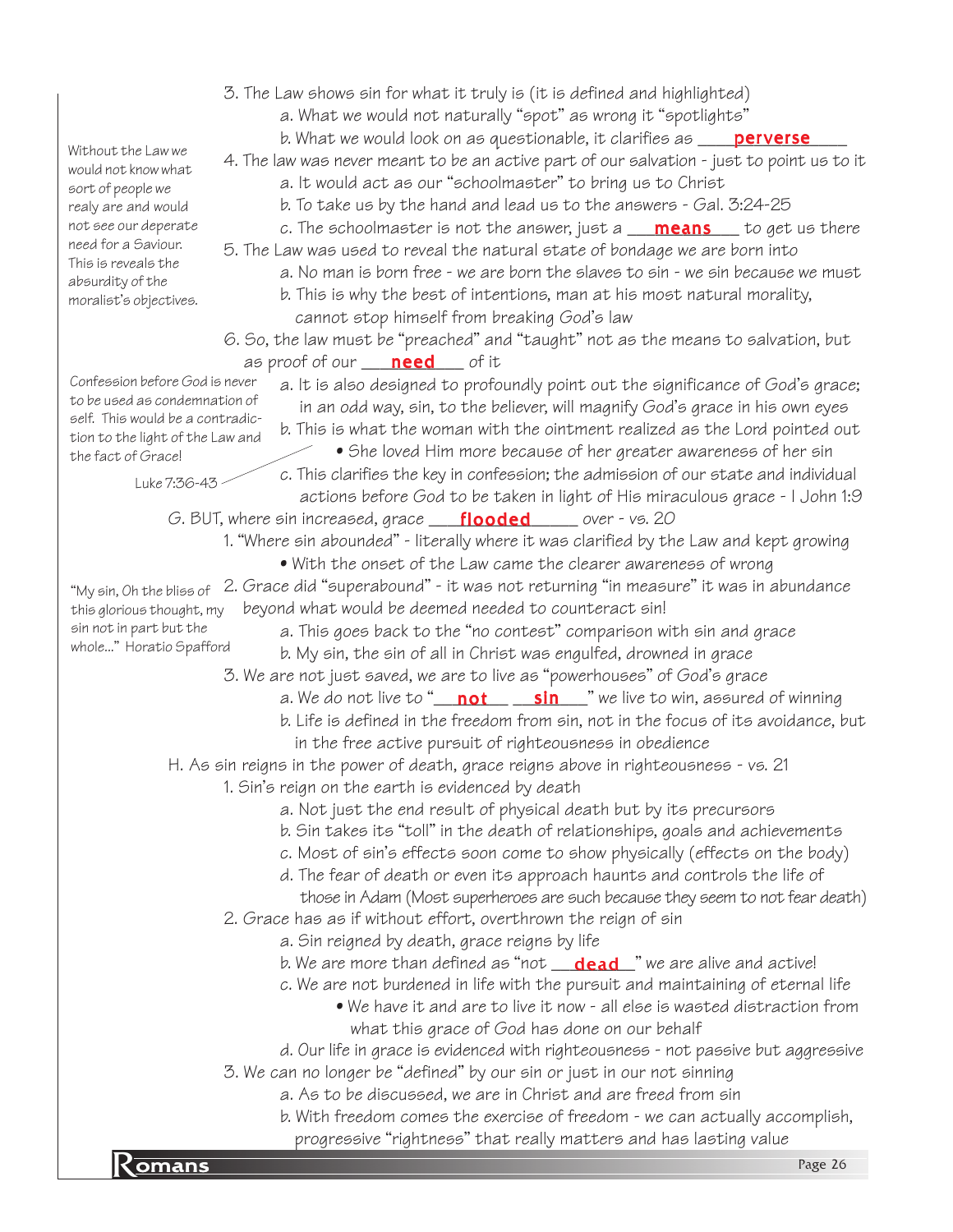3. The Law shows sin for what it truly is (it is defined and highlighted)

   a. What we would not naturally "spot" as wrong it "spotlights"

   b. What we would look on as questionable, it clarifies as ___**perverse**___

*Without the Law we would not know what sort of people we realy are and would not see our deperate need for a Saviour. This is reveals the absurdity of the moralist's objectives.*

4. The law was never meant to be an active part of our salvation - just to point us to it

   a. It would act as our "schoolmaster" to bring us to Christ

   b. To take us by the hand and lead us to the answers - Gal. 3:24-25

   c. The schoolmaster is not the answer, just a ___**means**___ to get us there

5. The Law was used to reveal the natural state of bondage we are born into

   a. No man is born free - we are born the slaves to sin - we sin because we must

   b. This is why the best of intentions, man at his most natural morality, cannot stop himself from breaking God's law

6. So, the law must be "preached" and "taught" not as the means to salvation, but as proof of our ___**need**___ of it

*Confession before God is never to be used as condemnation of self. This would be a contradiction to the light of the Law and the fact of Grace!*

   a. It is also designed to profoundly point out the significance of God's grace; in an odd way, sin, to the believer, will magnify God's grace in his own eyes

   b. This is what the woman with the ointment realized as the Lord pointed out

      • She loved Him more because of her greater awareness of her sin

*Luke 7:36-43*

   c. This clarifies the key in confession; the admission of our state and individual actions before God to be taken in light of His miraculous grace - I John 1:9

G. BUT, where sin increased, grace ___**flooded**___ over - vs. 20

1. "Where sin abounded" - literally where it was clarified by the Law and kept growing

   • With the onset of the Law came the clearer awareness of wrong

*"My sin, Oh the bliss of this glorious thought, my sin not in part but the whole..." Horatio Spafford*

2. Grace did "superabound" - it was not returning "in measure" it was in abundance beyond what would be deemed needed to counteract sin!

   a. This goes back to the "no contest" comparison with sin and grace

   b. My sin, the sin of all in Christ was engulfed, drowned in grace

3. We are not just saved, we are to live as "powerhouses" of God's grace

   a. We do not live to "___**not**___ ___**sin**___" we live to win, assured of winning

   b. Life is defined in the freedom from sin, not in the focus of its avoidance, but in the free active pursuit of righteousness in obedience

H. As sin reigns in the power of death, grace reigns above in righteousness - vs. 21

1. Sin's reign on the earth is evidenced by death

   a. Not just the end result of physical death but by its precursors

   b. Sin takes its "toll" in the death of relationships, goals and achievements

   c. Most of sin's effects soon come to show physically (effects on the body)

   d. The fear of death or even its approach haunts and controls the life of those in Adam (Most superheroes are such because they seem to not fear death)

2. Grace has as if without effort, overthrown the reign of sin

   a. Sin reigned by death, grace reigns by life

   b. We are more than defined as "not ___**dead**___" we are alive and active!

   c. We are not burdened in life with the pursuit and maintaining of eternal life

      • We have it and are to live it now - all else is wasted distraction from what this grace of God has done on our behalf

   d. Our life in grace is evidenced with righteousness - not passive but aggressive

3. We can no longer be "defined" by our sin or just in our not sinning

   a. As to be discussed, we are in Christ and are freed from sin

   b. With freedom comes the exercise of freedom - we can actually accomplish, progressive "rightness" that really matters and has lasting value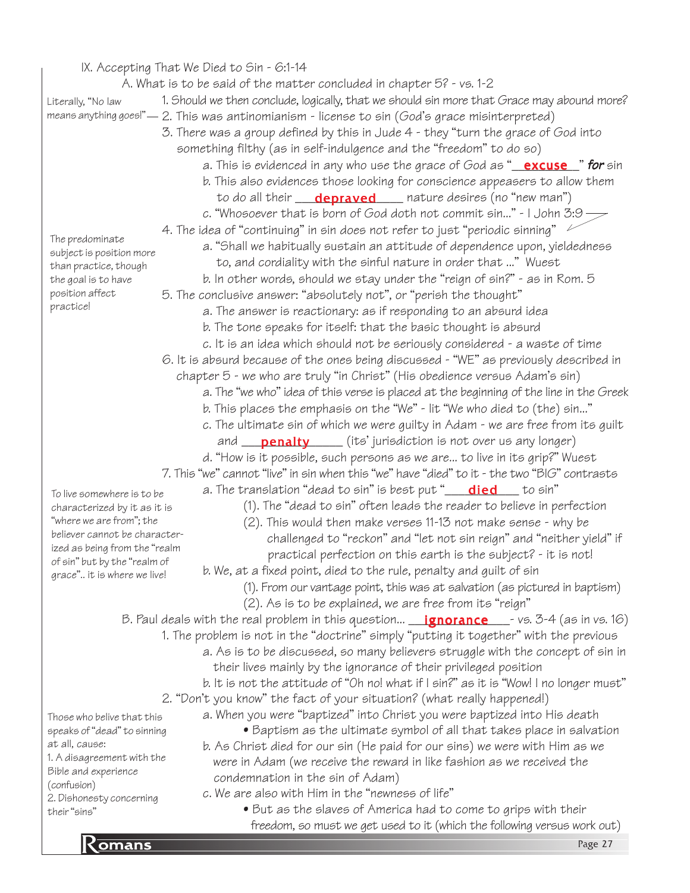## IX. Accepting That We Died to Sin - 6:1-14

### A. What is to be said of the matter concluded in chapter 5? - vs. 1-2

1. Should we then conclude, logically, that we should sin more that Grace may abound more?
2. This was antinomianism - license to sin (God's grace misinterpreted)

   *Literally, "No law means anything goes!"*

3. There was a group defined by this in Jude 4 - they "turn the grace of God into something filthy (as in self-indulgence and the "freedom" to do so)
   - a. This is evidenced in any who use the grace of God as "**excuse**" ***for*** sin
   - b. This also evidences those looking for conscience appeasers to allow them to do all their **depraved** nature desires (no "new man")
   - c. "Whosoever that is born of God doth not commit sin..." - I John 3:9
4. The idea of "continuing" in sin does not refer to just "periodic sinning"
   - a. "Shall we habitually sustain an attitude of dependence upon, yieldedness to, and cordiality with the sinful nature in order that ..." Wuest
   - b. In other words, should we stay under the "reign of sin?" - as in Rom. 5

   *The predominate subject is position more than practice, though the goal is to have position affect practice!*

5. The conclusive answer: "absolutely not", or "perish the thought"
   - a. The answer is reactionary: as if responding to an absurd idea
   - b. The tone speaks for itself: that the basic thought is absurd
   - c. It is an idea which should not be seriously considered - a waste of time
6. It is absurd because of the ones being discussed - "WE" as previously described in chapter 5 - we who are truly "in Christ" (His obedience versus Adam's sin)
   - a. The "we who" idea of this verse is placed at the beginning of the line in the Greek
   - b. This places the emphasis on the "We" - lit "We who died to (the) sin..."
   - c. The ultimate sin of which we were guilty in Adam - we are free from its guilt and **penalty** (its' jurisdiction is not over us any longer)
   - d. "How is it possible, such persons as we are... to live in its grip?" Wuest
7. This "we" cannot "live" in sin when this "we" have "died" to it - the two "BIG" contrasts
   - a. The translation "dead to sin" is best put "**died** to sin"
     - (1). The "dead to sin" often leads the reader to believe in perfection
     - (2). This would then make verses 11-13 not make sense - why be challenged to "reckon" and "let not sin reign" and "neither yield" if practical perfection on this earth is the subject? - it is not!
   - b. We, at a fixed point, died to the rule, penalty and guilt of sin
     - (1). From our vantage point, this was at salvation (as pictured in baptism)
     - (2). As is to be explained, we are free from its "reign"

   *To live somewhere is to be characterized by it as it is "where we are from"; the believer cannot be characterized as being from the "realm of sin" but by the "realm of grace".. it is where we live!*

### B. Paul deals with the real problem in this question... **ignorance** - vs. 3-4 (as in vs. 16)

1. The problem is not in the "doctrine" simply "putting it together" with the previous
   - a. As is to be discussed, so many believers struggle with the concept of sin in their lives mainly by the ignorance of their privileged position
   - b. It is not the attitude of "Oh no! what if I sin?" as it is "Wow! I no longer must"
2. "Don't you know" the fact of your situation? (what really happened!)
   - a. When you were "baptized" into Christ you were baptized into His death
     - Baptism as the ultimate symbol of all that takes place in salvation
   - b. As Christ died for our sin (He paid for our sins) we were with Him as we were in Adam (we receive the reward in like fashion as we received the condemnation in the sin of Adam)
   - c. We are also with Him in the "newness of life"
     - But as the slaves of America had to come to grips with their freedom, so must we get used to it (which the following versus work out)

   *Those who belive that this speaks of "dead" to sinning at all, cause:*
   *1. A disagreement with the Bible and experience (confusion)*
   *2. Dishonesty concerning their "sins"*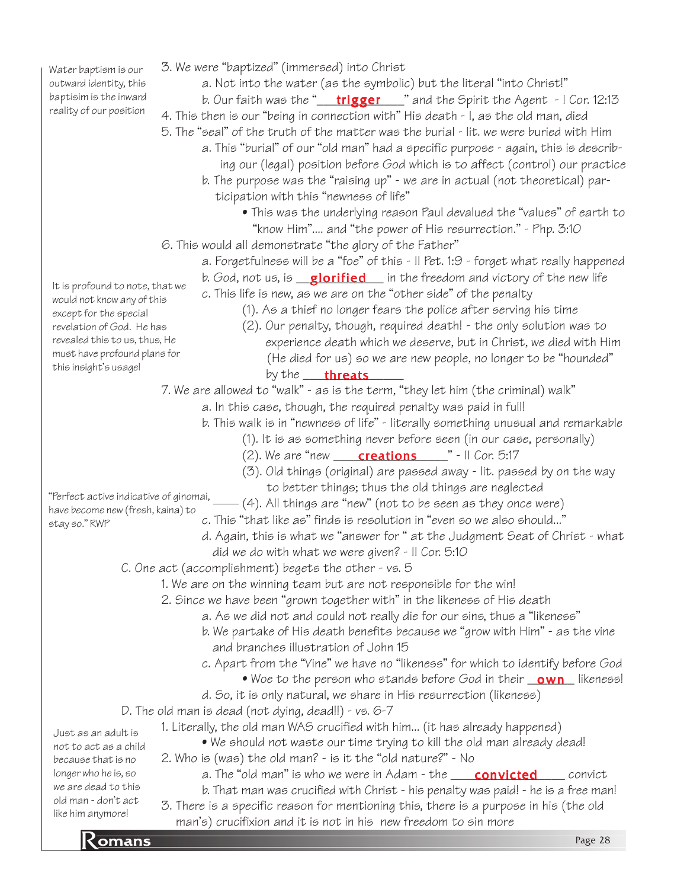Water baptism is our outward identity, this baptisim is the inward reality of our position

3. We were "baptized" (immersed) into Christ
   - a. Not into the water (as the symbolic) but the literal "into Christ!"
   - b. Our faith was the "**trigger**" and the Spirit the Agent - I Cor. 12:13
4. This then is our "being in connection with" His death - I, as the old man, died
5. The "seal" of the truth of the matter was the burial - lit. we were buried with Him
   - a. This "burial" of our "old man" had a specific purpose - again, this is describing our (legal) position before God which is to affect (control) our practice
   - b. The purpose was the "raising up" - we are in actual (not theoretical) participation with this "newness of life"
     - • This was the underlying reason Paul devalued the "values" of earth to "know Him".... and "the power of His resurrection." - Php. 3:10
6. This would all demonstrate "the glory of the Father"
   - a. Forgetfulness will be a "foe" of this - II Pet. 1:9 - forget what really happened
   - b. God, not us, is **glorified** in the freedom and victory of the new life
   - c. This life is new, as we are on the "other side" of the penalty
     - (1). As a thief no longer fears the police after serving his time
     - (2). Our penalty, though, required death! - the only solution was to experience death which we deserve, but in Christ, we died with Him (He died for us) so we are new people, no longer to be "hounded" by the **threats**

It is profound to note, that we would not know any of this except for the special revelation of God. He has revealed this to us, thus, He must have profound plans for this insight's usage!

7. We are allowed to "walk" - as is the term, "they let him (the criminal) walk"
   - a. In this case, though, the required penalty was paid in full!
   - b. This walk is in "newness of life" - literally something unusual and remarkable
     - (1). It is as something never before seen (in our case, personally)
     - (2). We are "new **creations**" - II Cor. 5:17
     - (3). Old things (original) are passed away - lit. passed by on the way to better things; thus the old things are neglected
     - (4). All things are "new" (not to be seen as they once were)
   - c. This "that like as" finds is resolution in "even so we also should..."
   - d. Again, this is what we "answer for " at the Judgment Seat of Christ - what did we do with what we were given? - II Cor. 5:10

"Perfect active indicative of ginomai, have become new (fresh, kaina) to stay so." RWP

C. One act (accomplishment) begets the other - vs. 5
1. We are on the winning team but are not responsible for the win!
2. Since we have been "grown together with" in the likeness of His death
   - a. As we did not and could not really die for our sins, thus a "likeness"
   - b. We partake of His death benefits because we "grow with Him" - as the vine and branches illustration of John 15
   - c. Apart from the "Vine" we have no "likeness" for which to identify before God
     - • Woe to the person who stands before God in their **own** likeness!
   - d. So, it is only natural, we share in His resurrection (likeness)

D. The old man is dead (not dying, dead!!) - vs. 6-7
1. Literally, the old man WAS crucified with him... (it has already happened)
   - • We should not waste our time trying to kill the old man already dead!
2. Who is (was) the old man? - is it the "old nature?" - No
   - a. The "old man" is who we were in Adam - the **convicted** convict
   - b. That man was crucified with Christ - his penalty was paid! - he is a free man!
3. There is a specific reason for mentioning this, there is a purpose in his (the old man's) crucifixion and it is not in his new freedom to sin more

Just as an adult is not to act as a child because that is no longer who he is, so we are dead to this old man - don't act like him anymore!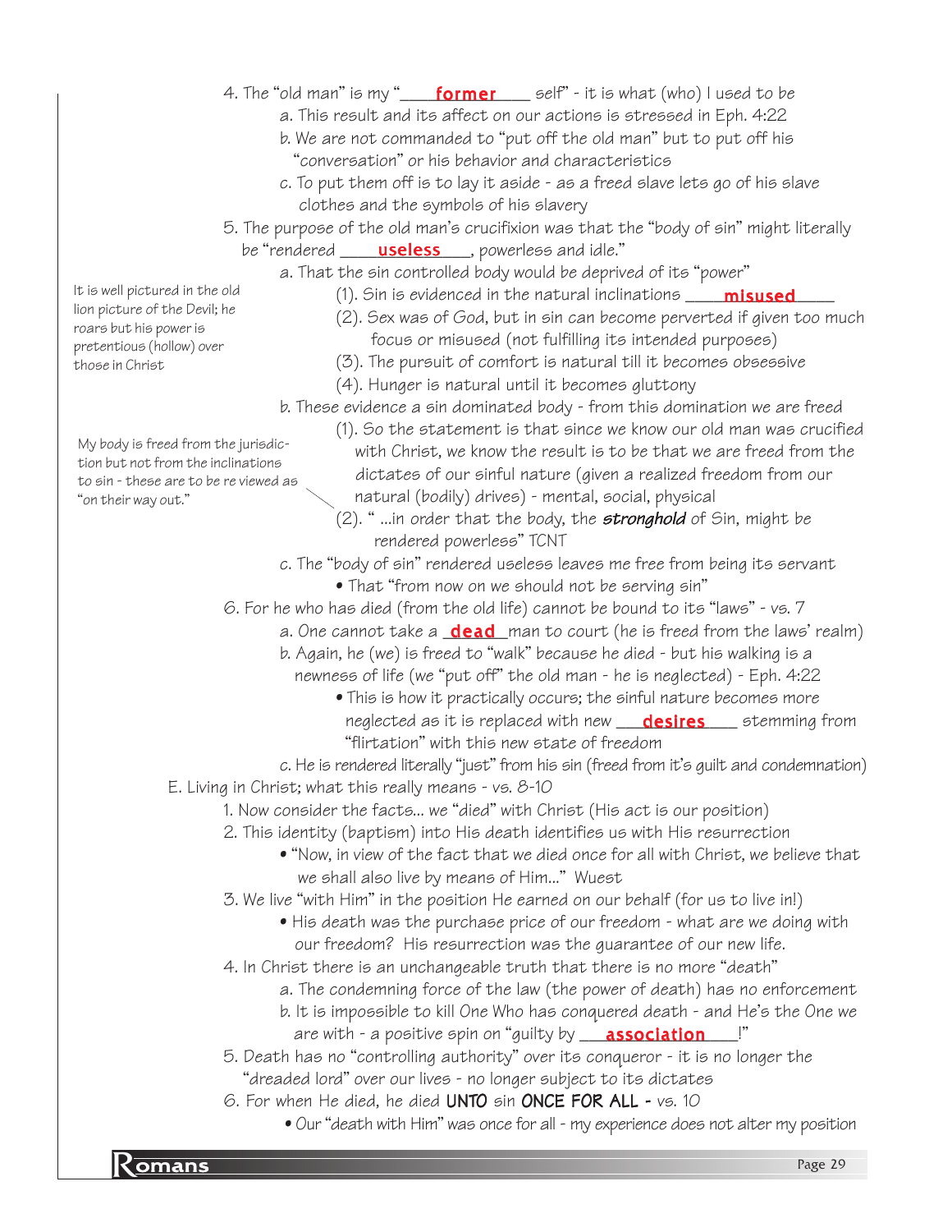4. The "old man" is my "**former** self" - it is what (who) I used to be
   a. This result and its affect on our actions is stressed in Eph. 4:22
   b. We are not commanded to "put off the old man" but to put off his "conversation" or his behavior and characteristics
   c. To put them off is to lay it aside - as a freed slave lets go of his slave clothes and the symbols of his slavery
5. The purpose of the old man's crucifixion was that the "body of sin" might literally be "rendered **useless**, powerless and idle."
   a. That the sin controlled body would be deprived of its "power"
      (1). Sin is evidenced in the natural inclinations **misused**
      (2). Sex was of God, but in sin can become perverted if given too much focus or misused (not fulfilling its intended purposes)
      (3). The pursuit of comfort is natural till it becomes obsessive
      (4). Hunger is natural until it becomes gluttony

It is well pictured in the old lion picture of the Devil; he roars but his power is pretentious (hollow) over those in Christ

   b. These evidence a sin dominated body - from this domination we are freed
      (1). So the statement is that since we know our old man was crucified with Christ, we know the result is to be that we are freed from the dictates of our sinful nature (given a realized freedom from our natural (bodily) drives) - mental, social, physical
      (2). " ...in order that the body, the ***stronghold*** of Sin, might be rendered powerless" TCNT

My body is freed from the jurisdiction but not from the inclinations to sin - these are to be re viewed as "on their way out."

   c. The "body of sin" rendered useless leaves me free from being its servant
      • That "from now on we should not be serving sin"
6. For he who has died (from the old life) cannot be bound to its "laws" - vs. 7
   a. One cannot take a **dead** man to court (he is freed from the laws' realm)
   b. Again, he (we) is freed to "walk" because he died - but his walking is a newness of life (we "put off" the old man - he is neglected) - Eph. 4:22
      • This is how it practically occurs; the sinful nature becomes more neglected as it is replaced with new **desires** stemming from "flirtation" with this new state of freedom
   c. He is rendered literally "just" from his sin (freed from it's guilt and condemnation)

E. Living in Christ; what this really means - vs. 8-10
1. Now consider the facts... we "died" with Christ (His act is our position)
2. This identity (baptism) into His death identifies us with His resurrection
   • "Now, in view of the fact that we died once for all with Christ, we believe that we shall also live by means of Him..." Wuest
3. We live "with Him" in the position He earned on our behalf (for us to live in!)
   • His death was the purchase price of our freedom - what are we doing with our freedom? His resurrection was the guarantee of our new life.
4. In Christ there is an unchangeable truth that there is no more "death"
   a. The condemning force of the law (the power of death) has no enforcement
   b. It is impossible to kill One Who has conquered death - and He's the One we are with - a positive spin on "guilty by **association**!"
5. Death has no "controlling authority" over its conqueror - it is no longer the "dreaded lord" over our lives - no longer subject to its dictates
6. For when He died, he died **UNTO** sin **ONCE FOR ALL -** vs. 10
   • Our "death with Him" was once for all - my experience does not alter my position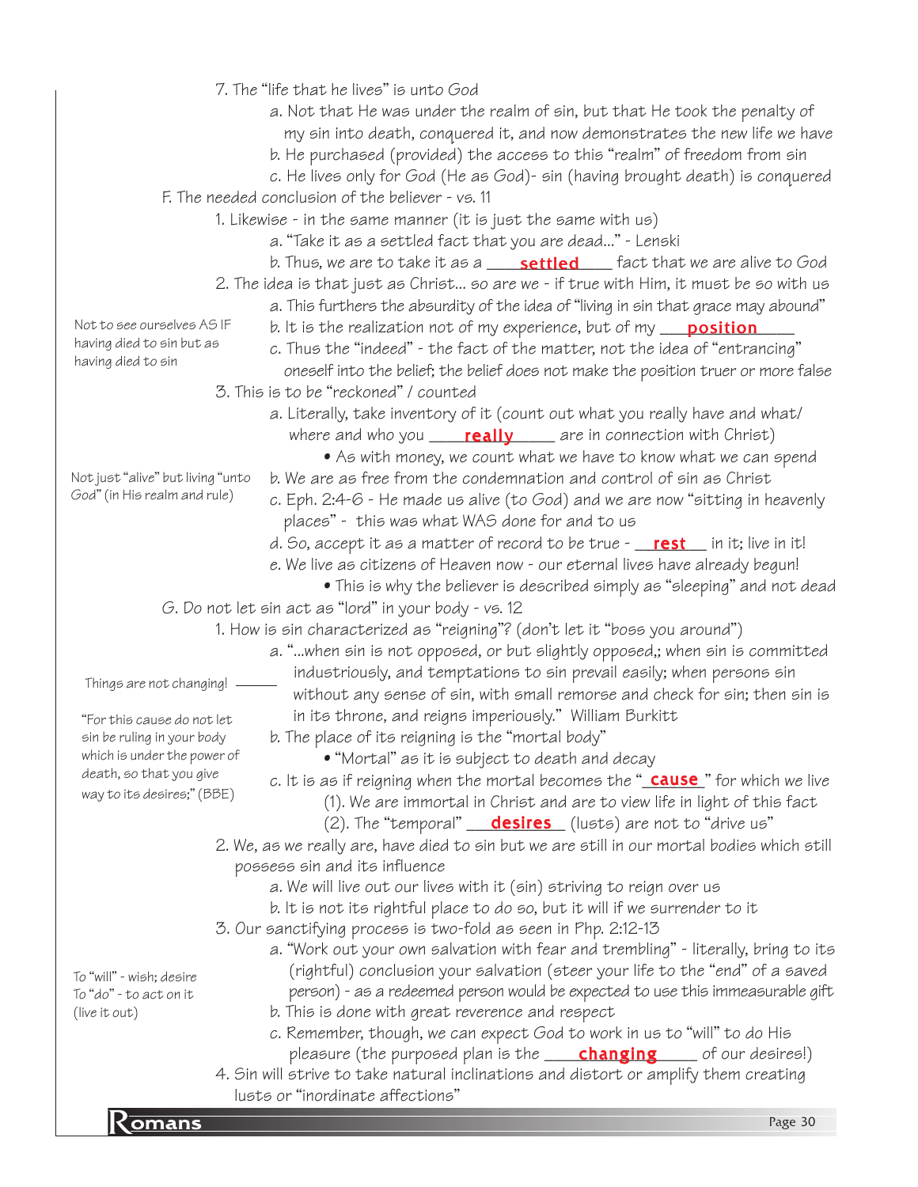7. The "life that he lives" is unto God
    a. Not that He was under the realm of sin, but that He took the penalty of my sin into death, conquered it, and now demonstrates the new life we have
    b. He purchased (provided) the access to this "realm" of freedom from sin
    c. He lives only for God (He as God)- sin (having brought death) is conquered

F. The needed conclusion of the believer - vs. 11

1. Likewise - in the same manner (it is just the same with us)
    a. "Take it as a settled fact that you are dead..." - Lenski
    b. Thus, we are to take it as a ___**settled**___ fact that we are alive to God
2. The idea is that just as Christ... so are we - if true with Him, it must be so with us
    a. This furthers the absurdity of the idea of "living in sin that grace may abound"
    b. It is the realization not of my experience, but of my ___**position**___
    c. Thus the "indeed" - the fact of the matter, not the idea of "entrancing" oneself into the belief; the belief does not make the position truer or more false

    *Not to see ourselves AS IF having died to sin but as having died to sin*
3. This is to be "reckoned" / counted
    a. Literally, take inventory of it (count out what you really have and what/ where and who you ___**really**___ are in connection with Christ)
        - As with money, we count what we have to know what we can spend
    b. We are as free from the condemnation and control of sin as Christ
    c. Eph. 2:4-6 - He made us alive (to God) and we are now "sitting in heavenly places" - this was what WAS done for and to us
    d. So, accept it as a matter of record to be true - ___**rest**___ in it; live in it!
    e. We live as citizens of Heaven now - our eternal lives have already begun!
        - This is why the believer is described simply as "sleeping" and not dead

    *Not just "alive" but living "unto God" (in His realm and rule)*

G. Do not let sin act as "lord" in your body - vs. 12

1. How is sin characterized as "reigning"? (don't let it "boss you around")
    a. "...when sin is not opposed, or but slightly opposed,; when sin is committed industriously, and temptations to sin prevail easily; when persons sin without any sense of sin, with small remorse and check for sin; then sin is in its throne, and reigns imperiously." William Burkitt
    b. The place of its reigning is the "mortal body"
        - "Mortal" as it is subject to death and decay
    c. It is as if reigning when the mortal becomes the "___**cause**___" for which we live
        (1). We are immortal in Christ and are to view life in light of this fact
        (2). The "temporal" ___**desires**___ (lusts) are not to "drive us"

    *Things are not changing!*

    *"For this cause do not let sin be ruling in your body which is under the power of death, so that you give way to its desires;" (BBE)*
2. We, as we really are, have died to sin but we are still in our mortal bodies which still possess sin and its influence
    a. We will live out our lives with it (sin) striving to reign over us
    b. It is not its rightful place to do so, but it will if we surrender to it
3. Our sanctifying process is two-fold as seen in Php. 2:12-13
    a. "Work out your own salvation with fear and trembling" - literally, bring to its (rightful) conclusion your salvation (steer your life to the "end" of a saved person) - as a redeemed person would be expected to use this immeasurable gift
    b. This is done with great reverence and respect
    c. Remember, though, we can expect God to work in us to "will" to do His pleasure (the purposed plan is the ___**changing**___ of our desires!)

    *To "will" - wish; desire*
    *To "do" - to act on it (live it out)*
4. Sin will strive to take natural inclinations and distort or amplify them creating lusts or "inordinate affections"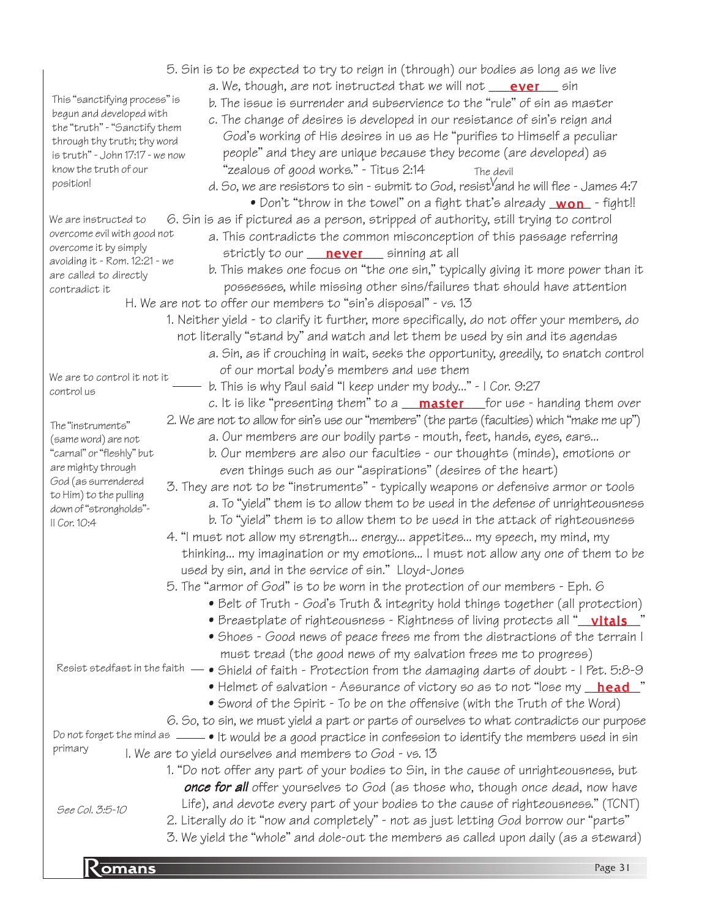5. Sin is to be expected to try to reign in (through) our bodies as long as we live

   a. We, though, are not instructed that we will not **ever** sin

   b. The issue is surrender and subservience to the "rule" of sin as master

   c. The change of desires is developed in our resistance of sin's reign and God's working of His desires in us as He "purifies to Himself a peculiar people" and they are unique because they become (are developed) as "zealous of good works." - Titus 2:14

   d. So, we are resistors to sin - submit to God, resist (the devil) and he will flee - James 4:7

      - Don't "throw in the towel" on a fight that's already **won** - fight!!

> This "sanctifying process" is begun and developed with the "truth" - "Sanctify them through thy truth; thy word is truth" - John 17:17 - we now know the truth of our position!

6. Sin is as if pictured as a person, stripped of authority, still trying to control

   a. This contradicts the common misconception of this passage referring strictly to our **never** sinning at all

   b. This makes one focus on "the one sin," typically giving it more power than it possesses, while missing other sins/failures that should have attention

> We are instructed to overcome evil with good not overcome it by simply avoiding it - Rom. 12:21 - we are called to directly contradict it

H. We are not to offer our members to "sin's disposal" - vs. 13

1. Neither yield - to clarify it further, more specifically, do not offer your members, do not literally "stand by" and watch and let them be used by sin and its agendas

   a. Sin, as if crouching in wait, seeks the opportunity, greedily, to snatch control of our mortal body's members and use them

   b. This is why Paul said "I keep under my body..." - I Cor. 9:27

   c. It is like "presenting them" to a **master** for use - handing them over

> We are to control it not it control us

2. We are not to allow for sin's use our "members" (the parts (faculties) which "make me up")

   a. Our members are our bodily parts - mouth, feet, hands, eyes, ears...

   b. Our members are also our faculties - our thoughts (minds), emotions or even things such as our "aspirations" (desires of the heart)

3. They are not to be "instruments" - typically weapons or defensive armor or tools

   a. To "yield" them is to allow them to be used in the defense of unrighteousness

   b. To "yield" them is to allow them to be used in the attack of righteousness

> The "instruments" (same word) are not "carnal" or "fleshly" but are mighty through God (as surrendered to Him) to the pulling down of "strongholds" - II Cor. 10:4

4. "I must not allow my strength... energy... appetites... my speech, my mind, my thinking... my imagination or my emotions... I must not allow any one of them to be used by sin, and in the service of sin." Lloyd-Jones

5. The "armor of God" is to be worn in the protection of our members - Eph. 6

   - Belt of Truth - God's Truth & integrity hold things together (all protection)
   - Breastplate of righteousness - Rightness of living protects all "**vitals**"
   - Shoes - Good news of peace frees me from the distractions of the terrain I must tread (the good news of my salvation frees me to progress)
   - Shield of faith - Protection from the damaging darts of doubt - I Pet. 5:8-9
   - Helmet of salvation - Assurance of victory so as to not "lose my **head**"
   - Sword of the Spirit - To be on the offensive (with the Truth of the Word)

> Resist stedfast in the faith

6. So, to sin, we must yield a part or parts of ourselves to what contradicts our purpose

   - It would be a good practice in confession to identify the members used in sin

> Do not forget the mind as primary

I. We are to yield ourselves and members to God - vs. 13

1. "Do not offer any part of your bodies to Sin, in the cause of unrighteousness, but ***once for all*** offer yourselves to God (as those who, though once dead, now have Life), and devote every part of your bodies to the cause of righteousness." (TCNT)

2. Literally do it "now and completely" - not as just letting God borrow our "parts"

3. We yield the "whole" and dole-out the members as called upon daily (as a steward)

> See Col. 3:5-10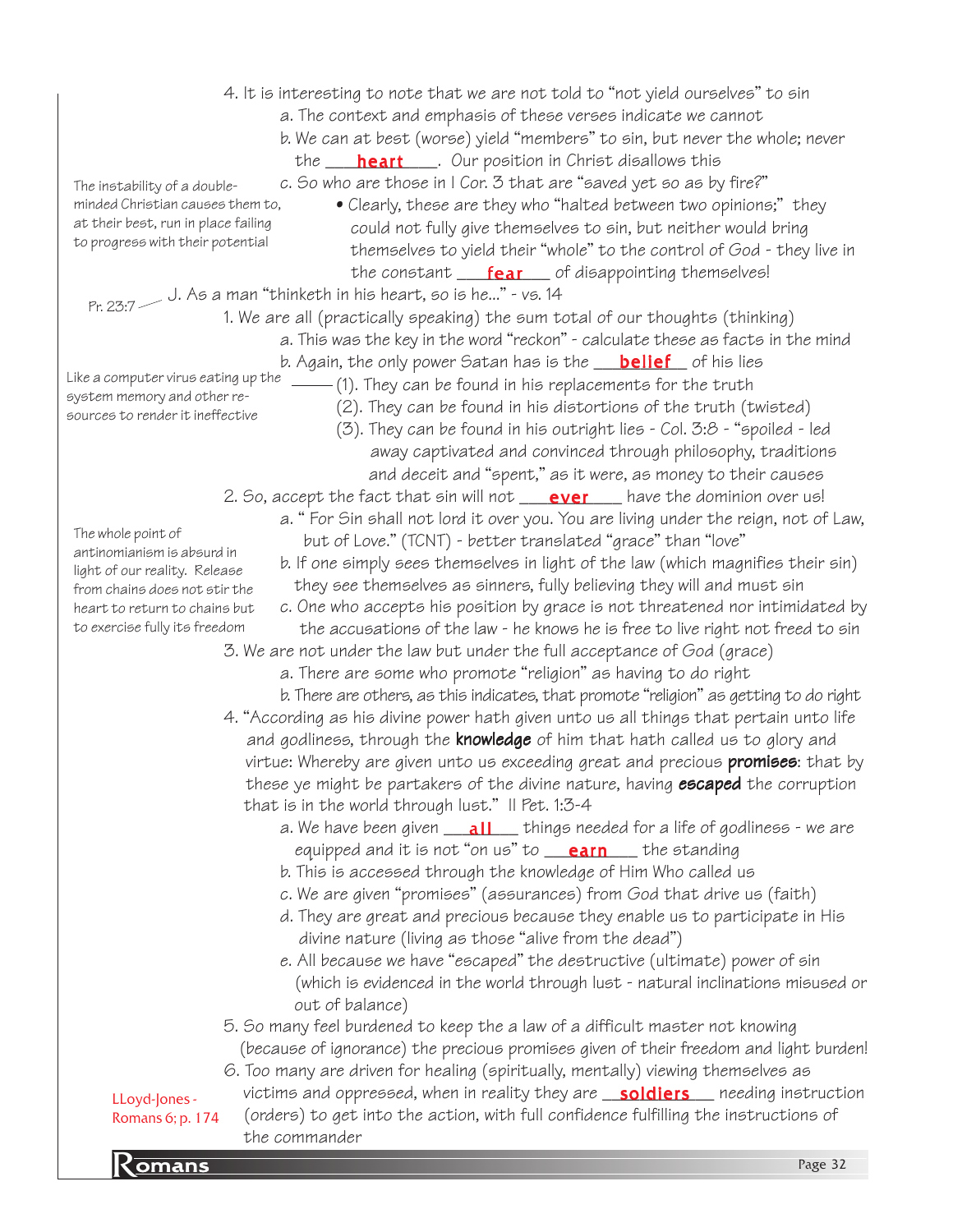4. It is interesting to note that we are not told to "not yield ourselves" to sin
    a. The context and emphasis of these verses indicate we cannot
    b. We can at best (worse) yield "members" to sin, but never the whole; never the **heart**. Our position in Christ disallows this
    c. So who are those in I Cor. 3 that are "saved yet so as by fire?"
        - Clearly, these are they who "halted between two opinions;" they could not fully give themselves to sin, but neither would bring themselves to yield their "whole" to the control of God - they live in the constant **fear** of disappointing themselves!

*The instability of a double-minded Christian causes them to, at their best, run in place failing to progress with their potential*

J. As a man "thinketh in his heart, so is he..." - vs. 14

*Pr. 23:7*

1. We are all (practically speaking) the sum total of our thoughts (thinking)
    a. This was the key in the word "reckon" - calculate these as facts in the mind
    b. Again, the only power Satan has is the **belief** of his lies
        (1). They can be found in his replacements for the truth
        (2). They can be found in his distortions of the truth (twisted)
        (3). They can be found in his outright lies - Col. 3:8 - "spoiled - led away captivated and convinced through philosophy, traditions and deceit and "spent," as it were, as money to their causes

*Like a computer virus eating up the system memory and other resources to render it ineffective*

2. So, accept the fact that sin will not **ever** have the dominion over us!
    a. " For Sin shall not lord it over you. You are living under the reign, not of Law, but of Love." (TCNT) - better translated "grace" than "love"
    b. If one simply sees themselves in light of the law (which magnifies their sin) they see themselves as sinners, fully believing they will and must sin
    c. One who accepts his position by grace is not threatened nor intimidated by the accusations of the law - he knows he is free to live right not freed to sin

*The whole point of antinomianism is absurd in light of our reality. Release from chains does not stir the heart to return to chains but to exercise fully its freedom*

3. We are not under the law but under the full acceptance of God (grace)
    a. There are some who promote "religion" as having to do right
    b. There are others, as this indicates, that promote "religion" as getting to do right
4. "According as his divine power hath given unto us all things that pertain unto life and godliness, through the **knowledge** of him that hath called us to glory and virtue: Whereby are given unto us exceeding great and precious **promises**: that by these ye might be partakers of the divine nature, having **escaped** the corruption that is in the world through lust." II Pet. 1:3-4
    a. We have been given **all** things needed for a life of godliness - we are equipped and it is not "on us" to **earn** the standing
    b. This is accessed through the knowledge of Him Who called us
    c. We are given "promises" (assurances) from God that drive us (faith)
    d. They are great and precious because they enable us to participate in His divine nature (living as those "alive from the dead")
    e. All because we have "escaped" the destructive (ultimate) power of sin (which is evidenced in the world through lust - natural inclinations misused or out of balance)
5. So many feel burdened to keep the a law of a difficult master not knowing (because of ignorance) the precious promises given of their freedom and light burden!
6. Too many are driven for healing (spiritually, mentally) viewing themselves as victims and oppressed, when in reality they are **soldiers** needing instruction (orders) to get into the action, with full confidence fulfilling the instructions of the commander

*LLoyd-Jones - Romans 6; p. 174*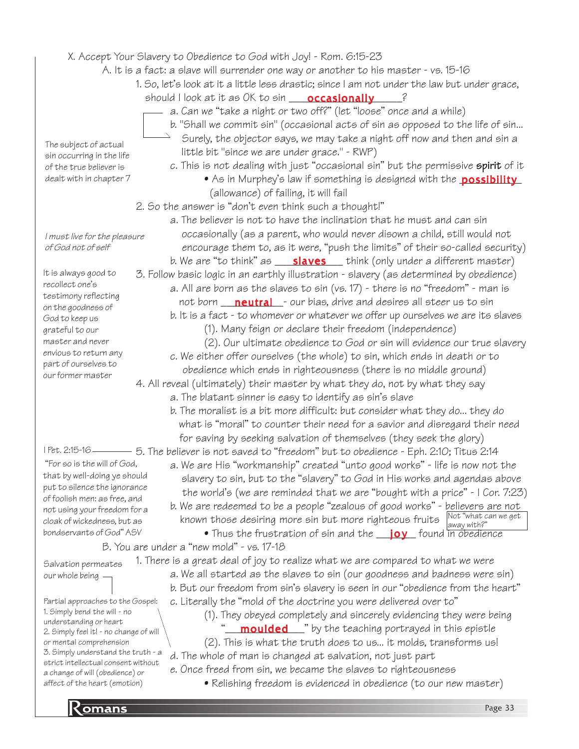## X. Accept Your Slavery to Obedience to God with Joy! - Rom. 6:15-23

A. It is a fact: a slave will surrender one way or another to his master - vs. 15-16

1. So, let's look at it a little less drastic; since I am not under the law but under grace, should I look at it as OK to sin **occasionally**?
   - a. Can we "take a night or two off?" (let "loose" once and a while)
   - b. "Shall we commit sin" (occasional acts of sin as opposed to the life of sin... Surely, the objector says, we may take a night off now and then and sin a little bit "since we are under grace." - RWP)
   - c. This is not dealing with just "occasional sin" but the permissive **spirit** of it
     - As in Murphey's law if something is designed with the **possibility** (allowance) of failing, it will fail

*The subject of actual sin occurring in the life of the true believer is dealt with in chapter 7*

2. So the answer is "don't even think such a thought!"
   - a. The believer is not to have the inclination that he must and can sin occasionally (as a parent, who would never disown a child, still would not encourage them to, as it were, "push the limits" of their so-called security)
   - b. We are "to think" as **slaves** think (only under a different master)

*I must live for the pleasure of God not of self*

3. Follow basic logic in an earthly illustration - slavery (as determined by obedience)
   - a. All are born as the slaves to sin (vs. 17) - there is no "freedom" - man is not born **neutral** - our bias, drive and desires all steer us to sin
   - b. It is a fact - to whomever or whatever we offer up ourselves we are its slaves
     - (1). Many feign or declare their freedom (independence)
     - (2). Our ultimate obedience to God or sin will evidence our true slavery
   - c. We either offer ourselves (the whole) to sin, which ends in death or to obedience which ends in righteousness (there is no middle ground)

*It is always good to recollect one's testimony reflecting on the goodness of God to keep us grateful to our master and never envious to return any part of ourselves to our former master*

4. All reveal (ultimately) their master by what they do, not by what they say
   - a. The blatant sinner is easy to identify as sin's slave
   - b. The moralist is a bit more difficult: but consider what they do... they do what is "moral" to counter their need for a savior and disregard their need for saving by seeking salvation of themselves (they seek the glory)
5. The believer is not saved to "freedom" but to obedience - Eph. 2:10; Titus 2:14
   - a. We are His "workmanship" created "unto good works" - life is now not the slavery to sin, but to the "slavery" to God in His works and agendas above the world's (we are reminded that we are "bought with a price" - I Cor. 7:23)
   - b. We are redeemed to be a people "zealous of good works" - believers are not known those desiring more sin but more righteous fruits *(Not "what can we get away with?")*
     - Thus the frustration of sin and the **joy** found in obedience

*I Pet. 2:15-16 "For so is the will of God, that by well-doing ye should put to silence the ignorance of foolish men: as free, and not using your freedom for a cloak of wickedness, but as bondservants of God" ASV*

B. You are under a "new mold" - vs. 17-18

1. There is a great deal of joy to realize what we are compared to what we were
   - a. We all started as the slaves to sin (our goodness and badness were sin)
   - b. But our freedom from sin's slavery is seen in our "obedience from the heart"
   - c. Literally the "mold of the doctrine you were delivered over to"
     - (1). They obeyed completely and sincerely evidencing they were being "**moulded**" by the teaching portrayed in this epistle
     - (2). This is what the truth does to us... it molds, transforms us!
   - d. The whole of man is changed at salvation, not just part
   - e. Once freed from sin, we became the slaves to righteousness
     - Relishing freedom is evidenced in obedience (to our new master)

*Salvation permeates our whole being*

*Partial approaches to the Gospel:*
*1. Simply bend the will - no understanding or heart*
*2. Simply feel it! - no change of will or mental comprehension*
*3. Simply understand the truth - a strict intellectual consent without a change of will (obedience) or affect of the heart (emotion)*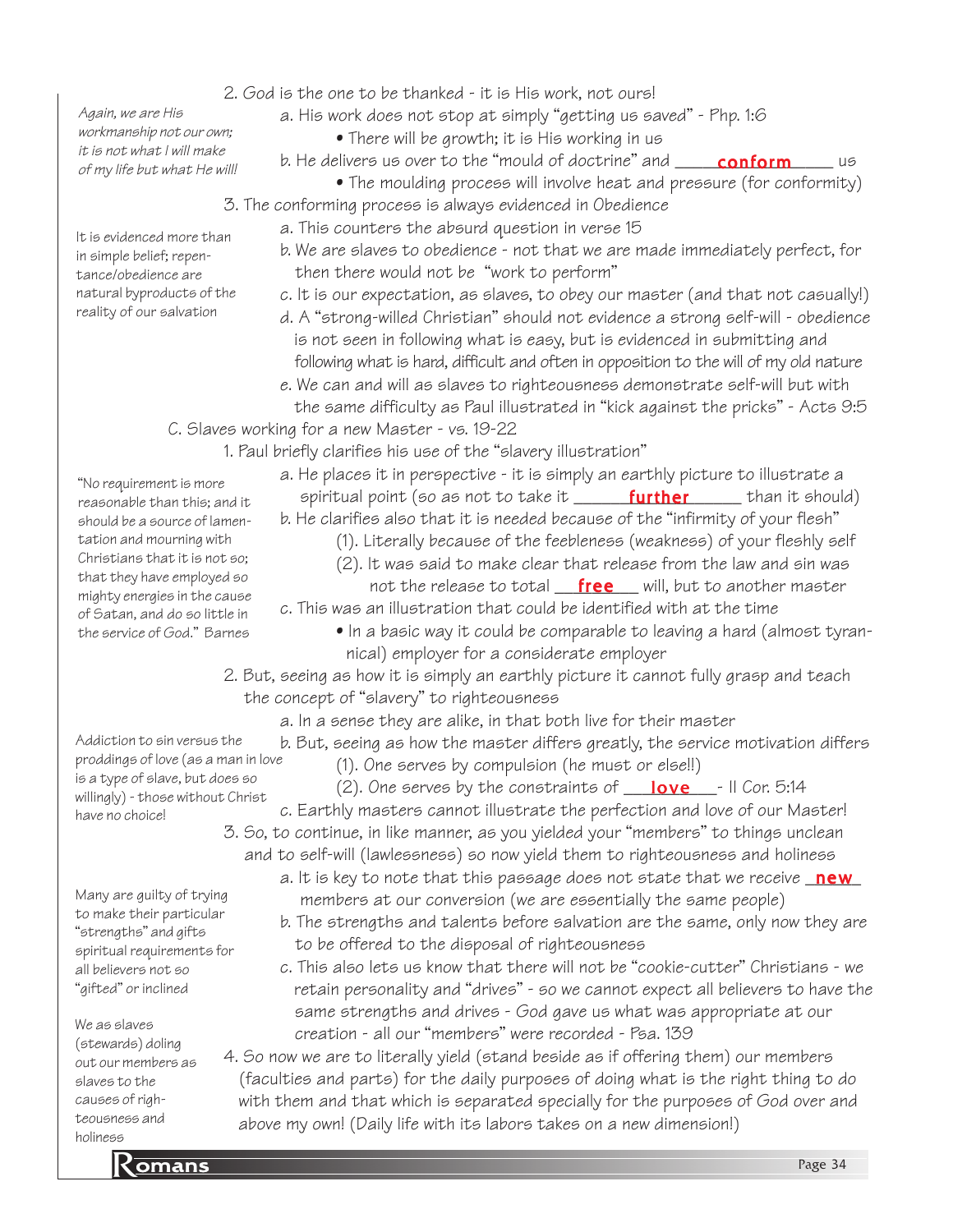2. God is the one to be thanked - it is His work, not ours!

*Again, we are His workmanship not our own; it is not what I will make of my life but what He will!*

   a. His work does not stop at simply "getting us saved" - Php. 1:6
      - There will be growth; it is His working in us
   b. He delivers us over to the "mould of doctrine" and **conform** us
      - The moulding process will involve heat and pressure (for conformity)

3. The conforming process is always evidenced in Obedience

*It is evidenced more than in simple belief; repentance/obedience are natural byproducts of the reality of our salvation*

   a. This counters the absurd question in verse 15
   b. We are slaves to obedience - not that we are made immediately perfect, for then there would not be "work to perform"
   c. It is our expectation, as slaves, to obey our master (and that not casually!)
   d. A "strong-willed Christian" should not evidence a strong self-will - obedience is not seen in following what is easy, but is evidenced in submitting and following what is hard, difficult and often in opposition to the will of my old nature
   e. We can and will as slaves to righteousness demonstrate self-will but with the same difficulty as Paul illustrated in "kick against the pricks" - Acts 9:5

C. Slaves working for a new Master - vs. 19-22

1. Paul briefly clarifies his use of the "slavery illustration"

*"No requirement is more reasonable than this; and it should be a source of lamentation and mourning with Christians that it is not so; that they have employed so mighty energies in the cause of Satan, and do so little in the service of God." Barnes*

   a. He places it in perspective - it is simply an earthly picture to illustrate a spiritual point (so as not to take it **further** than it should)
   b. He clarifies also that it is needed because of the "infirmity of your flesh"
      (1). Literally because of the feebleness (weakness) of your fleshly self
      (2). It was said to make clear that release from the law and sin was not the release to total **free** will, but to another master
   c. This was an illustration that could be identified with at the time
      - In a basic way it could be comparable to leaving a hard (almost tyrannical) employer for a considerate employer

2. But, seeing as how it is simply an earthly picture it cannot fully grasp and teach the concept of "slavery" to righteousness

*Addiction to sin versus the proddings of love (as a man in love is a type of slave, but does so willingly) - those without Christ have no choice!*

   a. In a sense they are alike, in that both live for their master
   b. But, seeing as how the master differs greatly, the service motivation differs
      (1). One serves by compulsion (he must or else!!)
      (2). One serves by the constraints of **love** - II Cor. 5:14
   c. Earthly masters cannot illustrate the perfection and love of our Master!

3. So, to continue, in like manner, as you yielded your "members" to things unclean and to self-will (lawlessness) so now yield them to righteousness and holiness

*Many are guilty of trying to make their particular "strengths" and gifts spiritual requirements for all believers not so "gifted" or inclined*

   a. It is key to note that this passage does not state that we receive **new** members at our conversion (we are essentially the same people)
   b. The strengths and talents before salvation are the same, only now they are to be offered to the disposal of righteousness
   c. This also lets us know that there will not be "cookie-cutter" Christians - we retain personality and "drives" - so we cannot expect all believers to have the same strengths and drives - God gave us what was appropriate at our creation - all our "members" were recorded - Psa. 139

*We as slaves (stewards) doling out our members as slaves to the causes of righteousness and holiness*

4. So now we are to literally yield (stand beside as if offering them) our members (faculties and parts) for the daily purposes of doing what is the right thing to do with them and that which is separated specially for the purposes of God over and above my own! (Daily life with its labors takes on a new dimension!)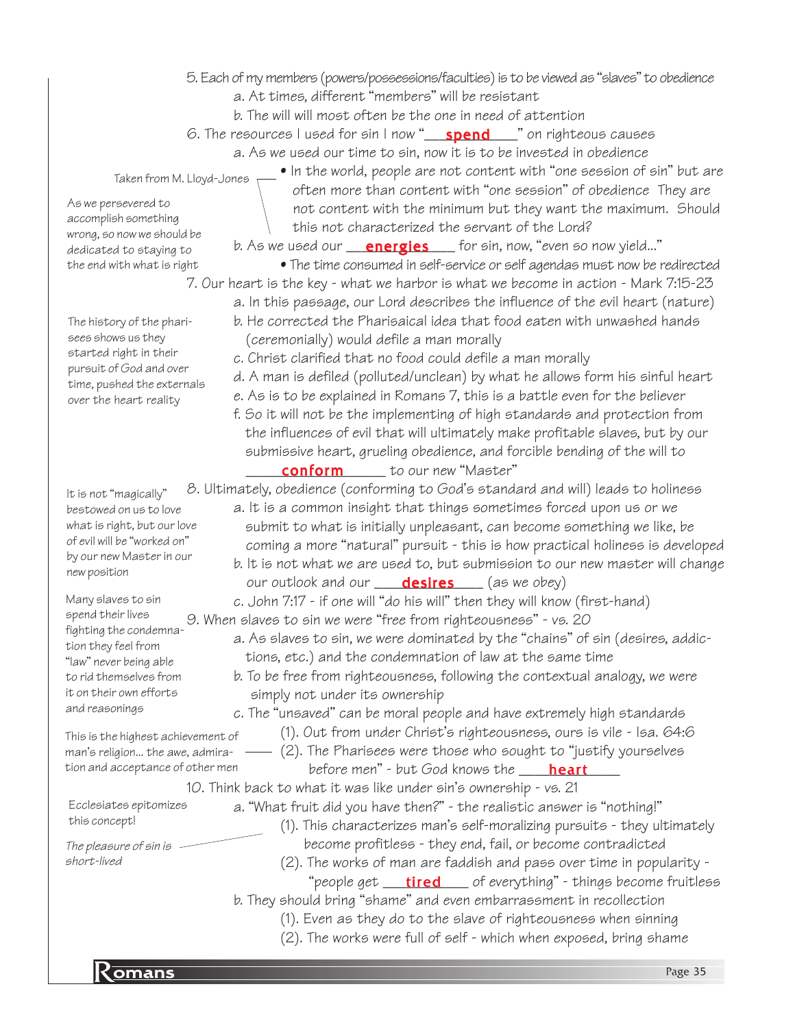5. Each of my members (powers/possessions/faculties) is to be viewed as "slaves" to obedience
   - a. At times, different "members" will be resistant
   - b. The will will most often be the one in need of attention

6. The resources I used for sin I now "___**spend**___" on righteous causes
   - a. As we used our time to sin, now it is to be invested in obedience
     - In the world, people are not content with "one session of sin" but are often more than content with "one session" of obedience They are not content with the minimum but they want the maximum. Should this not characterized the servant of the Lord?
   - b. As we used our ___**energies**___ for sin, now, "even so now yield..."
     - The time consumed in self-service or self agendas must now be redirected

*Taken from M. Lloyd-Jones*

*As we persevered to accomplish something wrong, so now we should be dedicated to staying to the end with what is right*

7. Our heart is the key - what we harbor is what we become in action - Mark 7:15-23
   - a. In this passage, our Lord describes the influence of the evil heart (nature)
   - b. He corrected the Pharisaical idea that food eaten with unwashed hands (ceremonially) would defile a man morally
   - c. Christ clarified that no food could defile a man morally
   - d. A man is defiled (polluted/unclean) by what he allows form his sinful heart
   - e. As is to be explained in Romans 7, this is a battle even for the believer
   - f. So it will not be the implementing of high standards and protection from the influences of evil that will ultimately make profitable slaves, but by our submissive heart, grueling obedience, and forcible bending of the will to _____**conform**_____ to our new "Master"

*The history of the pharisees shows us they started right in their pursuit of God and over time, pushed the externals over the heart reality*

8. Ultimately, obedience (conforming to God's standard and will) leads to holiness
   - a. It is a common insight that things sometimes forced upon us or we submit to what is initially unpleasant, can become something we like, be coming a more "natural" pursuit - this is how practical holiness is developed
   - b. It is not what we are used to, but submission to our new master will change our outlook and our ____**desires**____ (as we obey)
   - c. John 7:17 - if one will "do his will" then they will know (first-hand)

*It is not "magically" bestowed on us to love what is right, but our love of evil will be "worked on" by our new Master in our new position*

9. When slaves to sin we were "free from righteousness" - vs. 20
   - a. As slaves to sin, we were dominated by the "chains" of sin (desires, addictions, etc.) and the condemnation of law at the same time
   - b. To be free from righteousness, following the contextual analogy, we were simply not under its ownership
   - c. The "unsaved" can be moral people and have extremely high standards
     - (1). Out from under Christ's righteousness, ours is vile - Isa. 64:6
     - (2). The Pharisees were those who sought to "justify yourselves before men" - but God knows the ____**heart**____

*Many slaves to sin spend their lives fighting the condemnation they feel from "law" never being able to rid themselves from it on their own efforts and reasonings*

*This is the highest achievement of man's religion... the awe, admiration and acceptance of other men*

10. Think back to what it was like under sin's ownership - vs. 21
    - a. "What fruit did you have then?" - the realistic answer is "nothing!"
      - (1). This characterizes man's self-moralizing pursuits - they ultimately become profitless - they end, fail, or become contradicted
      - (2). The works of man are faddish and pass over time in popularity - "people get ___**tired**___ of everything" - things become fruitless
    - b. They should bring "shame" and even embarrassment in recollection
      - (1). Even as they do to the slave of righteousness when sinning
      - (2). The works were full of self - which when exposed, bring shame

*Ecclesiates epitomizes this concept!*

*The pleasure of sin is short-lived*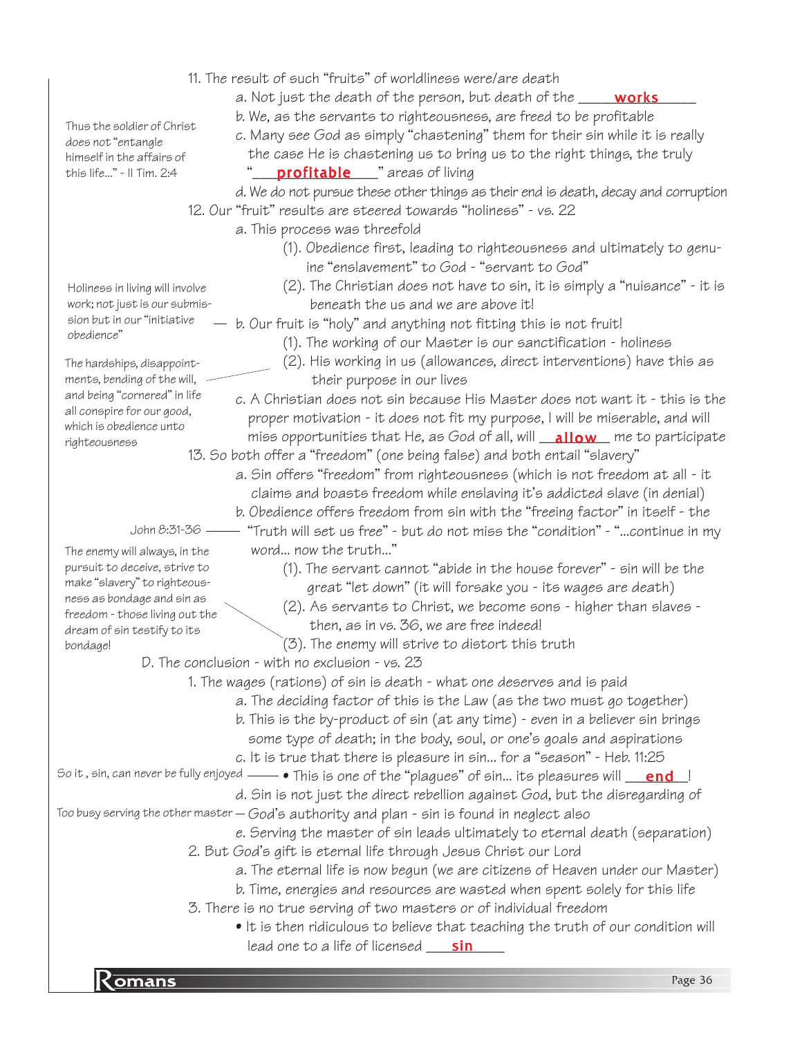11. The result of such "fruits" of worldliness were/are death
    - a. Not just the death of the person, but death of the ___**works**___
    - b. We, as the servants to righteousness, are freed to be profitable
    - c. Many see God as simply "chastening" them for their sin while it is really the case He is chastening us to bring us to the right things, the truly "___**profitable**___" areas of living
    - d. We do not pursue these other things as their end is death, decay and corruption

> Thus the soldier of Christ does not "entangle himself in the affairs of this life..." - II Tim. 2:4

12. Our "fruit" results are steered towards "holiness" - vs. 22
    - a. This process was threefold
        - (1). Obedience first, leading to righteousness and ultimately to genuine "enslavement" to God - "servant to God"
        - (2). The Christian does not have to sin, it is simply a "nuisance" - it is beneath the us and we are above it!
    - b. Our fruit is "holy" and anything not fitting this is not fruit!
        - (1). The working of our Master is our sanctification - holiness
        - (2). His working in us (allowances, direct interventions) have this as their purpose in our lives
    - c. A Christian does not sin because His Master does not want it - this is the proper motivation - it does not fit my purpose, I will be miserable, and will miss opportunities that He, as God of all, will ___**allow**___ me to participate

> Holiness in living will involve work; not just is our submission but in our "initiative obedience"

> The hardships, disappointments, bending of the will, and being "cornered" in life all conspire for our good, which is obedience unto righteousness

13. So both offer a "freedom" (one being false) and both entail "slavery"
    - a. Sin offers "freedom" from righteousness (which is not freedom at all - it claims and boasts freedom while enslaving it's addicted slave (in denial)
    - b. Obedience offers freedom from sin with the "freeing factor" in itself - the "Truth will set us free" - but do not miss the "condition" - "...continue in my word... now the truth..."
        - (1). The servant cannot "abide in the house forever" - sin will be the great "let down" (it will forsake you - its wages are death)
        - (2). As servants to Christ, we become sons - higher than slaves - then, as in vs. 36, we are free indeed!
        - (3). The enemy will strive to distort this truth

> John 8:31-36

> The enemy will always, in the pursuit to deceive, strive to make "slavery" to righteousness as bondage and sin as freedom - those living out the dream of sin testify to its bondage!

D. The conclusion - with no exclusion - vs. 23

1. The wages (rations) of sin is death - what one deserves and is paid
    - a. The deciding factor of this is the Law (as the two must go together)
    - b. This is the by-product of sin (at any time) - even in a believer sin brings some type of death; in the body, soul, or one's goals and aspirations
    - c. It is true that there is pleasure in sin... for a "season" - Heb. 11:25
        - This is one of the "plagues" of sin... its pleasures will ___**end**___!
    - d. Sin is not just the direct rebellion against God, but the disregarding of God's authority and plan - sin is found in neglect also
    - e. Serving the master of sin leads ultimately to eternal death (separation)

> So it , sin, can never be fully enjoyed

> Too busy serving the other master

2. But God's gift is eternal life through Jesus Christ our Lord
    - a. The eternal life is now begun (we are citizens of Heaven under our Master)
    - b. Time, energies and resources are wasted when spent solely for this life
3. There is no true serving of two masters or of individual freedom
    - It is then ridiculous to believe that teaching the truth of our condition will lead one to a life of licensed ___**sin**___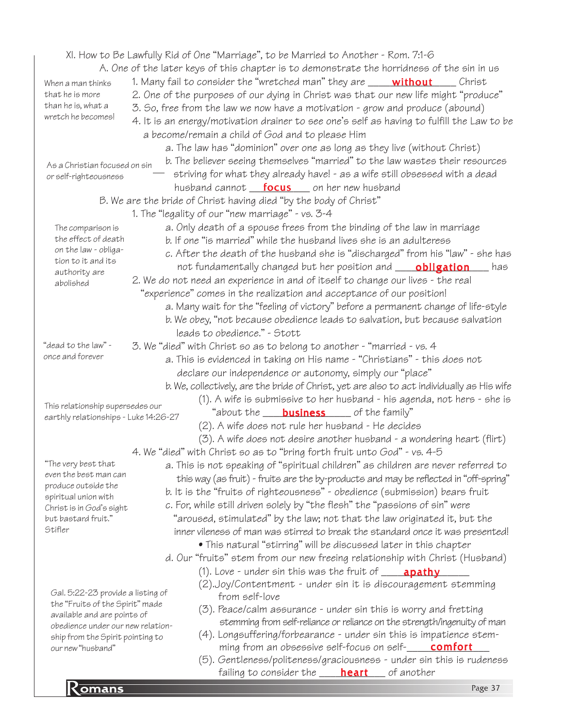## XI. How to Be Lawfully Rid of One "Marriage", to be Married to Another - Rom. 7:1-6

A. One of the later keys of this chapter is to demonstrate the horridness of the sin in us

*When a man thinks that he is more than he is, what a wretch he becomes!*

1. Many fail to consider the "wretched man" they are **without** Christ
2. One of the purposes of our dying in Christ was that our new life might "produce"
3. So, free from the law we now have a motivation - grow and produce (abound)
4. It is an energy/motivation drainer to see one's self as having to fulfill the Law to be a become/remain a child of God and to please Him
   a. The law has "dominion" over one as long as they live (without Christ)
   b. The believer seeing themselves "married" to the law wastes their resources striving for what they already have! - as a wife still obsessed with a dead husband cannot **focus** on her new husband

*As a Christian focused on sin or self-righteousness*

B. We are the bride of Christ having died "by the body of Christ"

1. The "legality of our "new marriage" - vs. 3-4
   a. Only death of a spouse frees from the binding of the law in marriage
   b. If one "is married" while the husband lives she is an adulteress
   c. After the death of the husband she is "discharged" from his "law" - she has not fundamentally changed but her position and **obligation** has

*The comparison is the effect of death on the law - obligation to it and its authority are abolished*

2. We do not need an experience in and of itself to change our lives - the real "experience" comes in the realization and acceptance of our position!
   a. Many wait for the "feeling of victory" before a permanent change of life-style
   b. We obey, "not because obedience leads to salvation, but because salvation leads to obedience." - Stott

*"dead to the law" - once and forever*

3. We "died" with Christ so as to belong to another - "married - vs. 4
   a. This is evidenced in taking on His name - "Christians" - this does not declare our independence or autonomy, simply our "place"
   b. We, collectively, are the bride of Christ, yet are also to act individually as His wife
      (1). A wife is submissive to her husband - his agenda, not hers - she is "about the **business** of the family"
      (2). A wife does not rule her husband - He decides
      (3). A wife does not desire another husband - a wondering heart (flirt)

*This relationship supersedes our earthly relationships - Luke 14:26-27*

4. We "died" with Christ so as to "bring forth fruit unto God" - vs. 4-5
   a. This is not speaking of "spiritual children" as children are never referred to this way (as fruit) - fruits are the by-products and may be reflected in "off-spring"
   b. It is the "fruits of righteousness" - obedience (submission) bears fruit
   c. For, while still driven solely by "the flesh" the "passions of sin" were "aroused, stimulated" by the law; not that the law originated it, but the inner vileness of man was stirred to break the standard once it was presented!
      - This natural "stirring" will be discussed later in this chapter
   d. Our "fruits" stem from our new freeing relationship with Christ (Husband)
      (1). Love - under sin this was the fruit of **apathy**
      (2). Joy/Contentment - under sin it is discouragement stemming from self-love
      (3). Peace/calm assurance - under sin this is worry and fretting stemming from self-reliance or reliance on the strength/ingenuity of man
      (4). Longsuffering/forbearance - under sin this is impatience stemming from an obsessive self-focus on self-**comfort**
      (5). Gentleness/politeness/graciousness - under sin this is rudeness failing to consider the **heart** of another

*"The very best that even the best man can produce outside the spiritual union with Christ is in God's sight but bastard fruit." Stifler*

*Gal. 5:22-23 provide a listing of the "Fruits of the Spirit" made available and are points of obedience under our new relationship from the Spirit pointing to our new "husband"*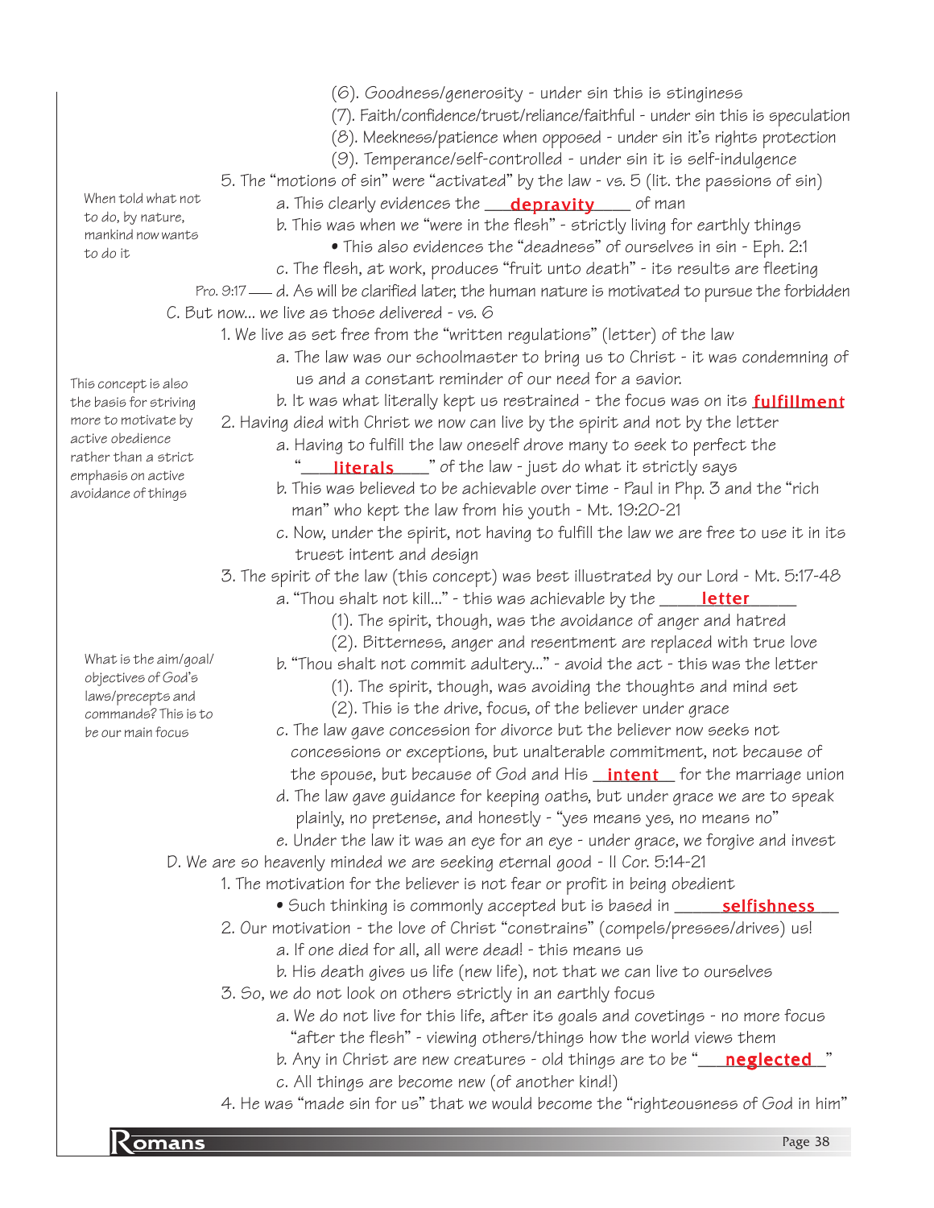(6). Goodness/generosity - under sin this is stinginess

(7). Faith/confidence/trust/reliance/faithful - under sin this is speculation

(8). Meekness/patience when opposed - under sin it's rights protection

(9). Temperance/self-controlled - under sin it is self-indulgence

5. The "motions of sin" were "activated" by the law - vs. 5 (lit. the passions of sin)

*When told what not to do, by nature, mankind now wants to do it*

a. This clearly evidences the ___**depravity**___ of man

b. This was when we "were in the flesh" - strictly living for earthly things

- This also evidences the "deadness" of ourselves in sin - Eph. 2:1

c. The flesh, at work, produces "fruit unto death" - its results are fleeting

Pro. 9:17 — d. As will be clarified later, the human nature is motivated to pursue the forbidden

C. But now... we live as those delivered - vs. 6

1. We live as set free from the "written regulations" (letter) of the law

a. The law was our schoolmaster to bring us to Christ - it was condemning of us and a constant reminder of our need for a savior.

*This concept is also the basis for striving more to motivate by active obedience rather than a strict emphasis on active avoidance of things*

b. It was what literally kept us restrained - the focus was on its **fulfillment**

2. Having died with Christ we now can live by the spirit and not by the letter

a. Having to fulfill the law oneself drove many to seek to perfect the "___**literals**___" of the law - just do what it strictly says

b. This was believed to be achievable over time - Paul in Php. 3 and the "rich man" who kept the law from his youth - Mt. 19:20-21

c. Now, under the spirit, not having to fulfill the law we are free to use it in its truest intent and design

3. The spirit of the law (this concept) was best illustrated by our Lord - Mt. 5:17-48

a. "Thou shalt not kill..." - this was achievable by the ___**letter**___

(1). The spirit, though, was the avoidance of anger and hatred

(2). Bitterness, anger and resentment are replaced with true love

*What is the aim/goal/ objectives of God's laws/precepts and commands? This is to be our main focus*

b. "Thou shalt not commit adultery..." - avoid the act - this was the letter

(1). The spirit, though, was avoiding the thoughts and mind set

(2). This is the drive, focus, of the believer under grace

c. The law gave concession for divorce but the believer now seeks not concessions or exceptions, but unalterable commitment, not because of the spouse, but because of God and His ___**intent**___ for the marriage union

d. The law gave guidance for keeping oaths, but under grace we are to speak plainly, no pretense, and honestly - "yes means yes, no means no"

e. Under the law it was an eye for an eye - under grace, we forgive and invest

D. We are so heavenly minded we are seeking eternal good - II Cor. 5:14-21

1. The motivation for the believer is not fear or profit in being obedient

- Such thinking is commonly accepted but is based in ___**selfishness**___

2. Our motivation - the love of Christ "constrains" (compels/presses/drives) us!

a. If one died for all, all were dead! - this means us

b. His death gives us life (new life), not that we can live to ourselves

3. So, we do not look on others strictly in an earthly focus

a. We do not live for this life, after its goals and covetings - no more focus "after the flesh" - viewing others/things how the world views them

b. Any in Christ are new creatures - old things are to be "___**neglected**___"

c. All things are become new (of another kind!)

4. He was "made sin for us" that we would become the "righteousness of God in him"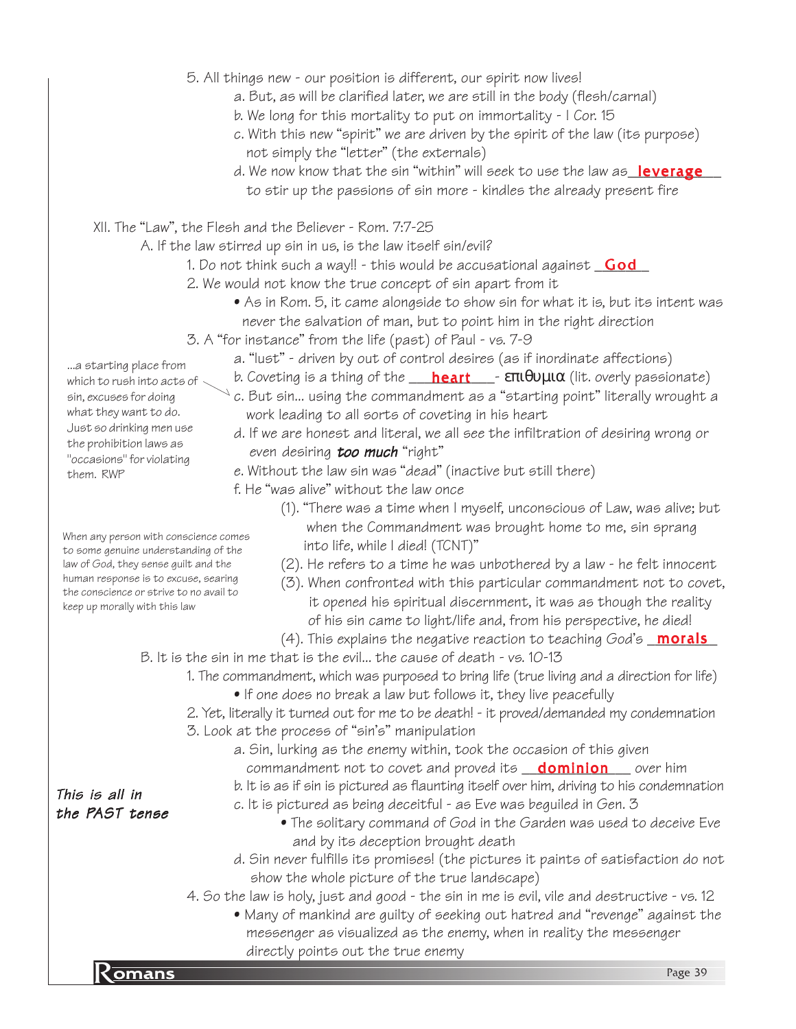5. All things new - our position is different, our spirit now lives!
   a. But, as will be clarified later, we are still in the body (flesh/carnal)
   b. We long for this mortality to put on immortality - I Cor. 15
   c. With this new "spirit" we are driven by the spirit of the law (its purpose) not simply the "letter" (the externals)
   d. We now know that the sin "within" will seek to use the law as **leverage** to stir up the passions of sin more - kindles the already present fire

XII. The "Law", the Flesh and the Believer - Rom. 7:7-25

A. If the law stirred up sin in us, is the law itself sin/evil?

1. Do not think such a way!! - this would be accusational against **God**
2. We would not know the true concept of sin apart from it
   - As in Rom. 5, it came alongside to show sin for what it is, but its intent was never the salvation of man, but to point him in the right direction
3. A "for instance" from the life (past) of Paul - vs. 7-9
   a. "lust" - driven by out of control desires (as if inordinate affections)
   b. Coveting is a thing of the **heart** - επιθυμια (lit. overly passionate)
   c. But sin... using the commandment as a "starting point" literally wrought a work leading to all sorts of coveting in his heart
   d. If we are honest and literal, we all see the infiltration of desiring wrong or even desiring ***too much*** "right"
   e. Without the law sin was "dead" (inactive but still there)
   f. He "was alive" without the law once
      (1). "There was a time when I myself, unconscious of Law, was alive; but when the Commandment was brought home to me, sin sprang into life, while I died! (TCNT)"
      (2). He refers to a time he was unbothered by a law - he felt innocent
      (3). When confronted with this particular commandment not to covet, it opened his spiritual discernment, it was as though the reality of his sin came to light/life and, from his perspective, he died!
      (4). This explains the negative reaction to teaching God's **morals**

...a starting place from which to rush into acts of sin, excuses for doing what they want to do. Just so drinking men use the prohibition laws as "occasions" for violating them. RWP

When any person with conscience comes to some genuine understanding of the law of God, they sense guilt and the human response is to excuse, searing the conscience or strive to no avail to keep up morally with this law

B. It is the sin in me that is the evil... the cause of death - vs. 10-13

1. The commandment, which was purposed to bring life (true living and a direction for life)
   - If one does no break a law but follows it, they live peacefully
2. Yet, literally it turned out for me to be death! - it proved/demanded my condemnation
3. Look at the process of "sin's" manipulation
   a. Sin, lurking as the enemy within, took the occasion of this given commandment not to covet and proved its **dominion** over him
   b. It is as if sin is pictured as flaunting itself over him, driving to his condemnation
   c. It is pictured as being deceitful - as Eve was beguiled in Gen. 3
      - The solitary command of God in the Garden was used to deceive Eve and by its deception brought death
   d. Sin never fulfills its promises! (the pictures it paints of satisfaction do not show the whole picture of the true landscape)
4. So the law is holy, just and good - the sin in me is evil, vile and destructive - vs. 12
   - Many of mankind are guilty of seeking out hatred and "revenge" against the messenger as visualized as the enemy, when in reality the messenger directly points out the true enemy

***This is all in the PAST tense***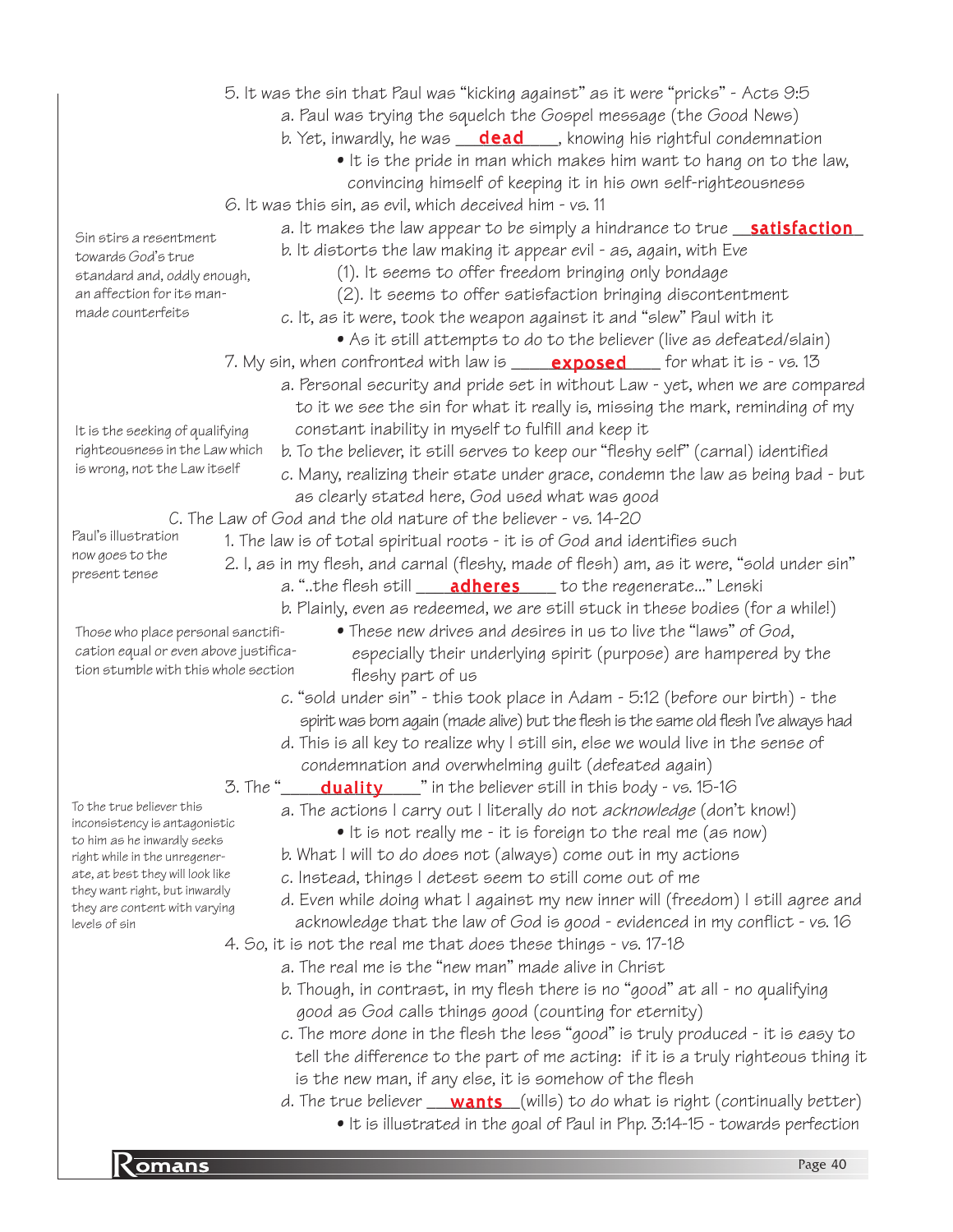5. It was the sin that Paul was "kicking against" as it were "pricks" - Acts 9:5
   a. Paul was trying the squelch the Gospel message (the Good News)
   b. Yet, inwardly, he was **dead**, knowing his rightful condemnation
      - It is the pride in man which makes him want to hang on to the law, convincing himself of keeping it in his own self-righteousness

6. It was this sin, as evil, which deceived him - vs. 11

   Sin stirs a resentment towards God's true standard and, oddly enough, an affection for its man-made counterfeits

   a. It makes the law appear to be simply a hindrance to true **satisfaction**
   b. It distorts the law making it appear evil - as, again, with Eve
      (1). It seems to offer freedom bringing only bondage
      (2). It seems to offer satisfaction bringing discontentment
   c. It, as it were, took the weapon against it and "slew" Paul with it
      - As it still attempts to do to the believer (live as defeated/slain)

7. My sin, when confronted with law is **exposed** for what it is - vs. 13

   It is the seeking of qualifying righteousness in the Law which is wrong, not the Law itself

   a. Personal security and pride set in without Law - yet, when we are compared to it we see the sin for what it really is, missing the mark, reminding of my constant inability in myself to fulfill and keep it
   b. To the believer, it still serves to keep our "fleshy self" (carnal) identified
   c. Many, realizing their state under grace, condemn the law as being bad - but as clearly stated here, God used what was good

C. The Law of God and the old nature of the believer - vs. 14-20

Paul's illustration now goes to the present tense

1. The law is of total spiritual roots - it is of God and identifies such
2. I, as in my flesh, and carnal (fleshy, made of flesh) am, as it were, "sold under sin"
   a. "..the flesh still **adheres** to the regenerate..." Lenski
   b. Plainly, even as redeemed, we are still stuck in these bodies (for a while!)

   Those who place personal sanctification equal or even above justification stumble with this whole section

      - These new drives and desires in us to live the "laws" of God, especially their underlying spirit (purpose) are hampered by the fleshy part of us
   c. "sold under sin" - this took place in Adam - 5:12 (before our birth) - the spirit was born again (made alive) but the flesh is the same old flesh I've always had
   d. This is all key to realize why I still sin, else we would live in the sense of condemnation and overwhelming guilt (defeated again)

3. The "**duality**" in the believer still in this body - vs. 15-16

   To the true believer this inconsistency is antagonistic to him as he inwardly seeks right while in the unregenerate, at best they will look like they want right, but inwardly they are content with varying levels of sin

   a. The actions I carry out I literally do not *acknowledge* (don't know!)
      - It is not really me - it is foreign to the real me (as now)
   b. What I will to do does not (always) come out in my actions
   c. Instead, things I detest seem to still come out of me
   d. Even while doing what I against my new inner will (freedom) I still agree and acknowledge that the law of God is good - evidenced in my conflict - vs. 16

4. So, it is not the real me that does these things - vs. 17-18
   a. The real me is the "new man" made alive in Christ
   b. Though, in contrast, in my flesh there is no "good" at all - no qualifying good as God calls things good (counting for eternity)
   c. The more done in the flesh the less "good" is truly produced - it is easy to tell the difference to the part of me acting: if it is a truly righteous thing it is the new man, if any else, it is somehow of the flesh
   d. The true believer **wants** (wills) to do what is right (continually better)
      - It is illustrated in the goal of Paul in Php. 3:14-15 - towards perfection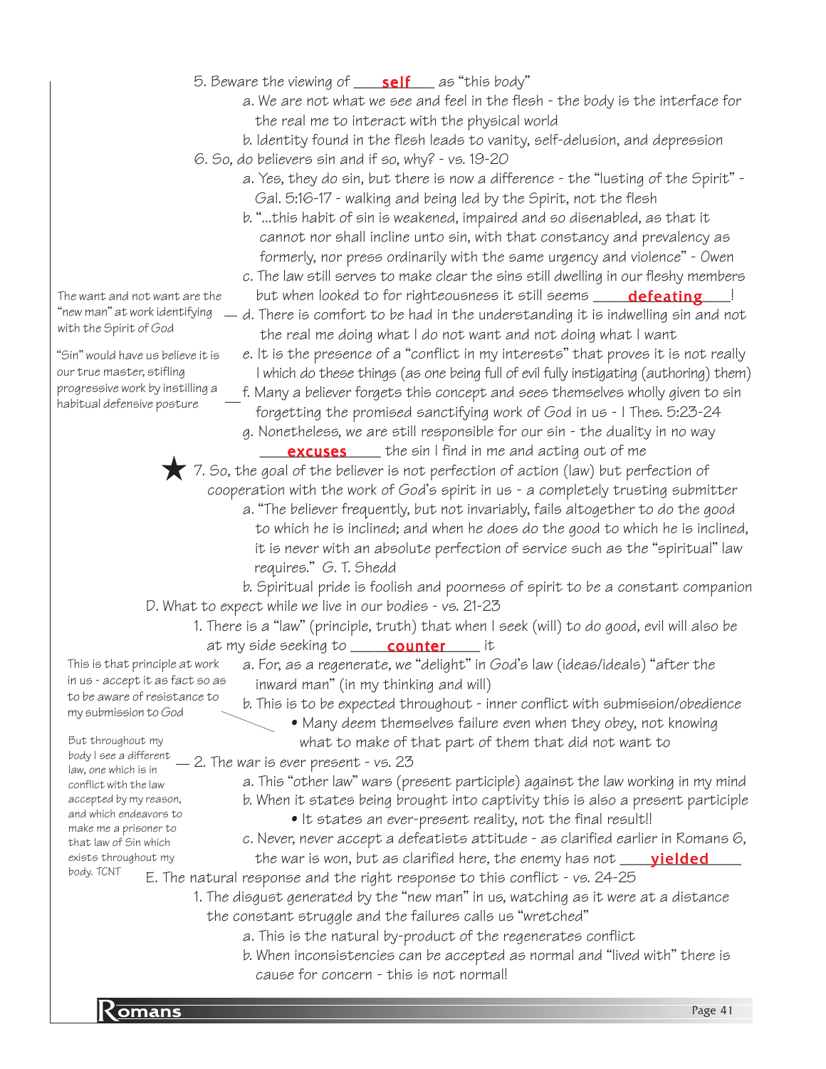5. Beware the viewing of ___**self**___ as "this body"

   a. We are not what we see and feel in the flesh - the body is the interface for the real me to interact with the physical world

   b. Identity found in the flesh leads to vanity, self-delusion, and depression

6. So, do believers sin and if so, why? - vs. 19-20

   a. Yes, they do sin, but there is now a difference - the "lusting of the Spirit" - Gal. 5:16-17 - walking and being led by the Spirit, not the flesh

   b. "...this habit of sin is weakened, impaired and so disenabled, as that it cannot nor shall incline unto sin, with that constancy and prevalency as formerly, nor press ordinarily with the same urgency and violence" - Owen

   c. The law still serves to make clear the sins still dwelling in our fleshy members but when looked to for righteousness it still seems ____**defeating**___!

   d. There is comfort to be had in the understanding it is indwelling sin and not the real me doing what I do not want and not doing what I want

   *The want and not want are the "new man" at work identifying with the Spirit of God*

   e. It is the presence of a "conflict in my interests" that proves it is not really I which do these things (as one being full of evil fully instigating (authoring) them)

   f. Many a believer forgets this concept and sees themselves wholly given to sin forgetting the promised sanctifying work of God in us - I Thes. 5:23-24

   *"Sin" would have us believe it is our true master, stifling progressive work by instilling a habitual defensive posture*

   g. Nonetheless, we are still responsible for our sin - the duality in no way ____**excuses**_____ the sin I find in me and acting out of me

★ 7. So, the goal of the believer is not perfection of action (law) but perfection of cooperation with the work of God's spirit in us - a completely trusting submitter

   a. "The believer frequently, but not invariably, fails altogether to do the good to which he is inclined; and when he does do the good to which he is inclined, it is never with an absolute perfection of service such as the "spiritual" law requires." G. T. Shedd

   b. Spiritual pride is foolish and poorness of spirit to be a constant companion

D. What to expect while we live in our bodies - vs. 21-23

1. There is a "law" (principle, truth) that when I seek (will) to do good, evil will also be at my side seeking to _____**counter**______ it

   a. For, as a regenerate, we "delight" in God's law (ideas/ideals) "after the inward man" (in my thinking and will)

   b. This is to be expected throughout - inner conflict with submission/obedience
      - Many deem themselves failure even when they obey, not knowing what to make of that part of them that did not want to

   *This is that principle at work in us - accept it as fact so as to be aware of resistance to my submission to God*

2. The war is ever present - vs. 23

   *But throughout my body I see a different law, one which is in conflict with the law accepted by my reason, and which endeavors to make me a prisoner to that law of Sin which exists throughout my body. TCNT*

   a. This "other law" wars (present participle) against the law working in my mind

   b. When it states being brought into captivity this is also a present participle
      - It states an ever-present reality, not the final result!!

   c. Never, never accept a defeatists attitude - as clarified earlier in Romans 6, the war is won, but as clarified here, the enemy has not ____**yielded**_____

E. The natural response and the right response to this conflict - vs. 24-25

1. The disgust generated by the "new man" in us, watching as it were at a distance the constant struggle and the failures calls us "wretched"

   a. This is the natural by-product of the regenerates conflict

   b. When inconsistencies can be accepted as normal and "lived with" there is cause for concern - this is not normal!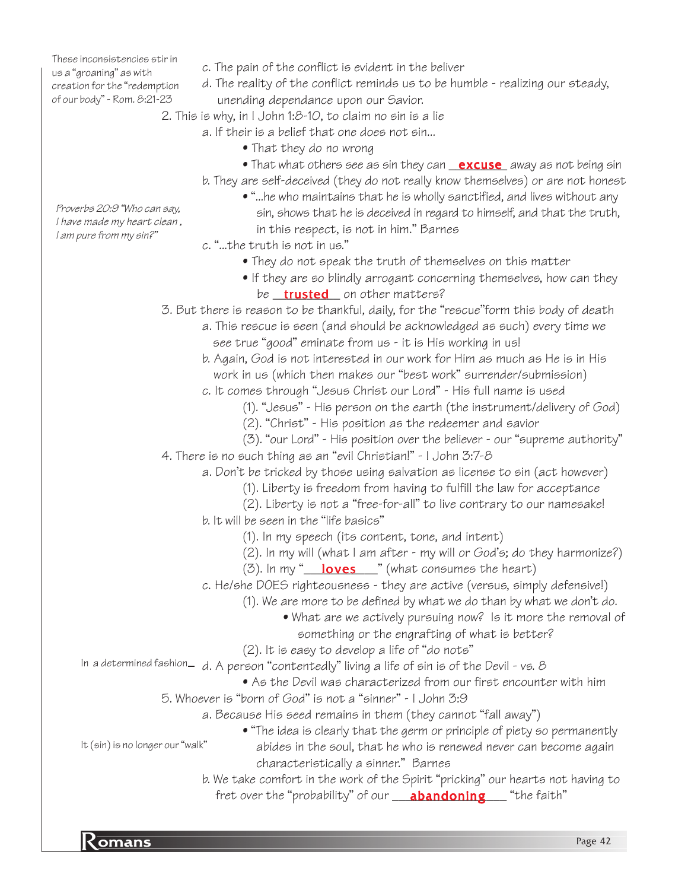*These inconsistencies stir in us a "groaning" as with creation for the "redemption of our body" - Rom. 8:21-23*

c. The pain of the conflict is evident in the beliver

d. The reality of the conflict reminds us to be humble - realizing our steady, unending dependance upon our Savior.

2. This is why, in I John 1:8-10, to claim no sin is a lie

   a. If their is a belief that one does not sin...

   - That they do no wrong
   - That what others see as sin they can **excuse** away as not being sin

   b. They are self-deceived (they do not really know themselves) or are not honest

   - "...he who maintains that he is wholly sanctified, and lives without any sin, shows that he is deceived in regard to himself, and that the truth, in this respect, is not in him." Barnes

*Proverbs 20:9 "Who can say, I have made my heart clean, I am pure from my sin?"*

   c. "...the truth is not in us."

   - They do not speak the truth of themselves on this matter
   - If they are so blindly arrogant concerning themselves, how can they be **trusted** on other matters?

3. But there is reason to be thankful, daily, for the "rescue"form this body of death

   a. This rescue is seen (and should be acknowledged as such) every time we see true "good" eminate from us - it is His working in us!

   b. Again, God is not interested in our work for Him as much as He is in His work in us (which then makes our "best work" surrender/submission)

   c. It comes through "Jesus Christ our Lord" - His full name is used

      (1). "Jesus" - His person on the earth (the instrument/delivery of God)

      (2). "Christ" - His position as the redeemer and savior

      (3). "our Lord" - His position over the believer - our "supreme authority"

4. There is no such thing as an "evil Christian!" - I John 3:7-8

   a. Don't be tricked by those using salvation as license to sin (act however)

      (1). Liberty is freedom from having to fulfill the law for acceptance

      (2). Liberty is not a "free-for-all" to live contrary to our namesake!

   b. It will be seen in the "life basics"

      (1). In my speech (its content, tone, and intent)

      (2). In my will (what I am after - my will or God's; do they harmonize?)

      (3). In my "**loves**" (what consumes the heart)

   c. He/she DOES righteousness - they are active (versus, simply defensive!)

      (1). We are more to be defined by what we do than by what we don't do.

      - What are we actively pursuing now? Is it more the removal of something or the engrafting of what is better?

      (2). It is easy to develop a life of "do nots"

   d. A person "contentedly" living a life of sin is of the Devil - vs. 8 *(In a determined fashion)*

   - As the Devil was characterized from our first encounter with him

5. Whoever is "born of God" is not a "sinner" - I John 3:9

   a. Because His seed remains in them (they cannot "fall away")

   - "The idea is clearly that the germ or principle of piety so permanently abides in the soul, that he who is renewed never can become again characteristically a sinner." Barnes

*It (sin) is no longer our "walk"*

   b. We take comfort in the work of the Spirit "pricking" our hearts not having to fret over the "probability" of our **abandoning** "the faith"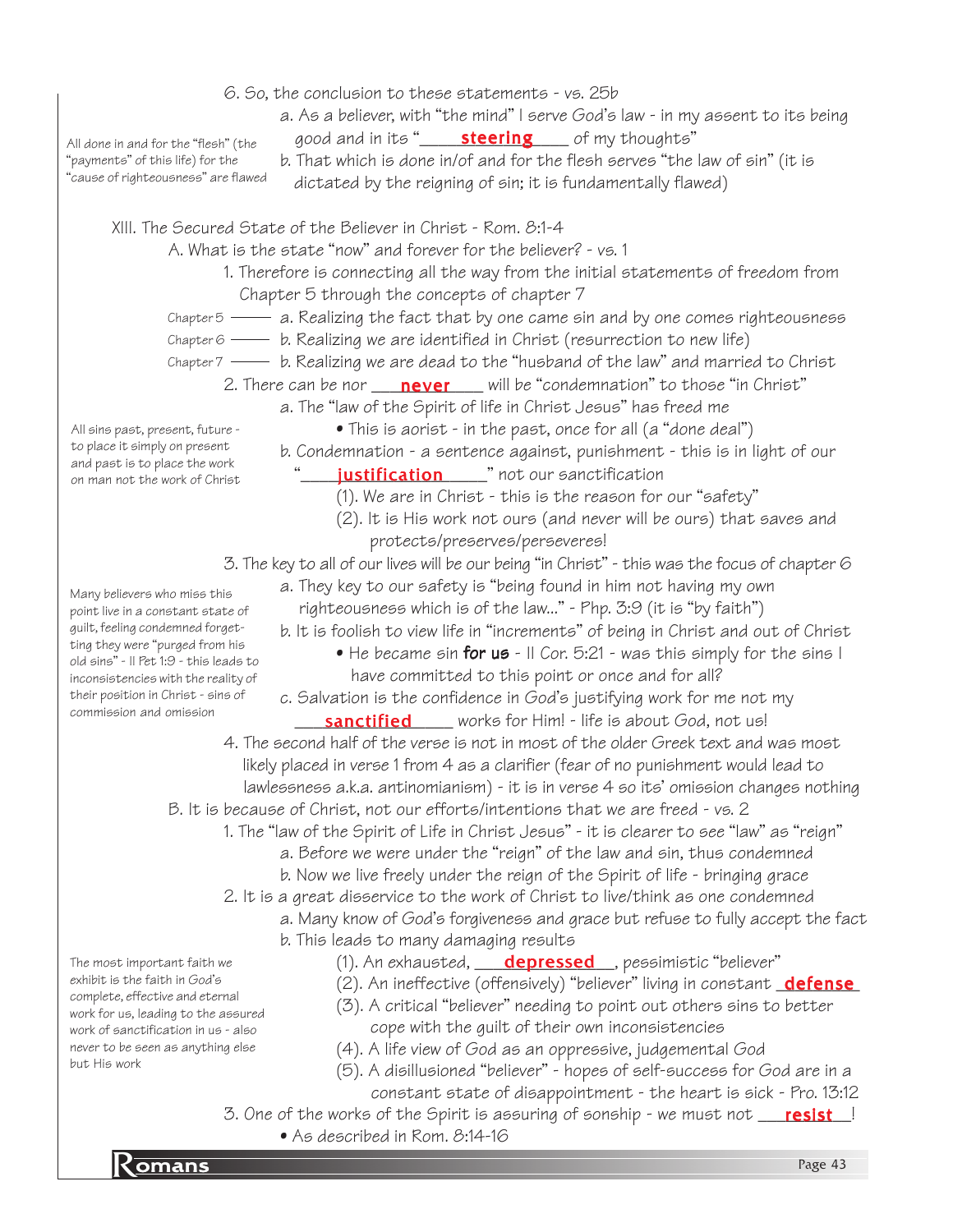6. So, the conclusion to these statements - vs. 25b
   - a. As a believer, with "the mind" I serve God's law - in my assent to its being good and in its "____**steering**____ of my thoughts"
   - b. That which is done in/of and for the flesh serves "the law of sin" (it is dictated by the reigning of sin; it is fundamentally flawed)

*All done in and for the "flesh" (the "payments" of this life) for the "cause of righteousness" are flawed*

XIII. The Secured State of the Believer in Christ - Rom. 8:1-4

A. What is the state "now" and forever for the believer? - vs. 1

1. Therefore is connecting all the way from the initial statements of freedom from Chapter 5 through the concepts of chapter 7
   - Chapter 5 —— a. Realizing the fact that by one came sin and by one comes righteousness
   - Chapter 6 —— b. Realizing we are identified in Christ (resurrection to new life)
   - Chapter 7 —— b. Realizing we are dead to the "husband of the law" and married to Christ
2. There can be nor ___**never**___ will be "condemnation" to those "in Christ"
   - a. The "law of the Spirit of life in Christ Jesus" has freed me
     - • This is aorist - in the past, once for all (a "done deal")
   - b. Condemnation - a sentence against, punishment - this is in light of our "____**justification**____" not our sanctification
     - (1). We are in Christ - this is the reason for our "safety"
     - (2). It is His work not ours (and never will be ours) that saves and protects/preserves/perseveres!

*All sins past, present, future - to place it simply on present and past is to place the work on man not the work of Christ*

3. The key to all of our lives will be our being "in Christ" - this was the focus of chapter 6
   - a. They key to our safety is "being found in him not having my own righteousness which is of the law..." - Php. 3:9 (it is "by faith")
   - b. It is foolish to view life in "increments" of being in Christ and out of Christ
     - • He became sin **for us** - II Cor. 5:21 - was this simply for the sins I have committed to this point or once and for all?
   - c. Salvation is the confidence in God's justifying work for me not my ____**sanctified**____ works for Him! - life is about God, not us!

*Many believers who miss this point live in a constant state of guilt, feeling condemned forgetting they were "purged from his old sins" - II Pet 1:9 - this leads to inconsistencies with the reality of their position in Christ - sins of commission and omission*

4. The second half of the verse is not in most of the older Greek text and was most likely placed in verse 1 from 4 as a clarifier (fear of no punishment would lead to lawlessness a.k.a. antinomianism) - it is in verse 4 so its' omission changes nothing

B. It is because of Christ, not our efforts/intentions that we are freed - vs. 2

1. The "law of the Spirit of Life in Christ Jesus" - it is clearer to see "law" as "reign"
   - a. Before we were under the "reign" of the law and sin, thus condemned
   - b. Now we live freely under the reign of the Spirit of life - bringing grace
2. It is a great disservice to the work of Christ to live/think as one condemned
   - a. Many know of God's forgiveness and grace but refuse to fully accept the fact
   - b. This leads to many damaging results
     - (1). An exhausted, ___**depressed**___, pessimistic "believer"
     - (2). An ineffective (offensively) "believer" living in constant _**defense**_
     - (3). A critical "believer" needing to point out others sins to better cope with the guilt of their own inconsistencies
     - (4). A life view of God as an oppressive, judgemental God
     - (5). A disillusioned "believer" - hopes of self-success for God are in a constant state of disappointment - the heart is sick - Pro. 13:12

*The most important faith we exhibit is the faith in God's complete, effective and eternal work for us, leading to the assured work of sanctification in us - also never to be seen as anything else but His work*

3. One of the works of the Spirit is assuring of sonship - we must not ___**resist**___!
   - • As described in Rom. 8:14-16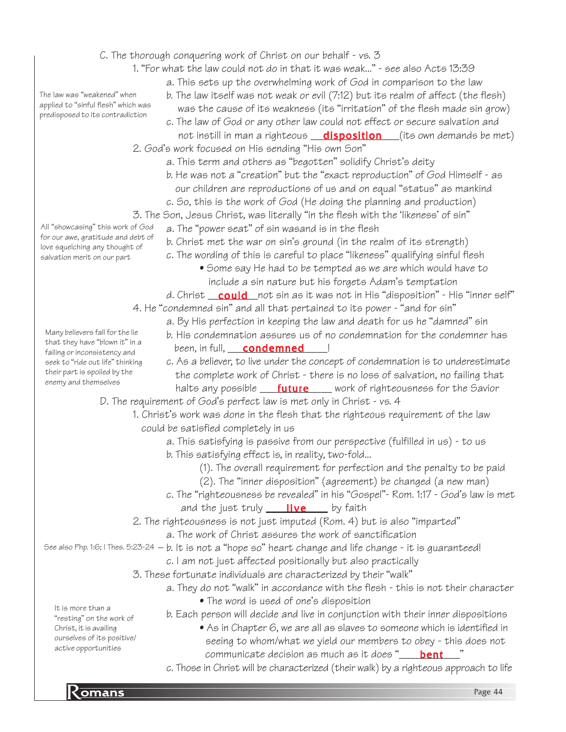C. The thorough conquering work of Christ on our behalf - vs. 3

1. "For what the law could not do in that it was weak..." - see also Acts 13:39
    a. This sets up the overwhelming work of God in comparison to the law
    b. The law itself was not weak or evil (7:12) but its realm of affect (the flesh) was the cause of its weakness (its "irritation" of the flesh made sin grow)
    c. The law of God or any other law could not effect or secure salvation and not instill in man a righteous __**disposition**___(its own demands be met)

*The law was "weakened" when applied to "sinful flesh" which was predisposed to its contradiction*

2. God's work focused on His sending "His own Son"
    a. This term and others as "begotten" solidify Christ's deity
    b. He was not a "creation" but the "exact reproduction" of God Himself - as our children are reproductions of us and on equal "status" as mankind
    c. So, this is the work of God (He doing the planning and production)
3. The Son, Jesus Christ, was literally "in the flesh with the 'likeness' of sin"
    a. The "power seat" of sin wasand is in the flesh
    b. Christ met the war on sin's ground (in the realm of its strength)
    c. The wording of this is careful to place "likeness" qualifying sinful flesh
        - Some say He had to be tempted as we are which would have to include a sin nature but his forgets Adam's temptation
    d. Christ __**could**__not sin as it was not in His "disposition" - His "inner self"

*All "showcasing" this work of God for our awe, gratitude and debt of love squelching any thought of salvation merit on our part*

4. He "condemned sin" and all that pertained to its power - "and for sin"
    a. By His perfection in keeping the law and death for us he "damned" sin
    b. His condemnation assures us of no condemnation for the condemner has been, in full, ___**condemned**____!
    c. As a believer, to live under the concept of condemnation is to underestimate the complete work of Christ - there is no loss of salvation, no failing that halts any possible ___**future**____ work of righteousness for the Savior

*Many believers fall for the lie that they have "blown it" in a failing or inconsistency and seek to "ride out life" thinking their part is spoiled by the enemy and themselves*

D. The requirement of God's perfect law is met only in Christ - vs. 4

1. Christ's work was done in the flesh that the righteous requirement of the law could be satisfied completely in us
    a. This satisfying is passive from our perspective (fulfilled in us) - to us
    b. This satisfying effect is, in reality, two-fold...
        (1). The overall requirement for perfection and the penalty to be paid
        (2). The "inner disposition" (agreement) be changed (a new man)
    c. The "righteousness be revealed" in his "Gospel"- Rom. 1:17 - God's law is met and the just truly ____**live**____ by faith
2. The righteousness is not just imputed (Rom. 4) but is also "imparted"
    a. The work of Christ assures the work of sanctification
    b. It is not a "hope so" heart change and life change - it is guaranteed!
    c. I am not just affected positionally but also practically

*See also Php. 1:6; I Thes. 5:23-24*

3. These fortunate individuals are characterized by their "walk"
    a. They do not "walk" in accordance with the flesh - this is not their character
        - The word is used of one's disposition
    b. Each person will decide and live in conjunction with their inner dispositions
        - As in Chapter 6, we are all as slaves to someone which is identified in seeing to whom/what we yield our members to obey - this does not communicate decision as much as it does "____**bent**___"
    c. Those in Christ will be characterized (their walk) by a righteous approach to life

*It is more than a "resting" on the work of Christ, it is availing ourselves of its positive/active opportunities*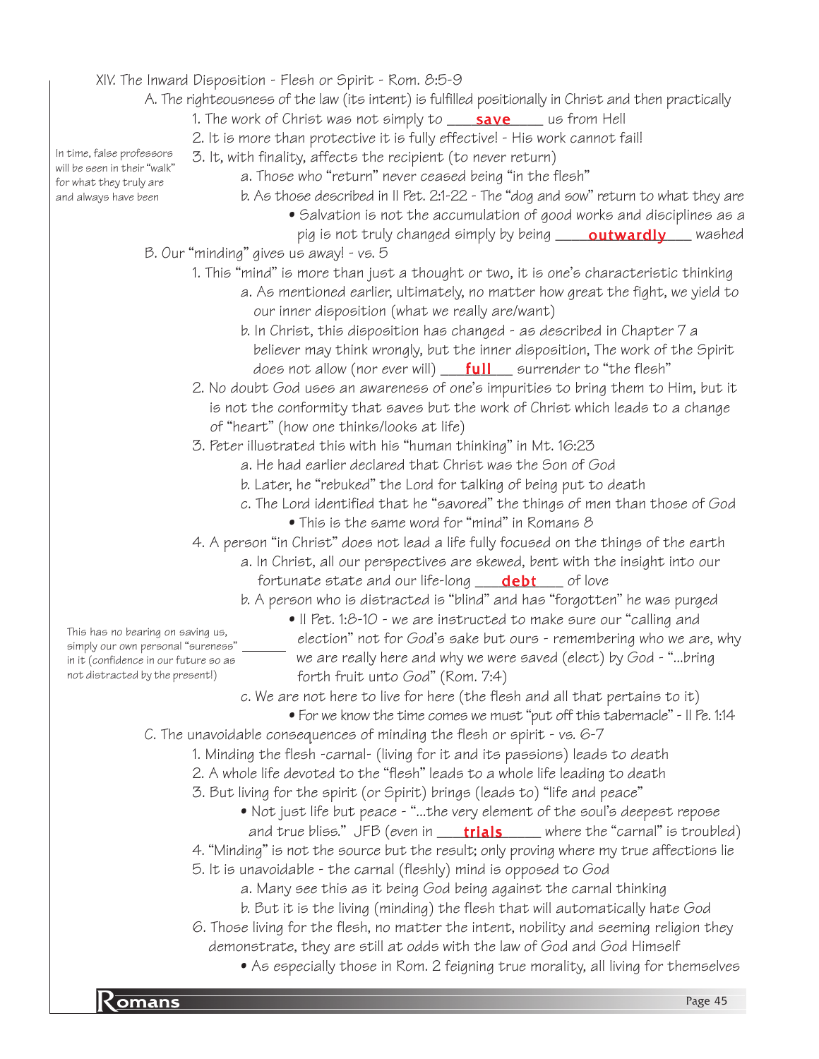XIV. The Inward Disposition - Flesh or Spirit - Rom. 8:5-9

A. The righteousness of the law (its intent) is fulfilled positionally in Christ and then practically

1. The work of Christ was not simply to **save** us from Hell
2. It is more than protective it is fully effective! - His work cannot fail!
3. It, with finality, affects the recipient (to never return)
    - a. Those who "return" never ceased being "in the flesh"
    - b. As those described in II Pet. 2:1-22 - The "dog and sow" return to what they are
        - Salvation is not the accumulation of good works and disciplines as a pig is not truly changed simply by being **outwardly** washed

*In time, false professors will be seen in their "walk" for what they truly are and always have been*

B. Our "minding" gives us away! - vs. 5

1. This "mind" is more than just a thought or two, it is one's characteristic thinking
    - a. As mentioned earlier, ultimately, no matter how great the fight, we yield to our inner disposition (what we really are/want)
    - b. In Christ, this disposition has changed - as described in Chapter 7 a believer may think wrongly, but the inner disposition, The work of the Spirit does not allow (nor ever will) **full** surrender to "the flesh"
2. No doubt God uses an awareness of one's impurities to bring them to Him, but it is not the conformity that saves but the work of Christ which leads to a change of "heart" (how one thinks/looks at life)
3. Peter illustrated this with his "human thinking" in Mt. 16:23
    - a. He had earlier declared that Christ was the Son of God
    - b. Later, he "rebuked" the Lord for talking of being put to death
    - c. The Lord identified that he "savored" the things of men than those of God
        - This is the same word for "mind" in Romans 8
4. A person "in Christ" does not lead a life fully focused on the things of the earth
    - a. In Christ, all our perspectives are skewed, bent with the insight into our fortunate state and our life-long **debt** of love
    - b. A person who is distracted is "blind" and has "forgotten" he was purged
        - II Pet. 1:8-10 - we are instructed to make sure our "calling and election" not for God's sake but ours - remembering who we are, why we are really here and why we were saved (elect) by God - "...bring forth fruit unto God" (Rom. 7:4)

        *This has no bearing on saving us, simply our own personal "sureness" in it (confidence in our future so as not distracted by the present!)*
    - c. We are not here to live for here (the flesh and all that pertains to it)
        - For we know the time comes we must "put off this tabernacle" - II Pe. 1:14

C. The unavoidable consequences of minding the flesh or spirit - vs. 6-7

1. Minding the flesh -carnal- (living for it and its passions) leads to death
2. A whole life devoted to the "flesh" leads to a whole life leading to death
3. But living for the spirit (or Spirit) brings (leads to) "life and peace"
    - Not just life but peace - "...the very element of the soul's deepest repose and true bliss." JFB (even in **trials** where the "carnal" is troubled)
4. "Minding" is not the source but the result; only proving where my true affections lie
5. It is unavoidable - the carnal (fleshly) mind is opposed to God
    - a. Many see this as it being God being against the carnal thinking
    - b. But it is the living (minding) the flesh that will automatically hate God
6. Those living for the flesh, no matter the intent, nobility and seeming religion they demonstrate, they are still at odds with the law of God and God Himself
    - As especially those in Rom. 2 feigning true morality, all living for themselves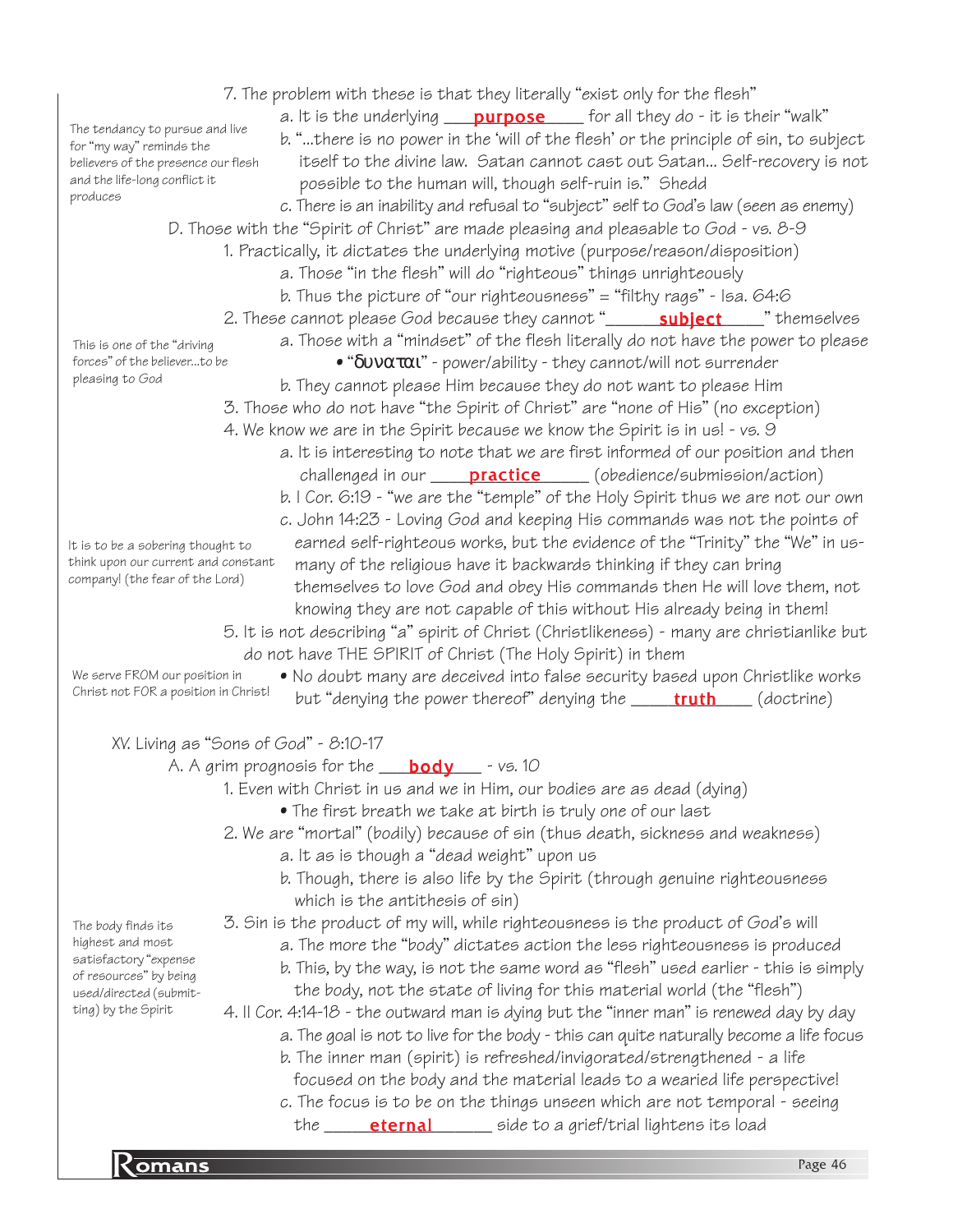7. The problem with these is that they literally "exist only for the flesh"
    a. It is the underlying ___**purpose**___ for all they do - it is their "walk"
    b. "...there is no power in the 'will of the flesh' or the principle of sin, to subject itself to the divine law. Satan cannot cast out Satan... Self-recovery is not possible to the human will, though self-ruin is." Shedd
    c. There is an inability and refusal to "subject" self to God's law (seen as enemy)

*The tendancy to pursue and live for "my way" reminds the believers of the presence our flesh and the life-long conflict it produces*

D. Those with the "Spirit of Christ" are made pleasing and pleasable to God - vs. 8-9
1. Practically, it dictates the underlying motive (purpose/reason/disposition)
    a. Those "in the flesh" will do "righteous" things unrighteously
    b. Thus the picture of "our righteousness" = "filthy rags" - Isa. 64:6
2. These cannot please God because they cannot "___**subject**___" themselves
    a. Those with a "mindset" of the flesh literally do not have the power to please
        - "δυναται" - power/ability - they cannot/will not surrender
    b. They cannot please Him because they do not want to please Him

*This is one of the "driving forces" of the believer...to be pleasing to God*

3. Those who do not have "the Spirit of Christ" are "none of His" (no exception)
4. We know we are in the Spirit because we know the Spirit is in us! - vs. 9
    a. It is interesting to note that we are first informed of our position and then challenged in our ___**practice**___ (obedience/submission/action)
    b. I Cor. 6:19 - "we are the "temple" of the Holy Spirit thus we are not our own
    c. John 14:23 - Loving God and keeping His commands was not the points of earned self-righteous works, but the evidence of the "Trinity" the "We" in us- many of the religious have it backwards thinking if they can bring themselves to love God and obey His commands then He will love them, not knowing they are not capable of this without His already being in them!

*It is to be a sobering thought to think upon our current and constant company! (the fear of the Lord)*

5. It is not describing "a" spirit of Christ (Christlikeness) - many are christianlike but do not have THE SPIRIT of Christ (The Holy Spirit) in them
    - No doubt many are deceived into false security based upon Christlike works but "denying the power thereof" denying the ___**truth**___ (doctrine)

*We serve FROM our position in Christ not FOR a position in Christ!*

XV. Living as "Sons of God" - 8:10-17

A. A grim prognosis for the ___**body**___ - vs. 10
1. Even with Christ in us and we in Him, our bodies are as dead (dying)
    - The first breath we take at birth is truly one of our last
2. We are "mortal" (bodily) because of sin (thus death, sickness and weakness)
    a. It as is though a "dead weight" upon us
    b. Though, there is also life by the Spirit (through genuine righteousness which is the antithesis of sin)
3. Sin is the product of my will, while righteousness is the product of God's will
    a. The more the "body" dictates action the less righteousness is produced
    b. This, by the way, is not the same word as "flesh" used earlier - this is simply the body, not the state of living for this material world (the "flesh")

*The body finds its highest and most satisfactory "expense of resources" by being used/directed (submitting) by the Spirit*

4. II Cor. 4:14-18 - the outward man is dying but the "inner man" is renewed day by day
    a. The goal is not to live for the body - this can quite naturally become a life focus
    b. The inner man (spirit) is refreshed/invigorated/strengthened - a life focused on the body and the material leads to a wearied life perspective!
    c. The focus is to be on the things unseen which are not temporal - seeing the ___**eternal**___ side to a grief/trial lightens its load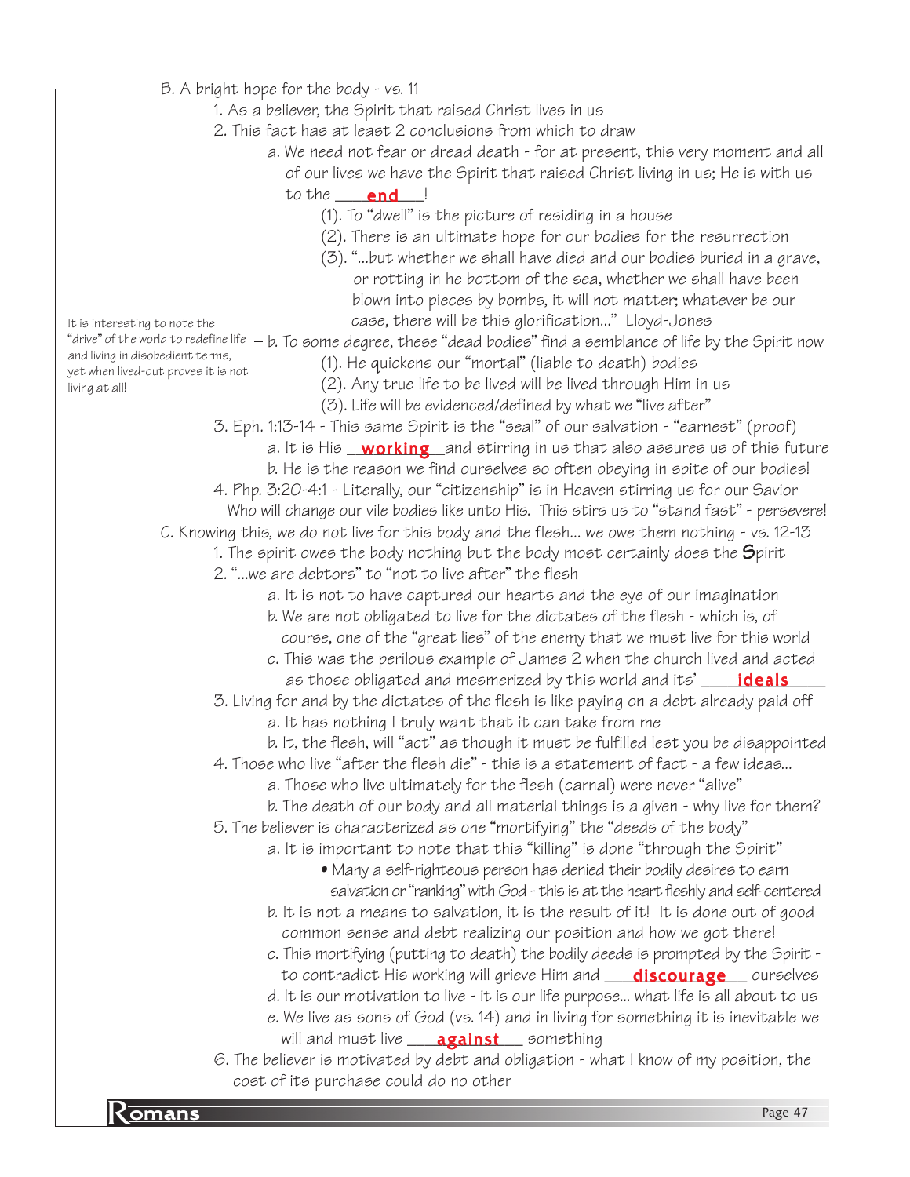B. A bright hope for the body - vs. 11

1. As a believer, the Spirit that raised Christ lives in us
2. This fact has at least 2 conclusions from which to draw
   - a. We need not fear or dread death - for at present, this very moment and all of our lives we have the Spirit that raised Christ living in us; He is with us to the ___**end**___!
     - (1). To "dwell" is the picture of residing in a house
     - (2). There is an ultimate hope for our bodies for the resurrection
     - (3). "...but whether we shall have died and our bodies buried in a grave, or rotting in he bottom of the sea, whether we shall have been blown into pieces by bombs, it will not matter; whatever be our case, there will be this glorification..." Lloyd-Jones
   - b. To some degree, these "dead bodies" find a semblance of life by the Spirit now
     - (1). He quickens our "mortal" (liable to death) bodies
     - (2). Any true life to be lived will be lived through Him in us
     - (3). Life will be evidenced/defined by what we "live after"

   *It is interesting to note the "drive" of the world to redefine life and living in disobedient terms, yet when lived-out proves it is not living at all!*
3. Eph. 1:13-14 - This same Spirit is the "seal" of our salvation - "earnest" (proof)
   - a. It is His ___**working**___ and stirring in us that also assures us of this future
   - b. He is the reason we find ourselves so often obeying in spite of our bodies!
4. Php. 3:20-4:1 - Literally, our "citizenship" is in Heaven stirring us for our Savior Who will change our vile bodies like unto His. This stirs us to "stand fast" - persevere!

C. Knowing this, we do not live for this body and the flesh... we owe them nothing - vs. 12-13

1. The spirit owes the body nothing but the body most certainly does the Spirit
2. "...we are debtors" to "not to live after" the flesh
   - a. It is not to have captured our hearts and the eye of our imagination
   - b. We are not obligated to live for the dictates of the flesh - which is, of course, one of the "great lies" of the enemy that we must live for this world
   - c. This was the perilous example of James 2 when the church lived and acted as those obligated and mesmerized by this world and its' ___**ideals**___
3. Living for and by the dictates of the flesh is like paying on a debt already paid off
   - a. It has nothing I truly want that it can take from me
   - b. It, the flesh, will "act" as though it must be fulfilled lest you be disappointed
4. Those who live "after the flesh die" - this is a statement of fact - a few ideas...
   - a. Those who live ultimately for the flesh (carnal) were never "alive"
   - b. The death of our body and all material things is a given - why live for them?
5. The believer is characterized as one "mortifying" the "deeds of the body"
   - a. It is important to note that this "killing" is done "through the Spirit"
     - Many a self-righteous person has denied their bodily desires to earn salvation or "ranking" with God - this is at the heart fleshly and self-centered
   - b. It is not a means to salvation, it is the result of it! It is done out of good common sense and debt realizing our position and how we got there!
   - c. This mortifying (putting to death) the bodily deeds is prompted by the Spirit - to contradict His working will grieve Him and ___**discourage**___ ourselves
   - d. It is our motivation to live - it is our life purpose... what life is all about to us
   - e. We live as sons of God (vs. 14) and in living for something it is inevitable we will and must live ___**against**___ something
6. The believer is motivated by debt and obligation - what I know of my position, the cost of its purchase could do no other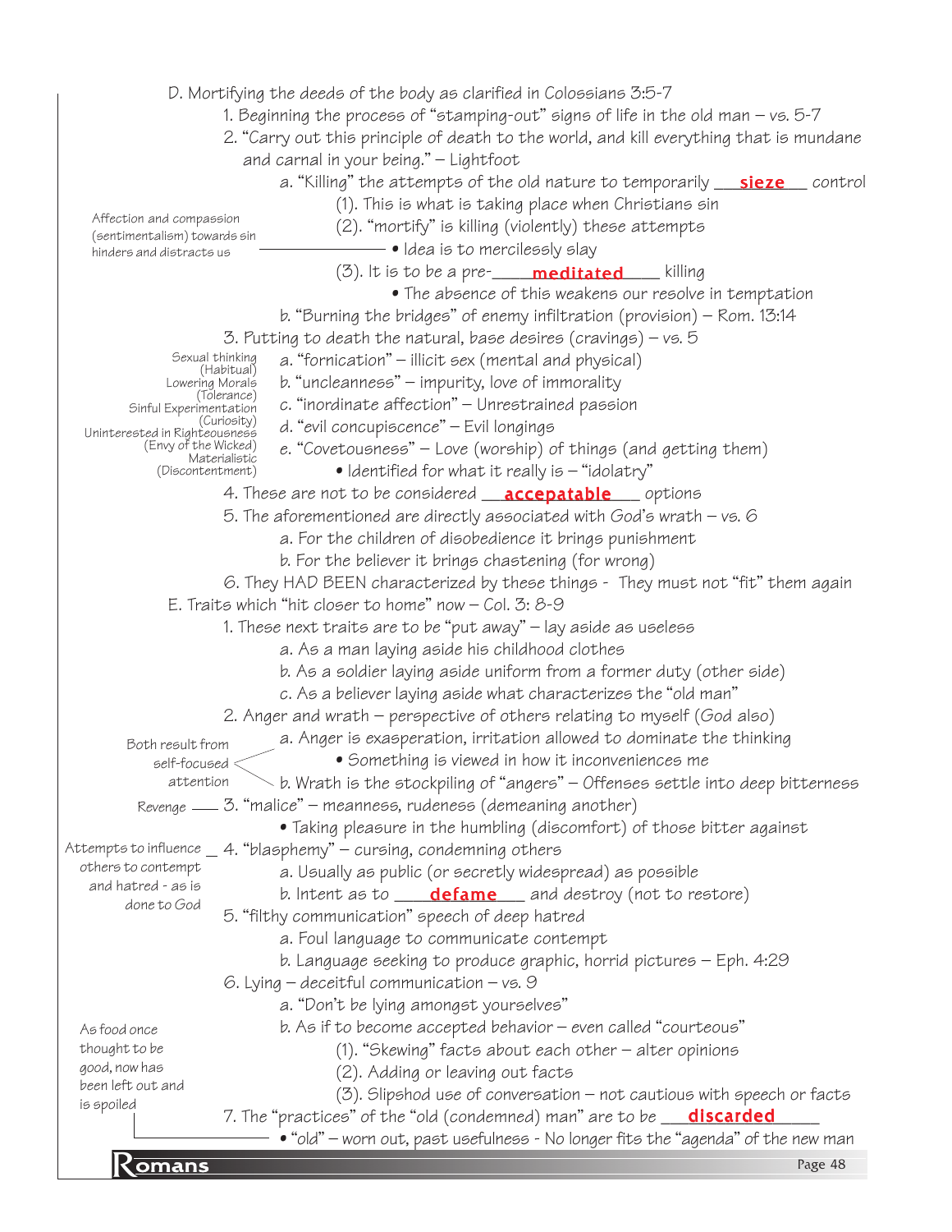D. Mortifying the deeds of the body as clarified in Colossians 3:5-7

1. Beginning the process of "stamping-out" signs of life in the old man – vs. 5-7
2. "Carry out this principle of death to the world, and kill everything that is mundane and carnal in your being." – Lightfoot
   - a. "Killing" the attempts of the old nature to temporarily **sieze** control
     - (1). This is what is taking place when Christians sin
     - (2). "mortify" is killing (violently) these attempts
       - • Idea is to mercilessly slay
       - *Affection and compassion (sentimentalism) towards sin hinders and distracts us*
     - (3). It is to be a pre-**meditated** killing
       - • The absence of this weakens our resolve in temptation
   - b. "Burning the bridges" of enemy infiltration (provision) – Rom. 13:14
3. Putting to death the natural, base desires (cravings) – vs. 5
   - a. "fornication" – illicit sex (mental and physical) — *Sexual thinking (Habitual)*
   - b. "uncleanness" – impurity, love of immorality — *Lowering Morals (Tolerance)*
   - c. "inordinate affection" – Unrestrained passion — *Sinful Experimentation (Curiosity)*
   - d. "evil concupiscence" – Evil longings — *Uninterested in Righteousness (Envy of the Wicked)*
   - e. "Covetousness" – Love (worship) of things (and getting them) — *Materialistic (Discontentment)*
     - • Identified for what it really is – "idolatry"
4. These are not to be considered **accepatable** options
5. The aforementioned are directly associated with God's wrath – vs. 6
   - a. For the children of disobedience it brings punishment
   - b. For the believer it brings chastening (for wrong)
6. They HAD BEEN characterized by these things - They must not "fit" them again

E. Traits which "hit closer to home" now – Col. 3: 8-9

1. These next traits are to be "put away" – lay aside as useless
   - a. As a man laying aside his childhood clothes
   - b. As a soldier laying aside uniform from a former duty (other side)
   - c. As a believer laying aside what characterizes the "old man"
2. Anger and wrath – perspective of others relating to myself (God also)
   - *Both result from self-focused attention*
   - a. Anger is exasperation, irritation allowed to dominate the thinking
     - • Something is viewed in how it inconveniences me
   - b. Wrath is the stockpiling of "angers" – Offenses settle into deep bitterness
3. "malice" – meanness, rudeness (demeaning another) — *Revenge*
   - • Taking pleasure in the humbling (discomfort) of those bitter against
4. "blasphemy" – cursing, condemning others — *Attempts to influence others to contempt and hatred - as is done to God*
   - a. Usually as public (or secretly widespread) as possible
   - b. Intent as to **defame** and destroy (not to restore)
5. "filthy communication" speech of deep hatred
   - a. Foul language to communicate contempt
   - b. Language seeking to produce graphic, horrid pictures – Eph. 4:29
6. Lying – deceitful communication – vs. 9
   - a. "Don't be lying amongst yourselves"
   - b. As if to become accepted behavior – even called "courteous"
     - (1). "Skewing" facts about each other – alter opinions
     - (2). Adding or leaving out facts
     - (3). Slipshod use of conversation – not cautious with speech or facts
7. The "practices" of the "old (condemned) man" are to be **discarded**
   - • "old" – worn out, past usefulness - No longer fits the "agenda" of the new man
   - *As food once thought to be good, now has been left out and is spoiled*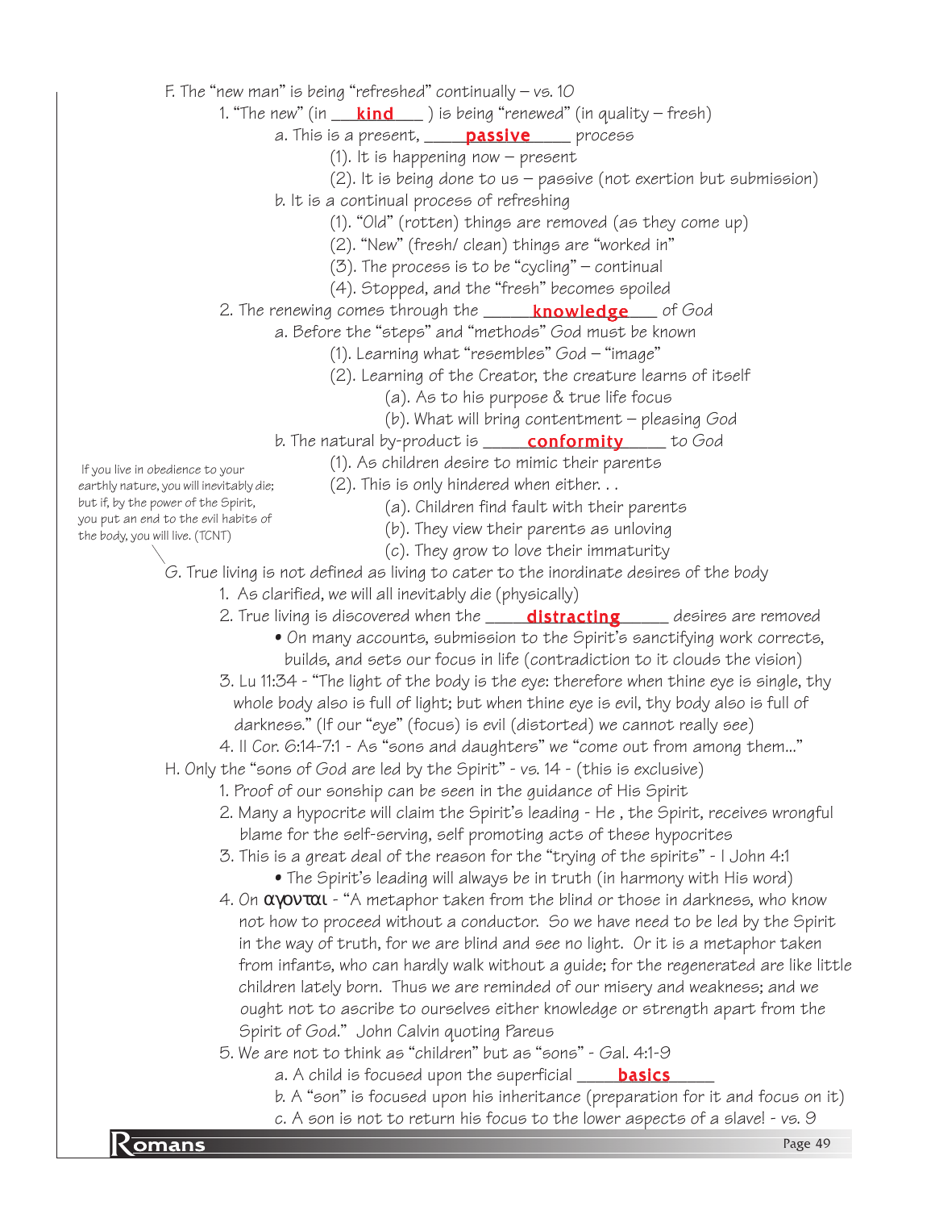F. The "new man" is being "refreshed" continually – vs. 10

1. "The new" (in ___**kind**___ ) is being "renewed" (in quality – fresh)
   - a. This is a present, ____**passive**____ process
     - (1). It is happening now – present
     - (2). It is being done to us – passive (not exertion but submission)
   - b. It is a continual process of refreshing
     - (1). "Old" (rotten) things are removed (as they come up)
     - (2). "New" (fresh/ clean) things are "worked in"
     - (3). The process is to be "cycling" – continual
     - (4). Stopped, and the "fresh" becomes spoiled
2. The renewing comes through the _____**knowledge**___ of God
   - a. Before the "steps" and "methods" God must be known
     - (1). Learning what "resembles" God – "image"
     - (2). Learning of the Creator, the creature learns of itself
       - (a). As to his purpose & true life focus
       - (b). What will bring contentment – pleasing God
   - b. The natural by-product is _____**conformity**_____ to God
     - (1). As children desire to mimic their parents
     - (2). This is only hindered when either. . .
       - (a). Children find fault with their parents
       - (b). They view their parents as unloving
       - (c). They grow to love their immaturity

If you live in obedience to your earthly nature, you will inevitably die; but if, by the power of the Spirit, you put an end to the evil habits of the body, you will live. (TCNT)

G. True living is not defined as living to cater to the inordinate desires of the body

1. As clarified, we will all inevitably die (physically)
2. True living is discovered when the _____**distracting**______ desires are removed
   - On many accounts, submission to the Spirit's sanctifying work corrects, builds, and sets our focus in life (contradiction to it clouds the vision)
3. Lu 11:34 - "The light of the body is the eye: therefore when thine eye is single, thy whole body also is full of light; but when thine eye is evil, thy body also is full of darkness." (If our "eye" (focus) is evil (distorted) we cannot really see)
4. II Cor. 6:14-7:1 - As "sons and daughters" we "come out from among them..."

H. Only the "sons of God are led by the Spirit" - vs. 14 - (this is exclusive)

1. Proof of our sonship can be seen in the guidance of His Spirit
2. Many a hypocrite will claim the Spirit's leading - He , the Spirit, receives wrongful blame for the self-serving, self promoting acts of these hypocrites
3. This is a great deal of the reason for the "trying of the spirits" - I John 4:1
   - The Spirit's leading will always be in truth (in harmony with His word)
4. On αγονται - "A metaphor taken from the blind or those in darkness, who know not how to proceed without a conductor. So we have need to be led by the Spirit in the way of truth, for we are blind and see no light. Or it is a metaphor taken from infants, who can hardly walk without a guide; for the regenerated are like little children lately born. Thus we are reminded of our misery and weakness; and we ought not to ascribe to ourselves either knowledge or strength apart from the Spirit of God." John Calvin quoting Pareus
5. We are not to think as "children" but as "sons" - Gal. 4:1-9
   - a. A child is focused upon the superficial _____**basics**_______
   - b. A "son" is focused upon his inheritance (preparation for it and focus on it)
   - c. A son is not to return his focus to the lower aspects of a slave! - vs. 9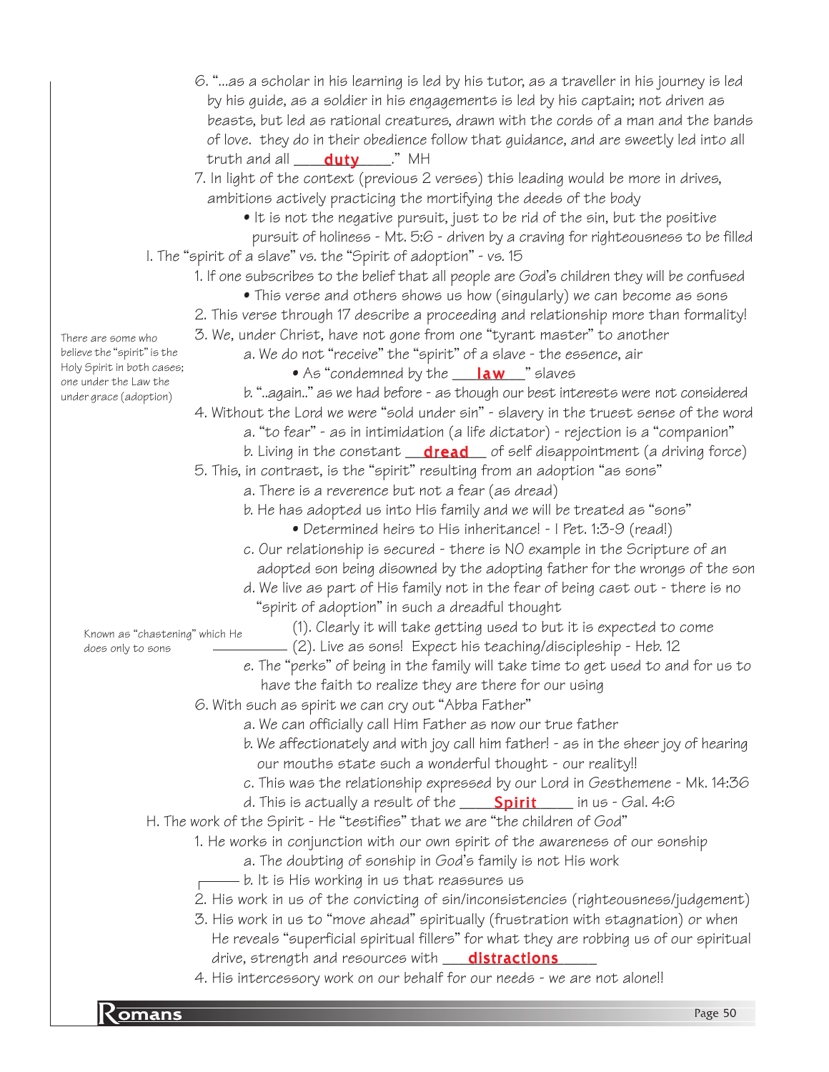6. "...as a scholar in his learning is led by his tutor, as a traveller in his journey is led by his guide, as a soldier in his engagements is led by his captain; not driven as beasts, but led as rational creatures, drawn with the cords of a man and the bands of love. they do in their obedience follow that guidance, and are sweetly led into all truth and all **duty**." MH

7. In light of the context (previous 2 verses) this leading would be more in drives, ambitions actively practicing the mortifying the deeds of the body
   - It is not the negative pursuit, just to be rid of the sin, but the positive pursuit of holiness - Mt. 5:6 - driven by a craving for righteousness to be filled

I. The "spirit of a slave" vs. the "Spirit of adoption" - vs. 15

1. If one subscribes to the belief that all people are God's children they will be confused
   - This verse and others shows us how (singularly) we can become as sons
2. This verse through 17 describe a proceeding and relationship more than formality!
3. We, under Christ, have not gone from one "tyrant master" to another

   *There are some who believe the "spirit" is the Holy Spirit in both cases; one under the Law the under grace (adoption)*

   a. We do not "receive" the "spirit" of a slave - the essence, air
      - As "condemned by the **law**" slaves

   b. "..again.." as we had before - as though our best interests were not considered
4. Without the Lord we were "sold under sin" - slavery in the truest sense of the word
   a. "to fear" - as in intimidation (a life dictator) - rejection is a "companion"
   b. Living in the constant **dread** of self disappointment (a driving force)
5. This, in contrast, is the "spirit" resulting from an adoption "as sons"
   a. There is a reverence but not a fear (as dread)
   b. He has adopted us into His family and we will be treated as "sons"
      - Determined heirs to His inheritance! - I Pet. 1:3-9 (read!)

   c. Our relationship is secured - there is NO example in the Scripture of an adopted son being disowned by the adopting father for the wrongs of the son
   d. We live as part of His family not in the fear of being cast out - there is no "spirit of adoption" in such a dreadful thought
      (1). Clearly it will take getting used to but it is expected to come
      (2). Live as sons! Expect his teaching/discipleship - Heb. 12 — *Known as "chastening" which He does only to sons*

   e. The "perks" of being in the family will take time to get used to and for us to have the faith to realize they are there for our using
6. With such as spirit we can cry out "Abba Father"
   a. We can officially call Him Father as now our true father
   b. We affectionately and with joy call him father! - as in the sheer joy of hearing our mouths state such a wonderful thought - our reality!!
   c. This was the relationship expressed by our Lord in Gesthemene - Mk. 14:36
   d. This is actually a result of the **Spirit** in us - Gal. 4:6

H. The work of the Spirit - He "testifies" that we are "the children of God"

1. He works in conjunction with our own spirit of the awareness of our sonship
   a. The doubting of sonship in God's family is not His work
   b. It is His working in us that reassures us
2. His work in us of the convicting of sin/inconsistencies (righteousness/judgement)
3. His work in us to "move ahead" spiritually (frustration with stagnation) or when He reveals "superficial spiritual fillers" for what they are robbing us of our spiritual drive, strength and resources with **distractions**
4. His intercessory work on our behalf for our needs - we are not alone!!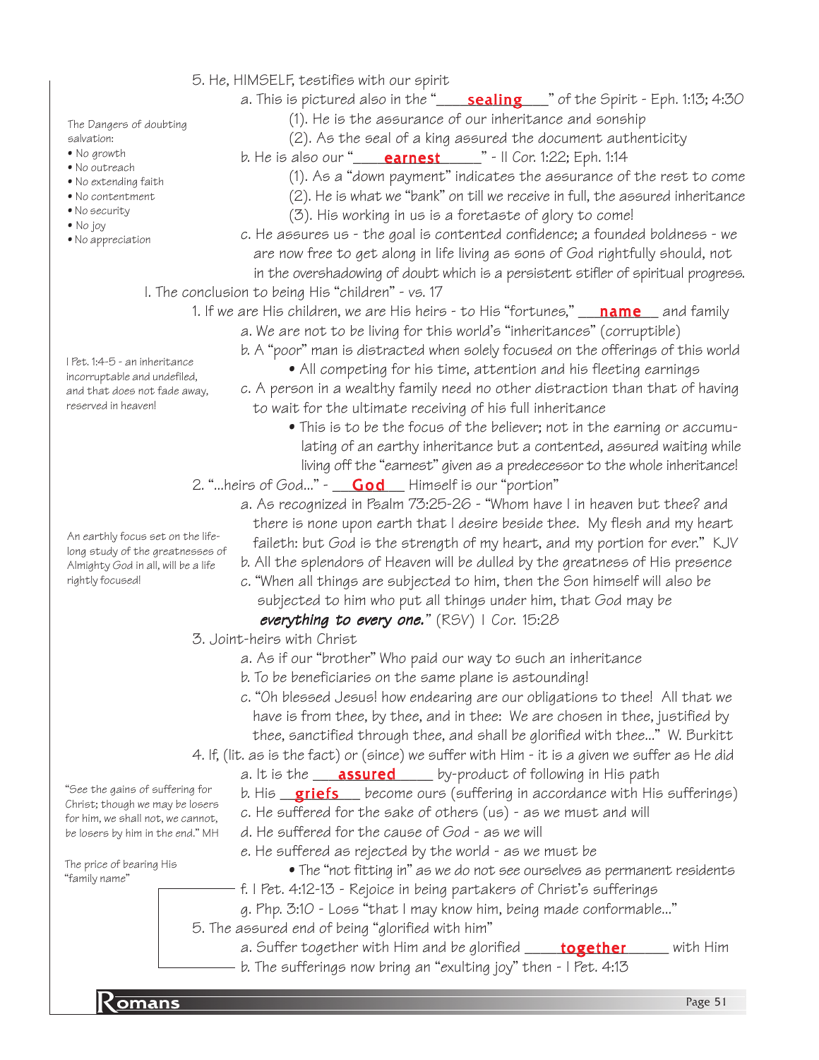5. He, HIMSELF, testifies with our spirit

   a. This is pictured also in the "____**sealing**____" of the Spirit - Eph. 1:13; 4:30
      (1). He is the assurance of our inheritance and sonship
      (2). As the seal of a king assured the document authenticity

   b. He is also our "____**earnest**______" - II Cor. 1:22; Eph. 1:14
      (1). As a "down payment" indicates the assurance of the rest to come
      (2). He is what we "bank" on till we receive in full, the assured inheritance
      (3). His working in us is a foretaste of glory to come!

   c. He assures us - the goal is contented confidence; a founded boldness - we are now free to get along in life living as sons of God rightfully should, not in the overshadowing of doubt which is a persistent stifler of spiritual progress.

The Dangers of doubting salvation:
- No growth
- No outreach
- No extending faith
- No contentment
- No security
- No joy
- No appreciation

I. The conclusion to being His "children" - vs. 17

1. If we are His children, we are His heirs - to His "fortunes," ___**name**___ and family

   a. We are not to be living for this world's "inheritances" (corruptible)

   b. A "poor" man is distracted when solely focused on the offerings of this world
      - All competing for his time, attention and his fleeting earnings

   c. A person in a wealthy family need no other distraction than that of having to wait for the ultimate receiving of his full inheritance
      - This is to be the focus of the believer; not in the earning or accumulating of an earthy inheritance but a contented, assured waiting while living off the "earnest" given as a predecessor to the whole inheritance!

I Pet. 1:4-5 - an inheritance incorruptable and undefiled, and that does not fade away, reserved in heaven!

2. "...heirs of God..." - ___**God**___ Himself is our "portion"

   a. As recognized in Psalm 73:25-26 - "Whom have I in heaven but thee? and there is none upon earth that I desire beside thee. My flesh and my heart faileth: but God is the strength of my heart, and my portion for ever." KJV

   b. All the splendors of Heaven will be dulled by the greatness of His presence

   c. "When all things are subjected to him, then the Son himself will also be subjected to him who put all things under him, that God may be ***everything to every one.***" (RSV) I Cor. 15:28

An earthly focus set on the life-long study of the greatnesses of Almighty God in all, will be a life rightly focused!

3. Joint-heirs with Christ

   a. As if our "brother" Who paid our way to such an inheritance

   b. To be beneficiaries on the same plane is astounding!

   c. "Oh blessed Jesus! how endearing are our obligations to thee! All that we have is from thee, by thee, and in thee: We are chosen in thee, justified by thee, sanctified through thee, and shall be glorified with thee..." W. Burkitt

4. If, (lit. as is the fact) or (since) we suffer with Him - it is a given we suffer as He did

   a. It is the ___**assured**_____ by-product of following in His path

   b. His __**griefs**___ become ours (suffering in accordance with His sufferings)

   c. He suffered for the sake of others (us) - as we must and will

   d. He suffered for the cause of God - as we will

   e. He suffered as rejected by the world - as we must be
      - The "not fitting in" as we do not see ourselves as permanent residents

   f. I Pet. 4:12-13 - Rejoice in being partakers of Christ's sufferings

   g. Php. 3:10 - Loss "that I may know him, being made conformable..."

"See the gains of suffering for Christ; though we may be losers for him, we shall not, we cannot, be losers by him in the end." MH

The price of bearing His "family name"

5. The assured end of being "glorified with him"

   a. Suffer together with Him and be glorified _____**together**______ with Him

   b. The sufferings now bring an "exulting joy" then - I Pet. 4:13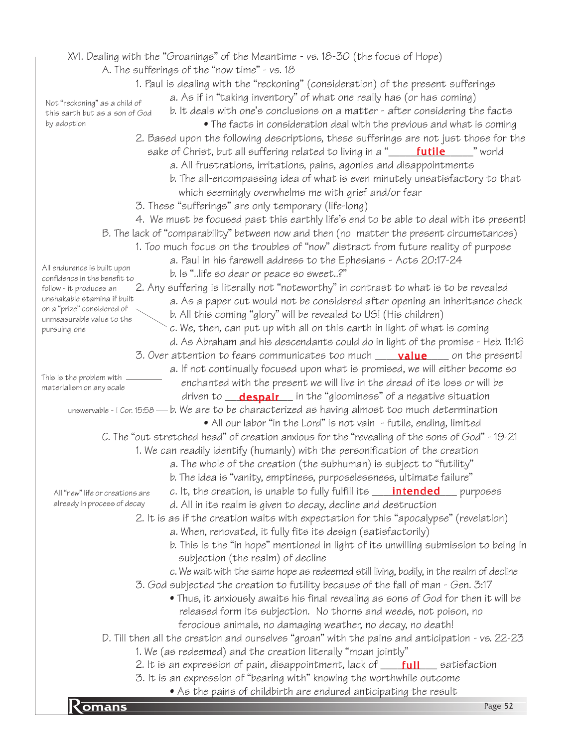XVI. Dealing with the "Groanings" of the Meantime - vs. 18-30 (the focus of Hope)

A. The sufferings of the "now time" - vs. 18

1. Paul is dealing with the "reckoning" (consideration) of the present sufferings
   - a. As if in "taking inventory" of what one really has (or has coming)
   - b. It deals with one's conclusions on a matter - after considering the facts
     - The facts in consideration deal with the previous and what is coming

*Not "reckoning" as a child of this earth but as a son of God by adoption*

2. Based upon the following descriptions, these sufferings are not just those for the sake of Christ, but all suffering related to living in a "**futile**" world
   - a. All frustrations, irritations, pains, agonies and disappointments
   - b. The all-encompassing idea of what is even minutely unsatisfactory to that which seemingly overwhelms me with grief and/or fear
3. These "sufferings" are only temporary (life-long)
4. We must be focused past this earthly life's end to be able to deal with its present!

B. The lack of "comparability" between now and then (no matter the present circumstances)

1. Too much focus on the troubles of "now" distract from future reality of purpose
   - a. Paul in his farewell address to the Ephesians - Acts 20:17-24
   - b. Is "..life so dear or peace so sweet..?"
2. Any suffering is literally not "noteworthy" in contrast to what is to be revealed
   - a. As a paper cut would not be considered after opening an inheritance check
   - b. All this coming "glory" will be revealed to US! (His children)
   - c. We, then, can put up with all on this earth in light of what is coming
   - d. As Abraham and his descendants could do in light of the promise - Heb. 11:16

*All endurence is built upon confidence in the benefit to follow - it produces an unshakable stamina if built on a "prize" considered of unmeasurable value to the pursuing one*

3. Over attention to fears communicates too much **value** on the present!
   - a. If not continually focused upon what is promised, we will either become so enchanted with the present we will live in the dread of its loss or will be driven to **despair** in the "gloominess" of a negative situation
   - b. We are to be characterized as having almost too much determination
     - All our labor "in the Lord" is not vain - futile, ending, limited

*This is the problem with materialism on any scale*

*unswervable - I Cor. 15:58*

C. The "out stretched head" of creation anxious for the "revealing of the sons of God" - 19-21

1. We can readily identify (humanly) with the personification of the creation
   - a. The whole of the creation (the subhuman) is subject to "futility"
   - b. The idea is "vanity, emptiness, purposelessness, ultimate failure"
   - c. It, the creation, is unable to fully fulfill its **intended** purposes
   - d. All in its realm is given to decay, decline and destruction

*All "new" life or creations are already in process of decay*

2. It is as if the creation waits with expectation for this "apocalypse" (revelation)
   - a. When, renovated, it fully fits its design (satisfactorily)
   - b. This is the "in hope" mentioned in light of its unwilling submission to being in subjection (the realm) of decline
   - c. We wait with the same hope as redeemed still living, bodily, in the realm of decline
3. God subjected the creation to futility because of the fall of man - Gen. 3:17
   - Thus, it anxiously awaits his final revealing as sons of God for then it will be released form its subjection. No thorns and weeds, not poison, no ferocious animals, no damaging weather, no decay, no death!

D. Till then all the creation and ourselves "groan" with the pains and anticipation - vs. 22-23

1. We (as redeemed) and the creation literally "moan jointly"
2. It is an expression of pain, disappointment, lack of **full** satisfaction
3. It is an expression of "bearing with" knowing the worthwhile outcome
   - As the pains of childbirth are endured anticipating the result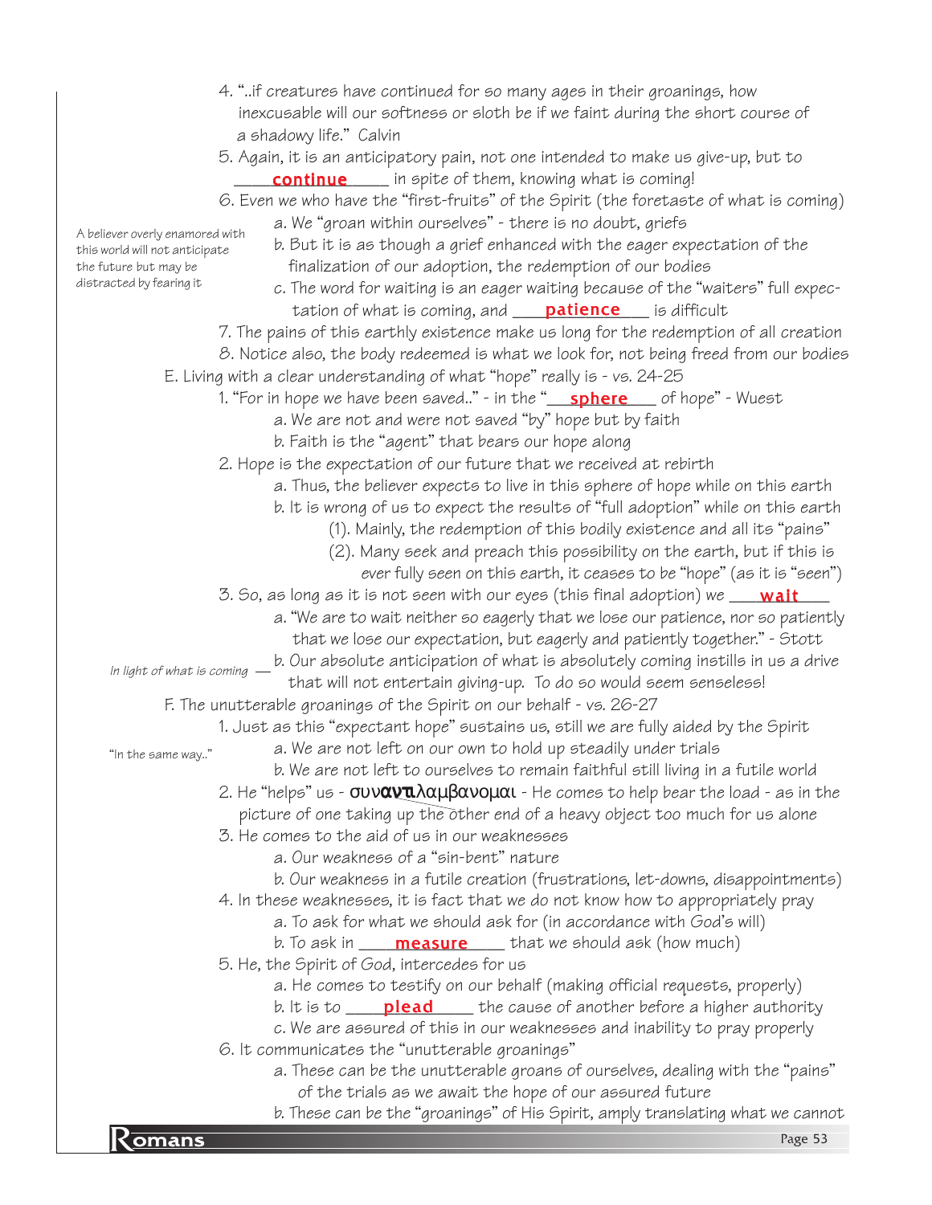4. "..if creatures have continued for so many ages in their groanings, how inexcusable will our softness or sloth be if we faint during the short course of a shadowy life." Calvin
5. Again, it is an anticipatory pain, not one intended to make us give-up, but to ____**continue**_____ in spite of them, knowing what is coming!
6. Even we who have the "first-fruits" of the Spirit (the foretaste of what is coming)
   a. We "groan within ourselves" - there is no doubt, griefs
   b. But it is as though a grief enhanced with the eager expectation of the finalization of our adoption, the redemption of our bodies
   c. The word for waiting is an eager waiting because of the "waiters" full expectation of what is coming, and ___**patience**___ is difficult

*A believer overly enamored with this world will not anticipate the future but may be distracted by fearing it*

7. The pains of this earthly existence make us long for the redemption of all creation
8. Notice also, the body redeemed is what we look for, not being freed from our bodies

E. Living with a clear understanding of what "hope" really is - vs. 24-25
1. "For in hope we have been saved.." - in the "___**sphere**___ of hope" - Wuest
   a. We are not and were not saved "by" hope but by faith
   b. Faith is the "agent" that bears our hope along
2. Hope is the expectation of our future that we received at rebirth
   a. Thus, the believer expects to live in this sphere of hope while on this earth
   b. It is wrong of us to expect the results of "full adoption" while on this earth
      (1). Mainly, the redemption of this bodily existence and all its "pains"
      (2). Many seek and preach this possibility on the earth, but if this is ever fully seen on this earth, it ceases to be "hope" (as it is "seen")
3. So, as long as it is not seen with our eyes (this final adoption) we ___**wait**___
   a. "We are to wait neither so eagerly that we lose our patience, nor so patiently that we lose our expectation, but eagerly and patiently together." - Stott
   b. Our absolute anticipation of what is absolutely coming instills in us a drive that will not entertain giving-up. To do so would seem senseless!

*In light of what is coming —*

F. The unutterable groanings of the Spirit on our behalf - vs. 26-27
1. Just as this "expectant hope" sustains us, still we are fully aided by the Spirit
   a. We are not left on our own to hold up steadily under trials
   b. We are not left to ourselves to remain faithful still living in a futile world

*"In the same way.."*

2. He "helps" us - **συναντιλαμβανομαι** - He comes to help bear the load - as in the picture of one taking up the other end of a heavy object too much for us alone
3. He comes to the aid of us in our weaknesses
   a. Our weakness of a "sin-bent" nature
   b. Our weakness in a futile creation (frustrations, let-downs, disappointments)
4. In these weaknesses, it is fact that we do not know how to appropriately pray
   a. To ask for what we should ask for (in accordance with God's will)
   b. To ask in ____**measure**_____ that we should ask (how much)
5. He, the Spirit of God, intercedes for us
   a. He comes to testify on our behalf (making official requests, properly)
   b. It is to ____**plead**_____ the cause of another before a higher authority
   c. We are assured of this in our weaknesses and inability to pray properly
6. It communicates the "unutterable groanings"
   a. These can be the unutterable groans of ourselves, dealing with the "pains" of the trials as we await the hope of our assured future
   b. These can be the "groanings" of His Spirit, amply translating what we cannot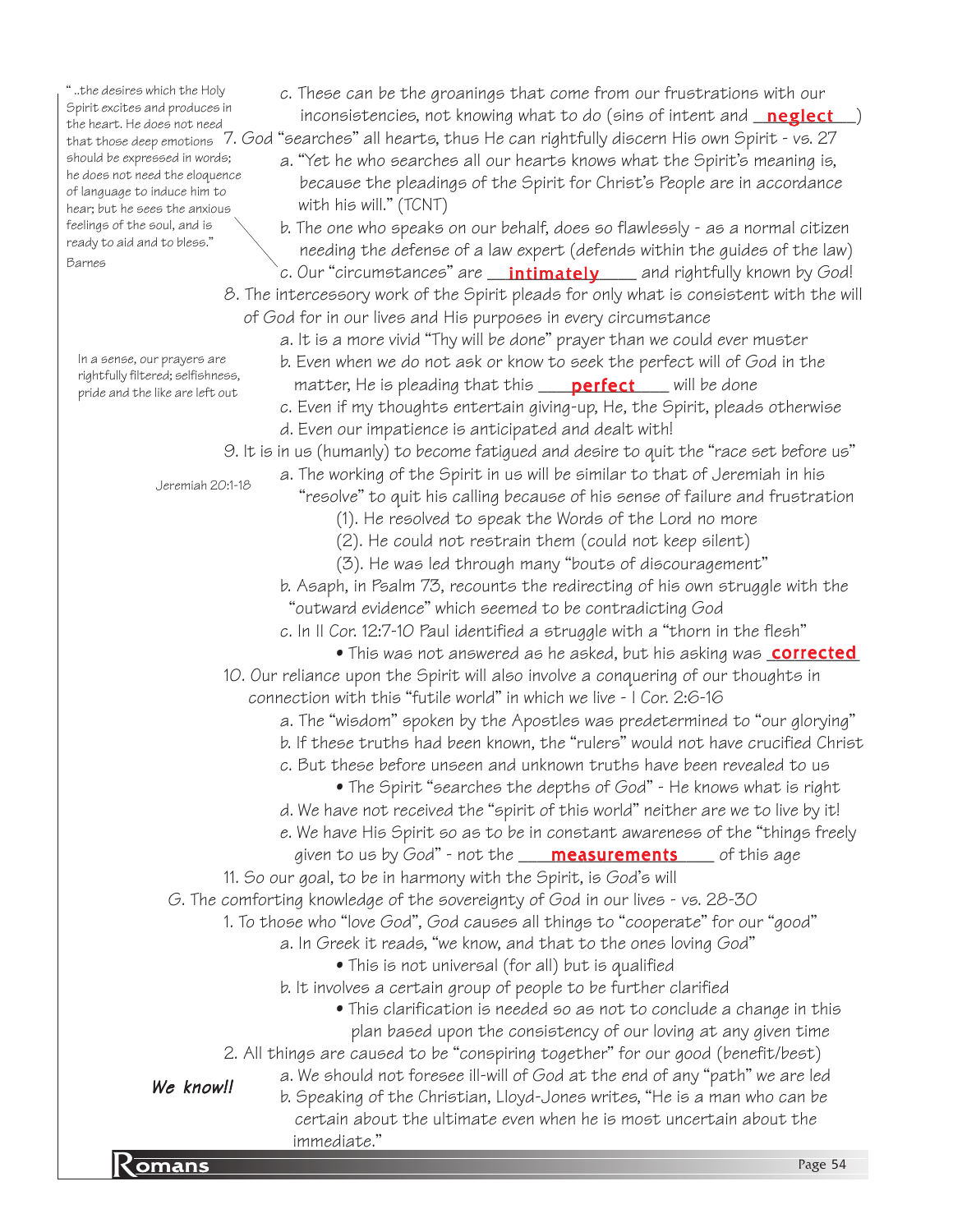c. These can be the groanings that come from our frustrations with our inconsistencies, not knowing what to do (sins of intent and **neglect**)

7. God "searches" all hearts, thus He can rightfully discern His own Spirit - vs. 27
   a. "Yet he who searches all our hearts knows what the Spirit's meaning is, because the pleadings of the Spirit for Christ's People are in accordance with his will." (TCNT)
   b. The one who speaks on our behalf, does so flawlessly - as a normal citizen needing the defense of a law expert (defends within the guides of the law)
   c. Our "circumstances" are **intimately** and rightfully known by God!

> "..the desires which the Holy Spirit excites and produces in the heart. He does not need that those deep emotions should be expressed in words; he does not need the eloquence of language to induce him to hear; but he sees the anxious feelings of the soul, and is ready to aid and to bless." Barnes

8. The intercessory work of the Spirit pleads for only what is consistent with the will of God for in our lives and His purposes in every circumstance
   a. It is a more vivid "Thy will be done" prayer than we could ever muster
   b. Even when we do not ask or know to seek the perfect will of God in the matter, He is pleading that this **perfect** will be done
   c. Even if my thoughts entertain giving-up, He, the Spirit, pleads otherwise
   d. Even our impatience is anticipated and dealt with!

> In a sense, our prayers are rightfully filtered; selfishness, pride and the like are left out

9. It is in us (humanly) to become fatigued and desire to quit the "race set before us"
   a. The working of the Spirit in us will be similar to that of Jeremiah in his "resolve" to quit his calling because of his sense of failure and frustration (Jeremiah 20:1-18)
      (1). He resolved to speak the Words of the Lord no more
      (2). He could not restrain them (could not keep silent)
      (3). He was led through many "bouts of discouragement"
   b. Asaph, in Psalm 73, recounts the redirecting of his own struggle with the "outward evidence" which seemed to be contradicting God
   c. In II Cor. 12:7-10 Paul identified a struggle with a "thorn in the flesh"
      - This was not answered as he asked, but his asking was **corrected**

10. Our reliance upon the Spirit will also involve a conquering of our thoughts in connection with this "futile world" in which we live - I Cor. 2:6-16
    a. The "wisdom" spoken by the Apostles was predetermined to "our glorying"
    b. If these truths had been known, the "rulers" would not have crucified Christ
    c. But these before unseen and unknown truths have been revealed to us
       - The Spirit "searches the depths of God" - He knows what is right
    d. We have not received the "spirit of this world" neither are we to live by it!
    e. We have His Spirit so as to be in constant awareness of the "things freely given to us by God" - not the **measurements** of this age

11. So our goal, to be in harmony with the Spirit, is God's will

G. The comforting knowledge of the sovereignty of God in our lives - vs. 28-30

1. To those who "love God", God causes all things to "cooperate" for our "good"
   a. In Greek it reads, "we know, and that to the ones loving God"
      - This is not universal (for all) but is qualified
   b. It involves a certain group of people to be further clarified
      - This clarification is needed so as not to conclude a change in this plan based upon the consistency of our loving at any given time

2. All things are caused to be "conspiring together" for our good (benefit/best)
   a. We should not foresee ill-will of God at the end of any "path" we are led
   b. Speaking of the Christian, Lloyd-Jones writes, "He is a man who can be certain about the ultimate even when he is most uncertain about the immediate."

> ***We know!!***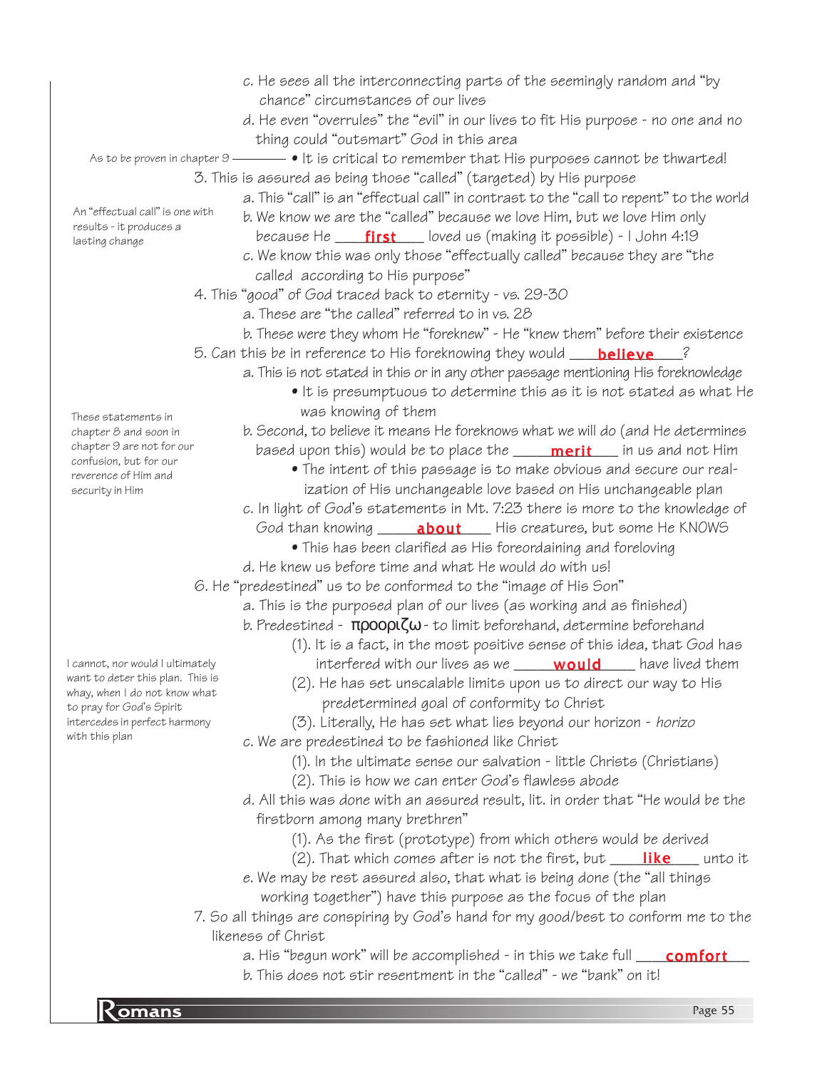c. He sees all the interconnecting parts of the seemingly random and "by chance" circumstances of our lives

d. He even "overrules" the "evil" in our lives to fit His purpose - no one and no thing could "outsmart" God in this area

As to be proven in chapter 9 ——— • It is critical to remember that His purposes cannot be thwarted!

3. This is assured as being those "called" (targeted) by His purpose

An "effectual call" is one with results - it produces a lasting change

a. This "call" is an "effectual call" in contrast to the "call to repent" to the world

b. We know we are the "called" because we love Him, but we love Him only because He ____**first**____ loved us (making it possible) - I John 4:19

c. We know this was only those "effectually called" because they are "the called according to His purpose"

4. This "good" of God traced back to eternity - vs. 29-30

a. These are "the called" referred to in vs. 28

b. These were they whom He "foreknew" - He "knew them" before their existence

5. Can this be in reference to His foreknowing they would ____**believe**____?

a. This is not stated in this or in any other passage mentioning His foreknowledge

- It is presumptuous to determine this as it is not stated as what He was knowing of them

These statements in chapter 8 and soon in chapter 9 are not for our confusion, but for our reverence of Him and security in Him

b. Second, to believe it means He foreknows what we will do (and He determines based upon this) would be to place the ____**merit**____ in us and not Him

- The intent of this passage is to make obvious and secure our realization of His unchangeable love based on His unchangeable plan

c. In light of God's statements in Mt. 7:23 there is more to the knowledge of God than knowing ____**about**____ His creatures, but some He KNOWS

- This has been clarified as His foreordaining and foreloving

d. He knew us before time and what He would do with us!

6. He "predestined" us to be conformed to the "image of His Son"

a. This is the purposed plan of our lives (as working and as finished)

b. Predestined - προοριζω - to limit beforehand, determine beforehand

I cannot, nor would I ultimately want to deter this plan. This is whay, when I do not know what to pray for God's Spirit intercedes in perfect harmony with this plan

(1). It is a fact, in the most positive sense of this idea, that God has interfered with our lives as we ____**would**____ have lived them

(2). He has set unscalable limits upon us to direct our way to His predetermined goal of conformity to Christ

(3). Literally, He has set what lies beyond our horizon - *horizo*

c. We are predestined to be fashioned like Christ

(1). In the ultimate sense our salvation - little Christs (Christians)

(2). This is how we can enter God's flawless abode

d. All this was done with an assured result, lit. in order that "He would be the firstborn among many brethren"

(1). As the first (prototype) from which others would be derived

(2). That which comes after is not the first, but ____**like**____ unto it

e. We may be rest assured also, that what is being done (the "all things working together") have this purpose as the focus of the plan

7. So all things are conspiring by God's hand for my good/best to conform me to the likeness of Christ

a. His "begun work" will be accomplished - in this we take full ____**comfort**____

b. This does not stir resentment in the "called" - we "bank" on it!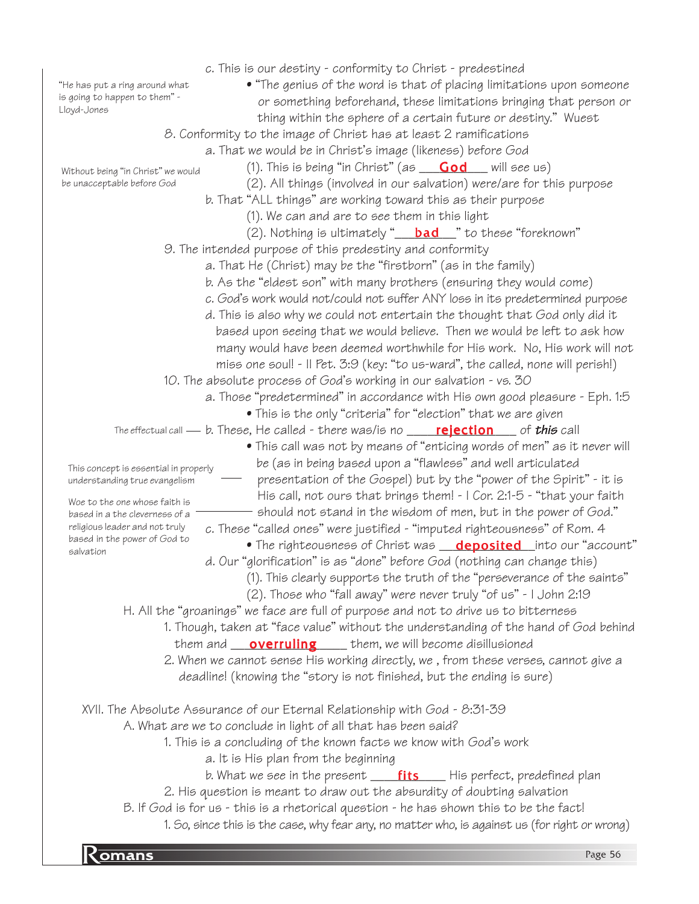c. This is our destiny - conformity to Christ - predestined

> "He has put a ring around what is going to happen to them" - Lloyd-Jones

- "The genius of the word is that of placing limitations upon someone or something beforehand, these limitations bringing that person or thing within the sphere of a certain future or destiny." Wuest

8. Conformity to the image of Christ has at least 2 ramifications
   a. That we would be in Christ's image (likeness) before God

   > Without being "in Christ" we would be unacceptable before God

   (1). This is being "in Christ" (as ___**God**___ will see us)
   (2). All things (involved in our salvation) were/are for this purpose

   b. That "ALL things" are working toward this as their purpose
   (1). We can and are to see them in this light
   (2). Nothing is ultimately "___**bad**___" to these "foreknown"

9. The intended purpose of this predestiny and conformity
   a. That He (Christ) may be the "firstborn" (as in the family)
   b. As the "eldest son" with many brothers (ensuring they would come)
   c. God's work would not/could not suffer ANY loss in its predetermined purpose
   d. This is also why we could not entertain the thought that God only did it based upon seeing that we would believe. Then we would be left to ask how many would have been deemed worthwhile for His work. No, His work will not miss one soul! - II Pet. 3:9 (key: "to us-ward", the called, none will perish!)

10. The absolute process of God's working in our salvation - vs. 30
    a. Those "predetermined" in accordance with His own good pleasure - Eph. 1:5
    - This is the only "criteria" for "election" that we are given

    b. These, He called - there was/is no ___**rejection**___ of ***this*** call — *The effectual call*
    - This call was not by means of "enticing words of men" as it never will be (as in being based upon a "flawless" and well articulated presentation of the Gospel) but by the "power of the Spirit" - it is His call, not ours that brings them! - I Cor. 2:1-5 - "that your faith should not stand in the wisdom of men, but in the power of God."

    > This concept is essential in properly understanding true evangelism
    >
    > Woe to the one whose faith is based in a the cleverness of a religious leader and not truly based in the power of God to salvation

    c. These "called ones" were justified - "imputed righteousness" of Rom. 4
    - The righteousness of Christ was ___**deposited**___ into our "account"

    d. Our "glorification" is as "done" before God (nothing can change this)
    (1). This clearly supports the truth of the "perseverance of the saints"
    (2). Those who "fall away" were never truly "of us" - I John 2:19

H. All the "groanings" we face are full of purpose and not to drive us to bitterness
1. Though, taken at "face value" without the understanding of the hand of God behind them and ___**overruling**___ them, we will become disillusioned
2. When we cannot sense His working directly, we , from these verses, cannot give a deadline! (knowing the "story is not finished, but the ending is sure)

## XVII. The Absolute Assurance of our Eternal Relationship with God - 8:31-39

A. What are we to conclude in light of all that has been said?
1. This is a concluding of the known facts we know with God's work
   a. It is His plan from the beginning
   b. What we see in the present ___**fits**___ His perfect, predefined plan
2. His question is meant to draw out the absurdity of doubting salvation

B. If God is for us - this is a rhetorical question - he has shown this to be the fact!
1. So, since this is the case, why fear any, no matter who, is against us (for right or wrong)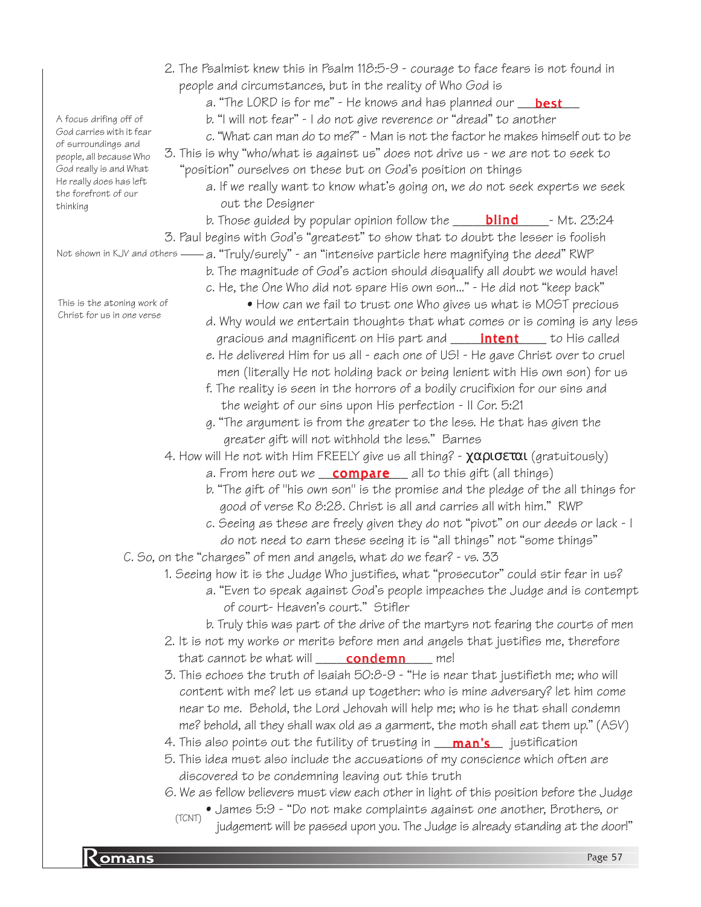2. The Psalmist knew this in Psalm 118:5-9 - courage to face fears is not found in people and circumstances, but in the reality of Who God is
   - a. "The LORD is for me" - He knows and has planned our **best**
   - b. "I will not fear" - I do not give reverence or "dread" to another
   - c. "What can man do to me?" - Man is not the factor he makes himself out to be

*A focus drifing off of God carries with it fear of surroundings and people, all because Who God really is and What He really does has left the forefront of our thinking*

3. This is why "who/what is against us" does not drive us - we are not to seek to "position" ourselves on these but on God's position on things
   - a. If we really want to know what's going on, we do not seek experts we seek out the Designer
   - b. Those guided by popular opinion follow the **blind** - Mt. 23:24

3. Paul begins with God's "greatest" to show that to doubt the lesser is foolish
   - a. "Truly/surely" - an "intensive particle here magnifying the deed" RWP *(Not shown in KJV and others)*
   - b. The magnitude of God's action should disqualify all doubt we would have!
   - c. He, the One Who did not spare His own son..." - He did not "keep back" *(This is the atoning work of Christ for us in one verse)*
     - How can we fail to trust one Who gives us what is MOST precious
   - d. Why would we entertain thoughts that what comes or is coming is any less gracious and magnificent on His part and **intent** to His called
   - e. He delivered Him for us all - each one of US! - He gave Christ over to cruel men (literally He not holding back or being lenient with His own son) for us
   - f. The reality is seen in the horrors of a bodily crucifixion for our sins and the weight of our sins upon His perfection - II Cor. 5:21
   - g. "The argument is from the greater to the less. He that has given the greater gift will not withhold the less." Barnes

4. How will He not with Him FREELY give us all thing? - χαρισεται (gratuitously)
   - a. From here out we **compare** all to this gift (all things)
   - b. "The gift of "his own son" is the promise and the pledge of the all things for good of verse Ro 8:28. Christ is all and carries all with him." RWP
   - c. Seeing as these are freely given they do not "pivot" on our deeds or lack - I do not need to earn these seeing it is "all things" not "some things"

C. So, on the "charges" of men and angels, what do we fear? - vs. 33

1. Seeing how it is the Judge Who justifies, what "prosecutor" could stir fear in us?
   - a. "Even to speak against God's people impeaches the Judge and is contempt of court- Heaven's court." Stifler
   - b. Truly this was part of the drive of the martyrs not fearing the courts of men
2. It is not my works or merits before men and angels that justifies me, therefore that cannot be what will **condemn** me!
3. This echoes the truth of Isaiah 50:8-9 - "He is near that justifieth me; who will content with me? let us stand up together: who is mine adversary? let him come near to me. Behold, the Lord Jehovah will help me; who is he that shall condemn me? behold, all they shall wax old as a garment, the moth shall eat them up." (ASV)
4. This also points out the futility of trusting in **man's** justification
5. This idea must also include the accusations of my conscience which often are discovered to be condemning leaving out this truth
6. We as fellow believers must view each other in light of this position before the Judge
   - James 5:9 - "Do not make complaints against one another, Brothers, or judgement will be passed upon you. The Judge is already standing at the door!" (TCNT)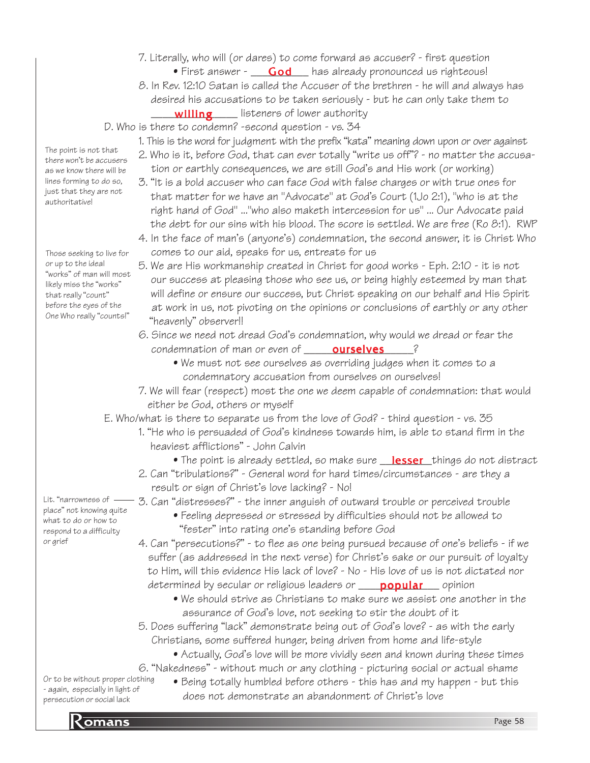7. Literally, who will (or dares) to come forward as accuser? - first question
    - First answer - ___**God**___ has already pronounced us righteous!
8. In Rev. 12:10 Satan is called the Accuser of the brethren - he will and always has desired his accusations to be taken seriously - but he can only take them to ____**willing**_____ listeners of lower authority

D. Who is there to condemn? -second question - vs. 34

1. This is the word for judgment with the prefix "kata" meaning down upon or over against
2. Who is it, before God, that can ever totally "write us off"? - no matter the accusation or earthly consequences, we are still God's and His work (or working)
3. "It is a bold accuser who can face God with false charges or with true ones for that matter for we have an "Advocate" at God's Court (1Jo 2:1), "who is at the right hand of God" ..."who also maketh intercession for us" ... Our Advocate paid the debt for our sins with his blood. The score is settled. We are free (Ro 8:1). RWP
4. In the face of man's (anyone's) condemnation, the second answer, it is Christ Who comes to our aid, speaks for us, entreats for us
5. We are His workmanship created in Christ for good works - Eph. 2:10 - it is not our success at pleasing those who see us, or being highly esteemed by man that will define or ensure our success, but Christ speaking on our behalf and His Spirit at work in us, not pivoting on the opinions or conclusions of earthly or any other "heavenly" observer!!
6. Since we need not dread God's condemnation, why would we dread or fear the condemnation of man or even of _____**ourselves**______?
    - We must not see ourselves as overriding judges when it comes to a condemnatory accusation from ourselves on ourselves!
7. We will fear (respect) most the one we deem capable of condemnation: that would either be God, others or myself

*The point is not that there won't be accusers as we know there will be lines forming to do so, just that they are not authoritative!*

*Those seeking to live for or up to the ideal "works" of man will most likely miss the "works" that really "count" before the eyes of the One Who really "counts!"*

E. Who/what is there to separate us from the love of God? - third question - vs. 35

1. "He who is persuaded of God's kindness towards him, is able to stand firm in the heaviest afflictions" - John Calvin
    - The point is already settled, so make sure __**lesser**__things do not distract
2. Can "tribulations?" - General word for hard times/circumstances - are they a result or sign of Christ's love lacking? - No!
3. Can "distresses?" - the inner anguish of outward trouble or perceived trouble
    - Feeling depressed or stressed by difficulties should not be allowed to "fester" into rating one's standing before God
4. Can "persecutions?" - to flee as one being pursued because of one's beliefs - if we suffer (as addressed in the next verse) for Christ's sake or our pursuit of loyalty to Him, will this evidence His lack of love? - No - His love of us is not dictated nor determined by secular or religious leaders or ___**popular**___ opinion
    - We should strive as Christians to make sure we assist one another in the assurance of God's love, not seeking to stir the doubt of it
5. Does suffering "lack" demonstrate being out of God's love? - as with the early Christians, some suffered hunger, being driven from home and life-style
    - Actually, God's love will be more vividly seen and known during these times
6. "Nakedness" - without much or any clothing - picturing social or actual shame
    - Being totally humbled before others - this has and my happen - but this does not demonstrate an abandonment of Christ's love

*Lit. "narrowness of place" not knowing quite what to do or how to respond to a difficulty or grief*

*Or to be without proper clothing - again, especially in light of persecution or social lack*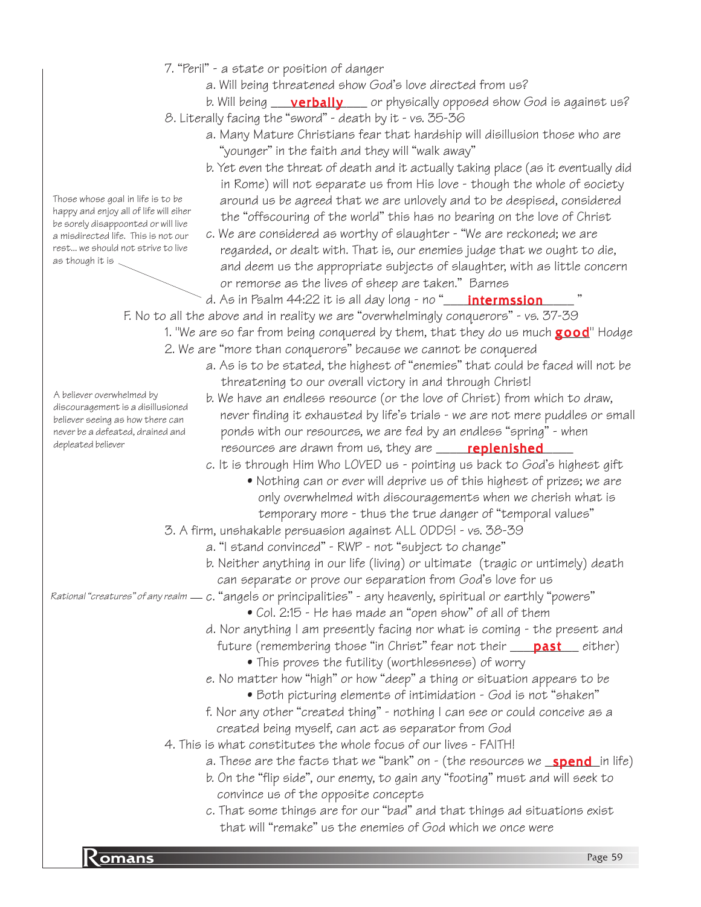7. "Peril" - a state or position of danger

   a. Will being threatened show God's love directed from us?

   b. Will being __**verbally**__ or physically opposed show God is against us?

8. Literally facing the "sword" - death by it - vs. 35-36

   a. Many Mature Christians fear that hardship will disillusion those who are "younger" in the faith and they will "walk away"

   b. Yet even the threat of death and it actually taking place (as it eventually did in Rome) will not separate us from His love - though the whole of society around us be agreed that we are unlovely and to be despised, considered the "offscouring of the world" this has no bearing on the love of Christ

   c. We are considered as worthy of slaughter - "We are reckoned; we are regarded, or dealt with. That is, our enemies judge that we ought to die, and deem us the appropriate subjects of slaughter, with as little concern or remorse as the lives of sheep are taken." Barnes

   d. As in Psalm 44:22 it is all day long - no "__**intermssion**__"

> Those whose goal in life is to be happy and enjoy all of life will eiher be sorely disappoonted or will live a misdirected life. This is not our rest... we should not strive to live as though it is

F. No to all the above and in reality we are "overwhelmingly conquerors" - vs. 37-39

1. "We are so far from being conquered by them, that they do us much **good**" Hodge

2. We are "more than conquerors" because we cannot be conquered

   a. As is to be stated, the highest of "enemies" that could be faced will not be threatening to our overall victory in and through Christ!

   b. We have an endless resource (or the love of Christ) from which to draw, never finding it exhausted by life's trials - we are not mere puddles or small ponds with our resources, we are fed by an endless "spring" - when resources are drawn from us, they are __**replenished**__

   > A believer overwhelmed by discouragement is a disillusioned believer seeing as how there can never be a defeated, drained and depleated believer

   c. It is through Him Who LOVED us - pointing us back to God's highest gift

   - Nothing can or ever will deprive us of this highest of prizes; we are only overwhelmed with discouragements when we cherish what is temporary more - thus the true danger of "temporal values"

3. A firm, unshakable persuasion against ALL ODDS! - vs. 38-39

   a. "I stand convinced" - RWP - not "subject to change"

   b. Neither anything in our life (living) or ultimate (tragic or untimely) death can separate or prove our separation from God's love for us

   c. "angels or principalities" - any heavenly, spiritual or earthly "powers"

   > *Rational "creatures" of any realm*

   - Col. 2:15 - He has made an "open show" of all of them

   d. Nor anything I am presently facing nor what is coming - the present and future (remembering those "in Christ" fear not their __**past**__ either)

   - This proves the futility (worthlessness) of worry

   e. No matter how "high" or how "deep" a thing or situation appears to be

   - Both picturing elements of intimidation - God is not "shaken"

   f. Nor any other "created thing" - nothing I can see or could conceive as a created being myself, can act as separator from God

4. This is what constitutes the whole focus of our lives - FAITH!

   a. These are the facts that we "bank" on - (the resources we __**spend**__ in life)

   b. On the "flip side", our enemy, to gain any "footing" must and will seek to convince us of the opposite concepts

   c. That some things are for our "bad" and that things ad situations exist that will "remake" us the enemies of God which we once were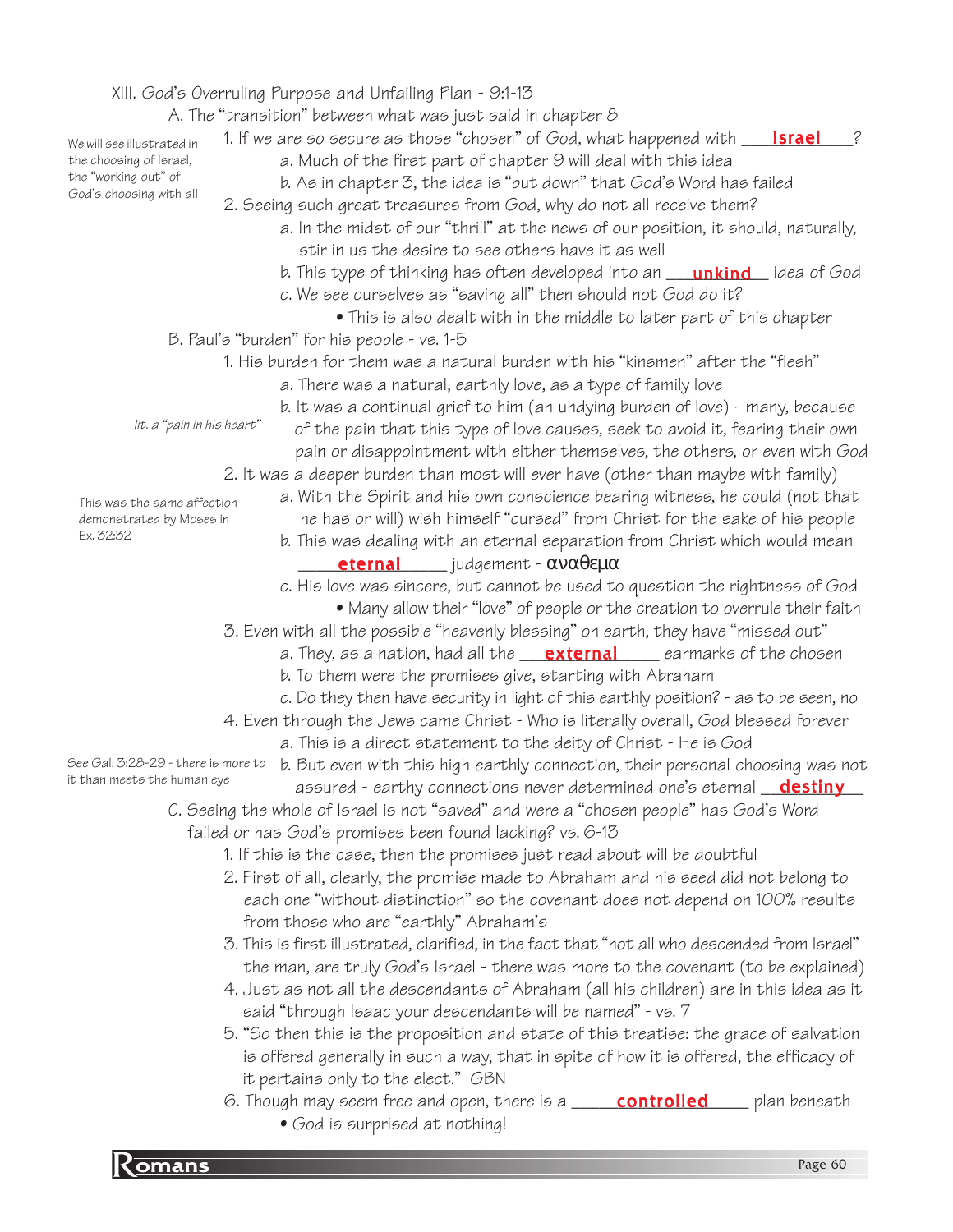XIII. God's Overruling Purpose and Unfailing Plan - 9:1-13

A. The "transition" between what was just said in chapter 8

*We will see illustrated in the choosing of Israel, the "working out" of God's choosing with all*

1. If we are so secure as those "chosen" of God, what happened with ___**Israel**___?
    - a. Much of the first part of chapter 9 will deal with this idea
    - b. As in chapter 3, the idea is "put down" that God's Word has failed
2. Seeing such great treasures from God, why do not all receive them?
    - a. In the midst of our "thrill" at the news of our position, it should, naturally, stir in us the desire to see others have it as well
    - b. This type of thinking has often developed into an ___**unkind**___ idea of God
    - c. We see ourselves as "saving all" then should not God do it?
        - This is also dealt with in the middle to later part of this chapter

B. Paul's "burden" for his people - vs. 1-5

1. His burden for them was a natural burden with his "kinsmen" after the "flesh"
    - a. There was a natural, earthly love, as a type of family love
    - b. It was a continual grief to him (an undying burden of love) - many, because of the pain that this type of love causes, seek to avoid it, fearing their own pain or disappointment with either themselves, the others, or even with God

*lit. a "pain in his heart"*

2. It was a deeper burden than most will ever have (other than maybe with family)
    - a. With the Spirit and his own conscience bearing witness, he could (not that he has or will) wish himself "cursed" from Christ for the sake of his people
    - b. This was dealing with an eternal separation from Christ which would mean ___**eternal**___ judgement - ἀναθεμα
    - c. His love was sincere, but cannot be used to question the rightness of God
        - Many allow their "love" of people or the creation to overrule their faith

*This was the same affection demonstrated by Moses in Ex. 32:32*

3. Even with all the possible "heavenly blessing" on earth, they have "missed out"
    - a. They, as a nation, had all the ___**external**___ earmarks of the chosen
    - b. To them were the promises give, starting with Abraham
    - c. Do they then have security in light of this earthly position? - as to be seen, no
4. Even through the Jews came Christ - Who is literally overall, God blessed forever
    - a. This is a direct statement to the deity of Christ - He is God
    - b. But even with this high earthly connection, their personal choosing was not assured - earthy connections never determined one's eternal ___**destiny**___

*See Gal. 3:28-29 - there is more to it than meets the human eye*

C. Seeing the whole of Israel is not "saved" and were a "chosen people" has God's Word failed or has God's promises been found lacking? vs. 6-13

1. If this is the case, then the promises just read about will be doubtful
2. First of all, clearly, the promise made to Abraham and his seed did not belong to each one "without distinction" so the covenant does not depend on 100% results from those who are "earthly" Abraham's
3. This is first illustrated, clarified, in the fact that "not all who descended from Israel" the man, are truly God's Israel - there was more to the covenant (to be explained)
4. Just as not all the descendants of Abraham (all his children) are in this idea as it said "through Isaac your descendants will be named" - vs. 7
5. "So then this is the proposition and state of this treatise: the grace of salvation is offered generally in such a way, that in spite of how it is offered, the efficacy of it pertains only to the elect." GBN
6. Though may seem free and open, there is a ___**controlled**___ plan beneath
    - God is surprised at nothing!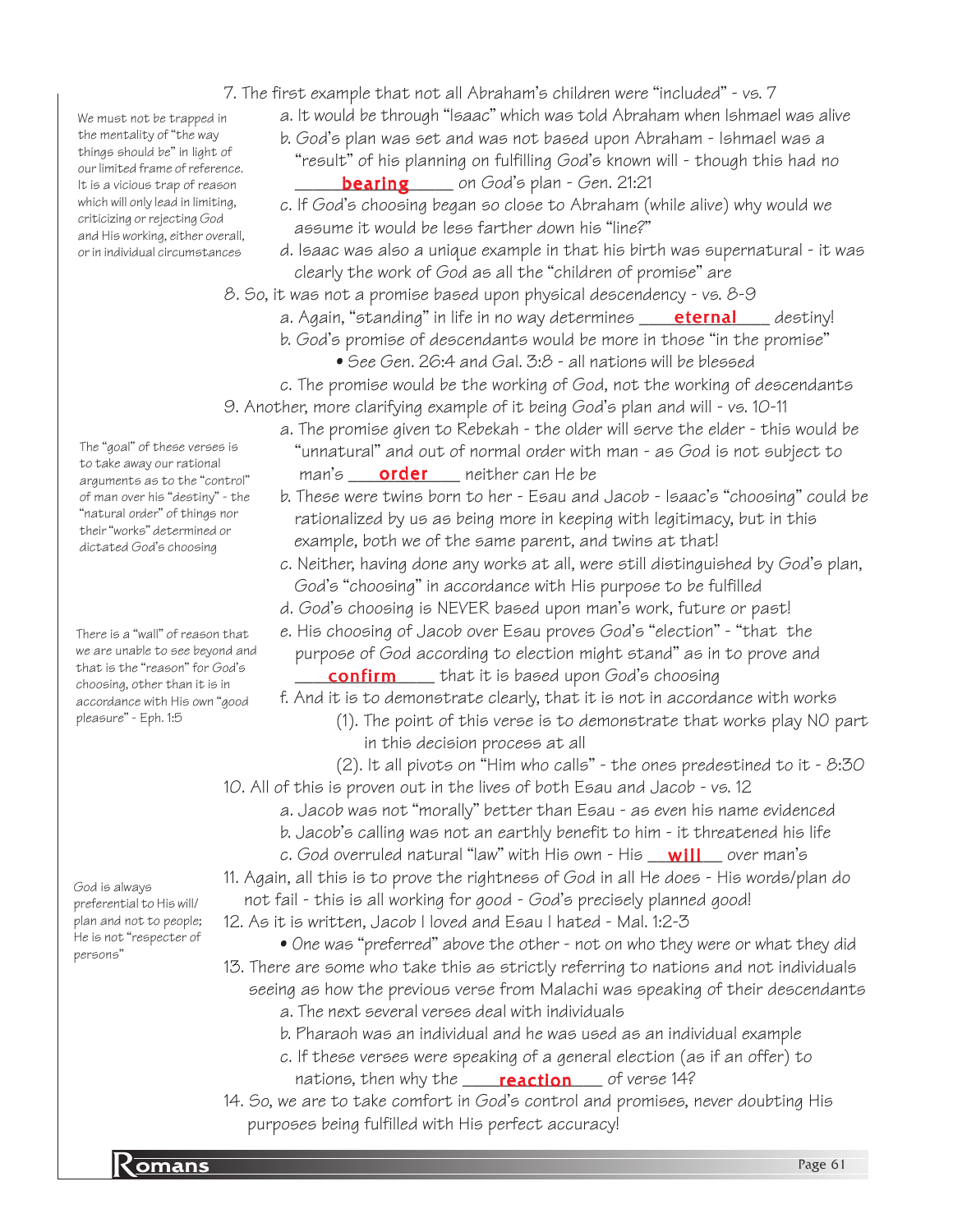7. The first example that not all Abraham's children were "included" - vs. 7
   a. It would be through "Isaac" which was told Abraham when Ishmael was alive
   b. God's plan was set and was not based upon Abraham - Ishmael was a "result" of his planning on fulfilling God's known will - though this had no ____**bearing**____ on God's plan - Gen. 21:21
   c. If God's choosing began so close to Abraham (while alive) why would we assume it would be less farther down his "line?"
   d. Isaac was also a unique example in that his birth was supernatural - it was clearly the work of God as all the "children of promise" are

> We must not be trapped in the mentality of "the way things should be" in light of our limited frame of reference. It is a vicious trap of reason which will only lead in limiting, criticizing or rejecting God and His working, either overall, or in individual circumstances

8. So, it was not a promise based upon physical descendency - vs. 8-9
   a. Again, "standing" in life in no way determines ____**eternal**____ destiny!
   b. God's promise of descendants would be more in those "in the promise"
      - See Gen. 26:4 and Gal. 3:8 - all nations will be blessed
   c. The promise would be the working of God, not the working of descendants
9. Another, more clarifying example of it being God's plan and will - vs. 10-11
   a. The promise given to Rebekah - the older will serve the elder - this would be "unnatural" and out of normal order with man - as God is not subject to man's ____**order**____ neither can He be
   b. These were twins born to her - Esau and Jacob - Isaac's "choosing" could be rationalized by us as being more in keeping with legitimacy, but in this example, both we of the same parent, and twins at that!
   c. Neither, having done any works at all, were still distinguished by God's plan, God's "choosing" in accordance with His purpose to be fulfilled
   d. God's choosing is NEVER based upon man's work, future or past!
   e. His choosing of Jacob over Esau proves God's "election" - "that the purpose of God according to election might stand" as in to prove and ____**confirm**____ that it is based upon God's choosing
   f. And it is to demonstrate clearly, that it is not in accordance with works
      (1). The point of this verse is to demonstrate that works play NO part in this decision process at all
      (2). It all pivots on "Him who calls" - the ones predestined to it - 8:30

> The "goal" of these verses is to take away our rational arguments as to the "control" of man over his "destiny" - the "natural order" of things nor their "works" determined or dictated God's choosing

> There is a "wall" of reason that we are unable to see beyond and that is the "reason" for God's choosing, other than it is in accordance with His own "good pleasure" - Eph. 1:5

10. All of this is proven out in the lives of both Esau and Jacob - vs. 12
    a. Jacob was not "morally" better than Esau - as even his name evidenced
    b. Jacob's calling was not an earthly benefit to him - it threatened his life
    c. God overruled natural "law" with His own - His ____**will**____ over man's
11. Again, all this is to prove the rightness of God in all He does - His words/plan do not fail - this is all working for good - God's precisely planned good!
12. As it is written, Jacob I loved and Esau I hated - Mal. 1:2-3
    - One was "preferred" above the other - not on who they were or what they did

> God is always preferential to His will/plan and not to people; He is not "respecter of persons"

13. There are some who take this as strictly referring to nations and not individuals seeing as how the previous verse from Malachi was speaking of their descendants
    a. The next several verses deal with individuals
    b. Pharaoh was an individual and he was used as an individual example
    c. If these verses were speaking of a general election (as if an offer) to nations, then why the ____**reaction**____ of verse 14?
14. So, we are to take comfort in God's control and promises, never doubting His purposes being fulfilled with His perfect accuracy!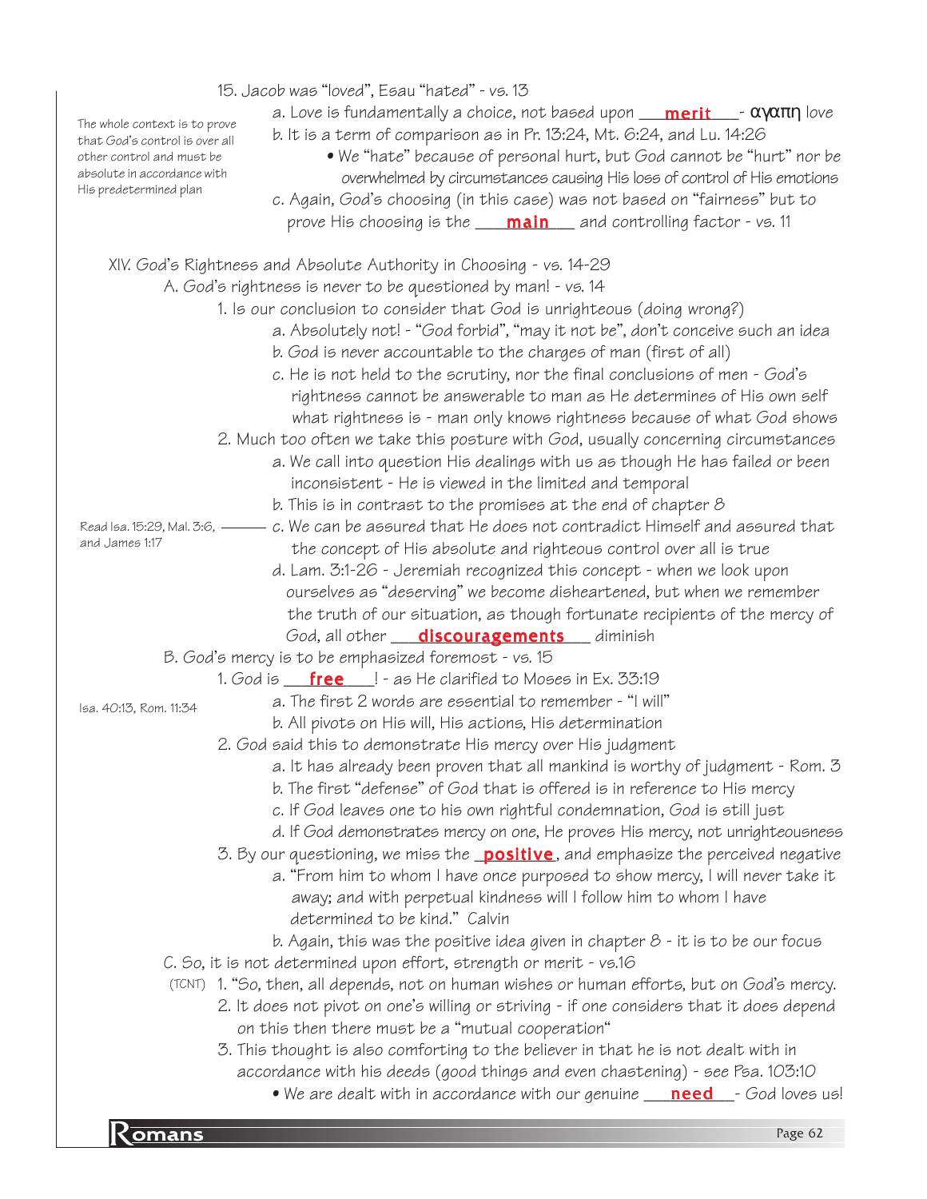15. Jacob was "loved", Esau "hated" - vs. 13

a. Love is fundamentally a choice, not based upon ___**merit**___- αγαπη love

b. It is a term of comparison as in Pr. 13:24, Mt. 6:24, and Lu. 14:26

- We "hate" because of personal hurt, but God cannot be "hurt" nor be overwhelmed by circumstances causing His loss of control of His emotions

c. Again, God's choosing (in this case) was not based on "fairness" but to prove His choosing is the ___**main**___ and controlling factor - vs. 11

*The whole context is to prove that God's control is over all other control and must be absolute in accordance with His predetermined plan*

XIV. God's Rightness and Absolute Authority in Choosing - vs. 14-29

A. God's rightness is never to be questioned by man! - vs. 14

1. Is our conclusion to consider that God is unrighteous (doing wrong?)

a. Absolutely not! - "God forbid", "may it not be", don't conceive such an idea

b. God is never accountable to the charges of man (first of all)

c. He is not held to the scrutiny, nor the final conclusions of men - God's rightness cannot be answerable to man as He determines of His own self what rightness is - man only knows rightness because of what God shows

2. Much too often we take this posture with God, usually concerning circumstances

a. We call into question His dealings with us as though He has failed or been inconsistent - He is viewed in the limited and temporal

b. This is in contrast to the promises at the end of chapter 8

c. We can be assured that He does not contradict Himself and assured that the concept of His absolute and righteous control over all is true (Read Isa. 15:29, Mal. 3:6, and James 1:17)

d. Lam. 3:1-26 - Jeremiah recognized this concept - when we look upon ourselves as "deserving" we become disheartened, but when we remember the truth of our situation, as though fortunate recipients of the mercy of God, all other ___**discouragements**___ diminish

B. God's mercy is to be emphasized foremost - vs. 15

1. God is ___**free**___! - as He clarified to Moses in Ex. 33:19

a. The first 2 words are essential to remember - "I will" (Isa. 40:13, Rom. 11:34)

b. All pivots on His will, His actions, His determination

2. God said this to demonstrate His mercy over His judgment

a. It has already been proven that all mankind is worthy of judgment - Rom. 3

b. The first "defense" of God that is offered is in reference to His mercy

c. If God leaves one to his own rightful condemnation, God is still just

d. If God demonstrates mercy on one, He proves His mercy, not unrighteousness

3. By our questioning, we miss the _**positive**_, and emphasize the perceived negative

a. "From him to whom I have once purposed to show mercy, I will never take it away; and with perpetual kindness will I follow him to whom I have determined to be kind." Calvin

b. Again, this was the positive idea given in chapter 8 - it is to be our focus

C. So, it is not determined upon effort, strength or merit - vs.16

1. (TCNT) "So, then, all depends, not on human wishes or human efforts, but on God's mercy.

2. It does not pivot on one's willing or striving - if one considers that it does depend on this then there must be a "mutual cooperation"

3. This thought is also comforting to the believer in that he is not dealt with in accordance with his deeds (good things and even chastening) - see Psa. 103:10

- We are dealt with in accordance with our genuine ___**need**___- God loves us!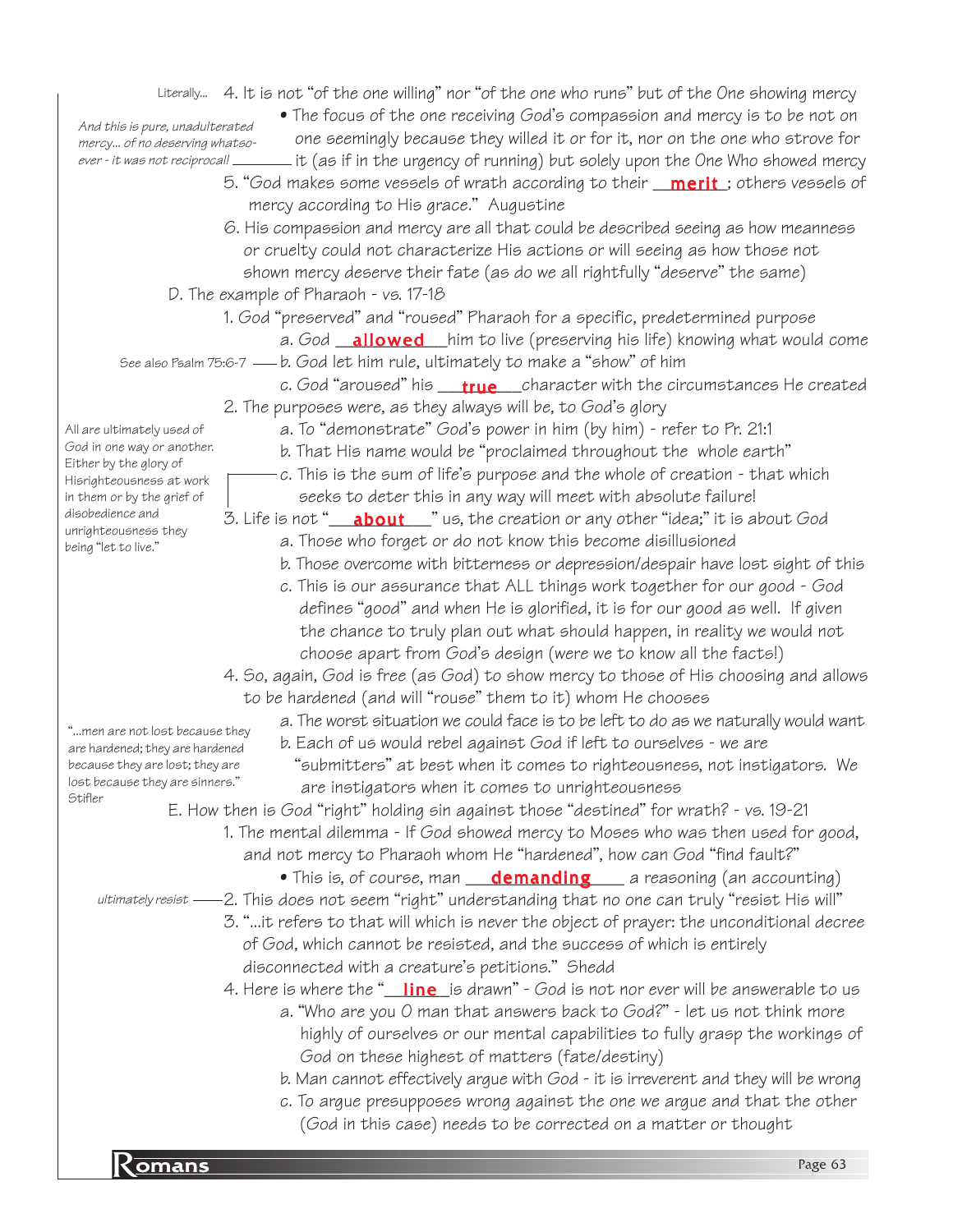Literally... 4. It is not "of the one willing" nor "of the one who runs" but of the One showing mercy

- The focus of the one receiving God's compassion and mercy is to be not on one seemingly because they willed it or for it, nor on the one who strove for it (as if in the urgency of running) but solely upon the One Who showed mercy

*And this is pure, unadulterated mercy... of no deserving whatsoever - it was not reciprocal!*

5. "God makes some vessels of wrath according to their **merit**; others vessels of mercy according to His grace." Augustine

6. His compassion and mercy are all that could be described seeing as how meanness or cruelty could not characterize His actions or will seeing as how those not shown mercy deserve their fate (as do we all rightfully "deserve" the same)

D. The example of Pharaoh - vs. 17-18

1. God "preserved" and "roused" Pharaoh for a specific, predetermined purpose
   a. God **allowed** him to live (preserving his life) knowing what would come
   b. God let him rule, ultimately to make a "show" of him (See also Psalm 75:6-7)
   c. God "aroused" his **true** character with the circumstances He created

2. The purposes were, as they always will be, to God's glory
   a. To "demonstrate" God's power in him (by him) - refer to Pr. 21:1
   b. That His name would be "proclaimed throughout the whole earth"
   c. This is the sum of life's purpose and the whole of creation - that which seeks to deter this in any way will meet with absolute failure!

All are ultimately used of God in one way or another. Either by the glory of Hisrighteousness at work in them or by the grief of disobedience and unrighteousness they being "let to live."

3. Life is not "**about**" us, the creation or any other "idea;" it is about God
   a. Those who forget or do not know this become disillusioned
   b. Those overcome with bitterness or depression/despair have lost sight of this
   c. This is our assurance that ALL things work together for our good - God defines "good" and when He is glorified, it is for our good as well. If given the chance to truly plan out what should happen, in reality we would not choose apart from God's design (were we to know all the facts!)

4. So, again, God is free (as God) to show mercy to those of His choosing and allows to be hardened (and will "rouse" them to it) whom He chooses
   a. The worst situation we could face is to be left to do as we naturally would want
   b. Each of us would rebel against God if left to ourselves - we are "submitters" at best when it comes to righteousness, not instigators. We are instigators when it comes to unrighteousness

"...men are not lost because they are hardened; they are hardened because they are lost; they are lost because they are sinners." Stifler

E. How then is God "right" holding sin against those "destined" for wrath? - vs. 19-21

1. The mental dilemma - If God showed mercy to Moses who was then used for good, and not mercy to Pharaoh whom He "hardened", how can God "find fault?"
   - This is, of course, man **demanding** a reasoning (an accounting)

2. This does not seem "right" understanding that no one can truly "resist His will" (*ultimately resist*)

3. "...it refers to that will which is never the object of prayer: the unconditional decree of God, which cannot be resisted, and the success of which is entirely disconnected with a creature's petitions." Shedd

4. Here is where the "**line** is drawn" - God is not nor ever will be answerable to us
   a. "Who are you O man that answers back to God?" - let us not think more highly of ourselves or our mental capabilities to fully grasp the workings of God on these highest of matters (fate/destiny)
   b. Man cannot effectively argue with God - it is irreverent and they will be wrong
   c. To argue presupposes wrong against the one we argue and that the other (God in this case) needs to be corrected on a matter or thought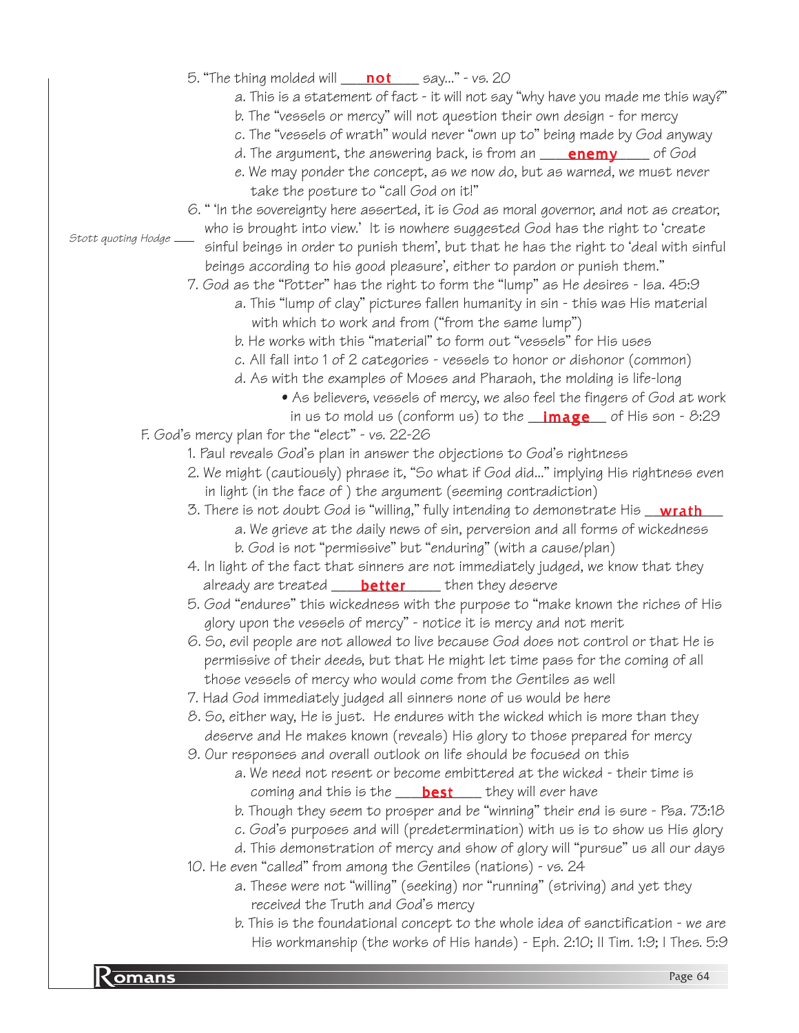5. "The thing molded will \_\_\_**not**\_\_\_\_ say..." - vs. 20
    - a. This is a statement of fact - it will not say "why have you made me this way?"
    - b. The "vessels or mercy" will not question their own design - for mercy
    - c. The "vessels of wrath" would never "own up to" being made by God anyway
    - d. The argument, the answering back, is from an \_\_\_\_**enemy**\_\_\_\_ of God
    - e. We may ponder the concept, as we now do, but as warned, we must never take the posture to "call God on it!"

6. " 'In the sovereignty here asserted, it is God as moral governor, and not as creator, who is brought into view.' It is nowhere suggested God has the right to 'create sinful beings in order to punish them', but that he has the right to 'deal with sinful beings according to his good pleasure', either to pardon or punish them." *(Stott quoting Hodge)*

7. God as the "Potter" has the right to form the "lump" as He desires - Isa. 45:9
    - a. This "lump of clay" pictures fallen humanity in sin - this was His material with which to work and from ("from the same lump")
    - b. He works with this "material" to form out "vessels" for His uses
    - c. All fall into 1 of 2 categories - vessels to honor or dishonor (common)
    - d. As with the examples of Moses and Pharaoh, the molding is life-long
        - As believers, vessels of mercy, we also feel the fingers of God at work in us to mold us (conform us) to the \_\_**image**\_\_ of His son - 8:29

F. God's mercy plan for the "elect" - vs. 22-26

1. Paul reveals God's plan in answer the objections to God's rightness
2. We might (cautiously) phrase it, "So what if God did..." implying His rightness even in light (in the face of ) the argument (seeming contradiction)
3. There is not doubt God is "willing," fully intending to demonstrate His \_\_**wrath**\_\_\_
    - a. We grieve at the daily news of sin, perversion and all forms of wickedness
    - b. God is not "permissive" but "enduring" (with a cause/plan)
4. In light of the fact that sinners are not immediately judged, we know that they already are treated \_\_\_\_**better**\_\_\_\_\_ then they deserve
5. God "endures" this wickedness with the purpose to "make known the riches of His glory upon the vessels of mercy" - notice it is mercy and not merit
6. So, evil people are not allowed to live because God does not control or that He is permissive of their deeds, but that He might let time pass for the coming of all those vessels of mercy who would come from the Gentiles as well
7. Had God immediately judged all sinners none of us would be here
8. So, either way, He is just. He endures with the wicked which is more than they deserve and He makes known (reveals) His glory to those prepared for mercy
9. Our responses and overall outlook on life should be focused on this
    - a. We need not resent or become embittered at the wicked - their time is coming and this is the \_\_\_\_**best**\_\_\_\_ they will ever have
    - b. Though they seem to prosper and be "winning" their end is sure - Psa. 73:18
    - c. God's purposes and will (predetermination) with us is to show us His glory
    - d. This demonstration of mercy and show of glory will "pursue" us all our days
10. He even "called" from among the Gentiles (nations) - vs. 24
    - a. These were not "willing" (seeking) nor "running" (striving) and yet they received the Truth and God's mercy
    - b. This is the foundational concept to the whole idea of sanctification - we are His workmanship (the works of His hands) - Eph. 2:10; II Tim. 1:9; I Thes. 5:9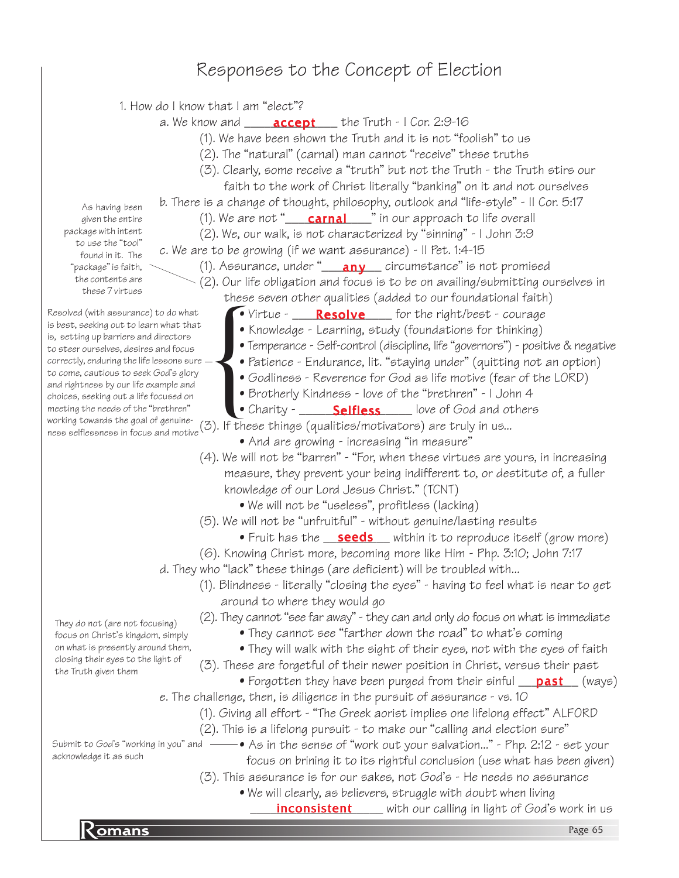# Responses to the Concept of Election

1. How do I know that I am "elect"?

   a. We know and ____**accept**____ the Truth - I Cor. 2:9-16

   (1). We have been shown the Truth and it is not "foolish" to us

   (2). The "natural" (carnal) man cannot "receive" these truths

   (3). Clearly, some receive a "truth" but not the Truth - the Truth stirs our faith to the work of Christ literally "banking" on it and not ourselves

   b. There is a change of thought, philosophy, outlook and "life-style" - II Cor. 5:17

   (1). We are not "____**carnal**____" in our approach to life overall

   (2). We, our walk, is not characterized by "sinning" - I John 3:9

   c. We are to be growing (if we want assurance) - II Pet. 1:4-15

   (1). Assurance, under "____**any**____ circumstance" is not promised

   (2). Our life obligation and focus is to be on availing/submitting ourselves in these seven other qualities (added to our foundational faith)

   *As having been given the entire package with intent to use the "tool" found in it. The "package" is faith, the contents are these 7 virtues*

   - Virtue - ____**Resolve**____ for the right/best - courage
   - Knowledge - Learning, study (foundations for thinking)
   - Temperance - Self-control (discipline, life "governors") - positive & negative
   - Patience - Endurance, lit. "staying under" (quitting not an option)
   - Godliness - Reverence for God as life motive (fear of the LORD)
   - Brotherly Kindness - love of the "brethren" - I John 4
   - Charity - ____**Selfless**____ love of God and others

   *Resolved (with assurance) to do what is best, seeking out to learn what that is, setting up barriers and directors to steer ourselves, desires and focus correctly, enduring the life lessons sure to come, cautious to seek God's glory and rightness by our life example and choices, seeking out a life focused on meeting the needs of the "brethren" working towards the goal of genuineness selflessness in focus and motive*

   (3). If these things (qualities/motivators) are truly in us...
   - And are growing - increasing "in measure"

   (4). We will not be "barren" - "For, when these virtues are yours, in increasing measure, they prevent your being indifferent to, or destitute of, a fuller knowledge of our Lord Jesus Christ." (TCNT)
   - We will not be "useless", profitless (lacking)

   (5). We will not be "unfruitful" - without genuine/lasting results
   - Fruit has the ____**seeds**____ within it to reproduce itself (grow more)

   (6). Knowing Christ more, becoming more like Him - Php. 3:10; John 7:17

   d. They who "lack" these things (are deficient) will be troubled with...

   (1). Blindness - literally "closing the eyes" - having to feel what is near to get around to where they would go

   (2). They cannot "see far away" - they can and only do focus on what is immediate
   - They cannot see "farther down the road" to what's coming
   - They will walk with the sight of their eyes, not with the eyes of faith

   *They do not (are not focusing) focus on Christ's kingdom, simply on what is presently around them, closing their eyes to the light of the Truth given them*

   (3). These are forgetful of their newer position in Christ, versus their past
   - Forgotten they have been purged from their sinful ____**past**____ (ways)

   e. The challenge, then, is diligence in the pursuit of assurance - vs. 10

   (1). Giving all effort - "The Greek aorist implies one lifelong effect" ALFORD

   (2). This is a lifelong pursuit - to make our "calling and election sure"
   - As in the sense of "work out your salvation..." - Php. 2:12 - set your focus on brining it to its rightful conclusion (use what has been given)

   *Submit to God's "working in you" and acknowledge it as such*

   (3). This assurance is for our sakes, not God's - He needs no assurance
   - We will clearly, as believers, struggle with doubt when living ____**inconsistent**____ with our calling in light of God's work in us